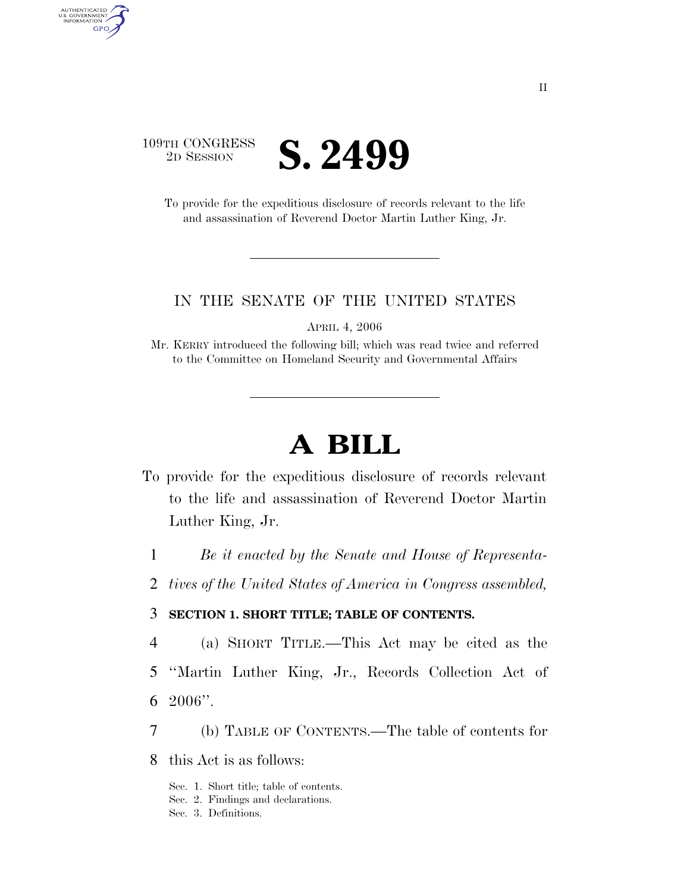109TH CONGRESS
2D SESSION

# S. 2499

To provide for the expeditious disclosure of records relevant to the life and assassination of Reverend Doctor Martin Luther King, Jr.

IN THE SENATE OF THE UNITED STATES

APRIL 4, 2006

Mr. KERRY introduced the following bill; which was read twice and referred to the Committee on Homeland Security and Governmental Affairs

# A BILL

To provide for the expeditious disclosure of records relevant to the life and assassination of Reverend Doctor Martin Luther King, Jr.

1 *Be it enacted by the Senate and House of Representa-*
2 *tives of the United States of America in Congress assembled,*

3 **SECTION 1. SHORT TITLE; TABLE OF CONTENTS.**

4 (a) SHORT TITLE.—This Act may be cited as the
5 ''Martin Luther King, Jr., Records Collection Act of
6 2006''.

7 (b) TABLE OF CONTENTS.—The table of contents for
8 this Act is as follows:

Sec. 1. Short title; table of contents.
Sec. 2. Findings and declarations.
Sec. 3. Definitions.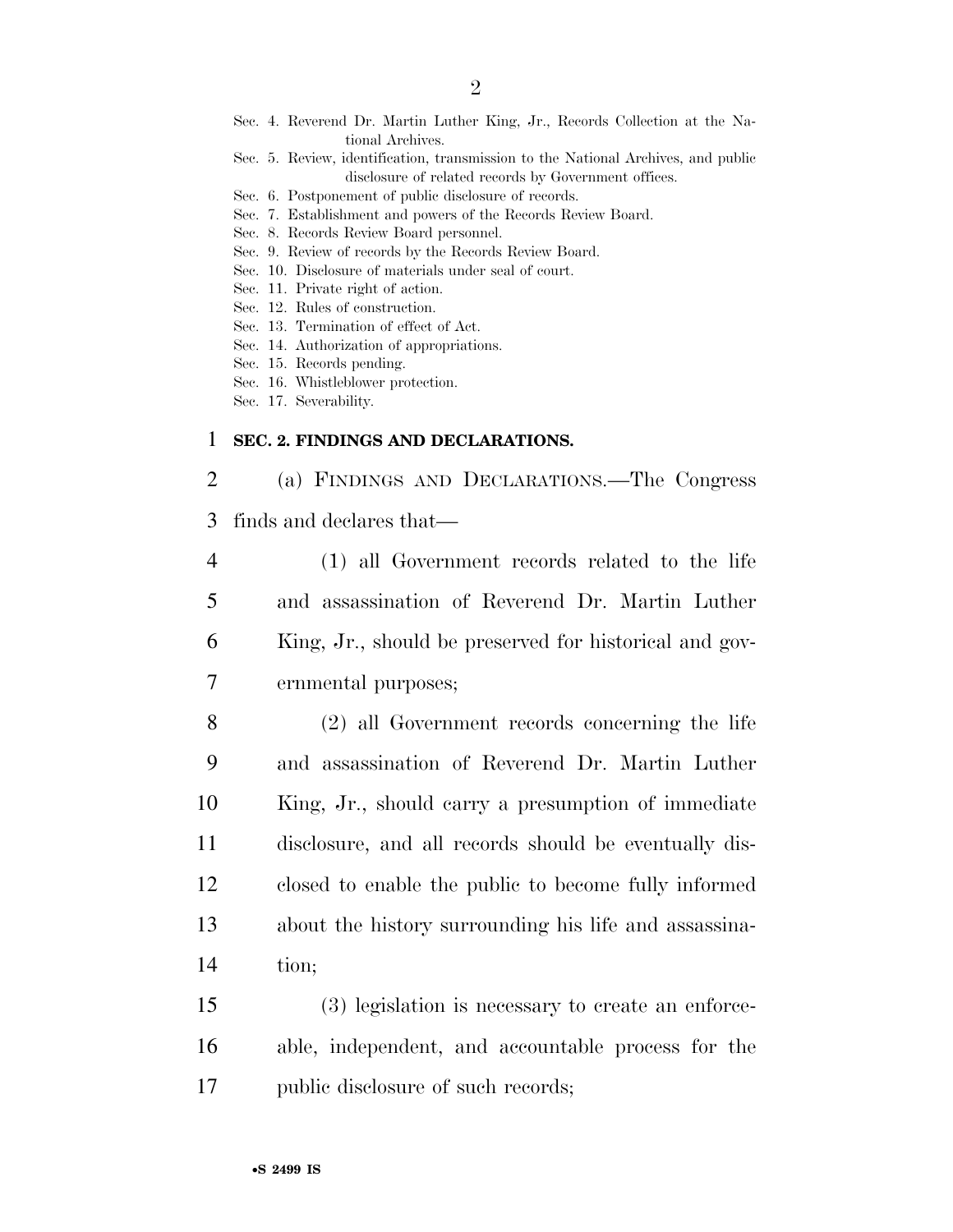Sec. 4. Reverend Dr. Martin Luther King, Jr., Records Collection at the National Archives.
Sec. 5. Review, identification, transmission to the National Archives, and public disclosure of related records by Government offices.
Sec. 6. Postponement of public disclosure of records.
Sec. 7. Establishment and powers of the Records Review Board.
Sec. 8. Records Review Board personnel.
Sec. 9. Review of records by the Records Review Board.
Sec. 10. Disclosure of materials under seal of court.
Sec. 11. Private right of action.
Sec. 12. Rules of construction.
Sec. 13. Termination of effect of Act.
Sec. 14. Authorization of appropriations.
Sec. 15. Records pending.
Sec. 16. Whistleblower protection.
Sec. 17. Severability.

**SEC. 2. FINDINGS AND DECLARATIONS.**

(a) FINDINGS AND DECLARATIONS.—The Congress finds and declares that—

(1) all Government records related to the life and assassination of Reverend Dr. Martin Luther King, Jr., should be preserved for historical and governmental purposes;

(2) all Government records concerning the life and assassination of Reverend Dr. Martin Luther King, Jr., should carry a presumption of immediate disclosure, and all records should be eventually disclosed to enable the public to become fully informed about the history surrounding his life and assassination;

(3) legislation is necessary to create an enforceable, independent, and accountable process for the public disclosure of such records;

•S 2499 IS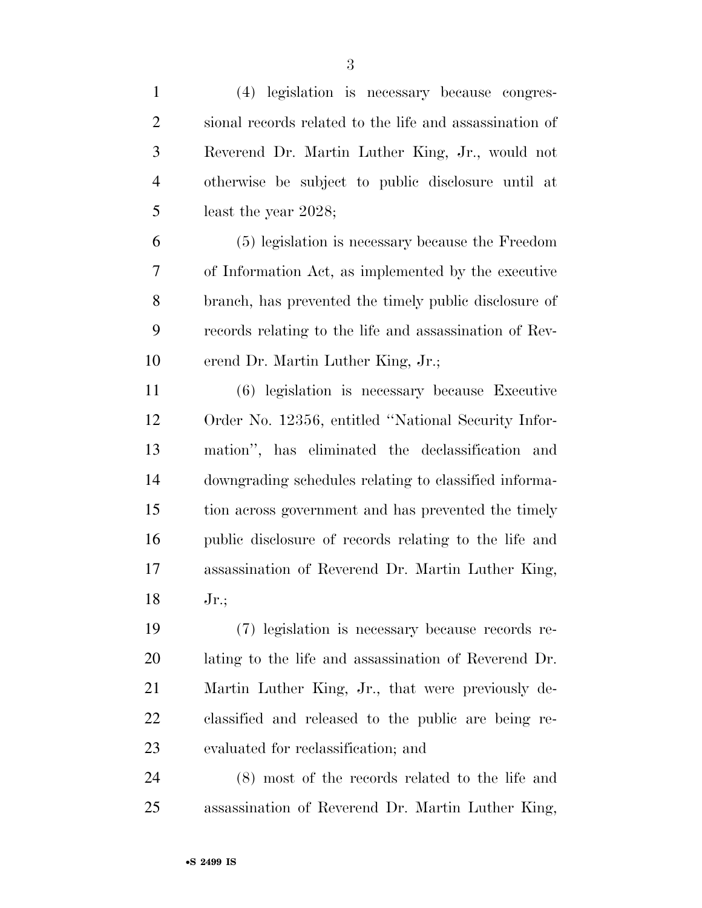(4) legislation is necessary because congressional records related to the life and assassination of Reverend Dr. Martin Luther King, Jr., would not otherwise be subject to public disclosure until at least the year 2028;

(5) legislation is necessary because the Freedom of Information Act, as implemented by the executive branch, has prevented the timely public disclosure of records relating to the life and assassination of Reverend Dr. Martin Luther King, Jr.;

(6) legislation is necessary because Executive Order No. 12356, entitled "National Security Information", has eliminated the declassification and downgrading schedules relating to classified information across government and has prevented the timely public disclosure of records relating to the life and assassination of Reverend Dr. Martin Luther King, Jr.;

(7) legislation is necessary because records relating to the life and assassination of Reverend Dr. Martin Luther King, Jr., that were previously declassified and released to the public are being reevaluated for reclassification; and

(8) most of the records related to the life and assassination of Reverend Dr. Martin Luther King,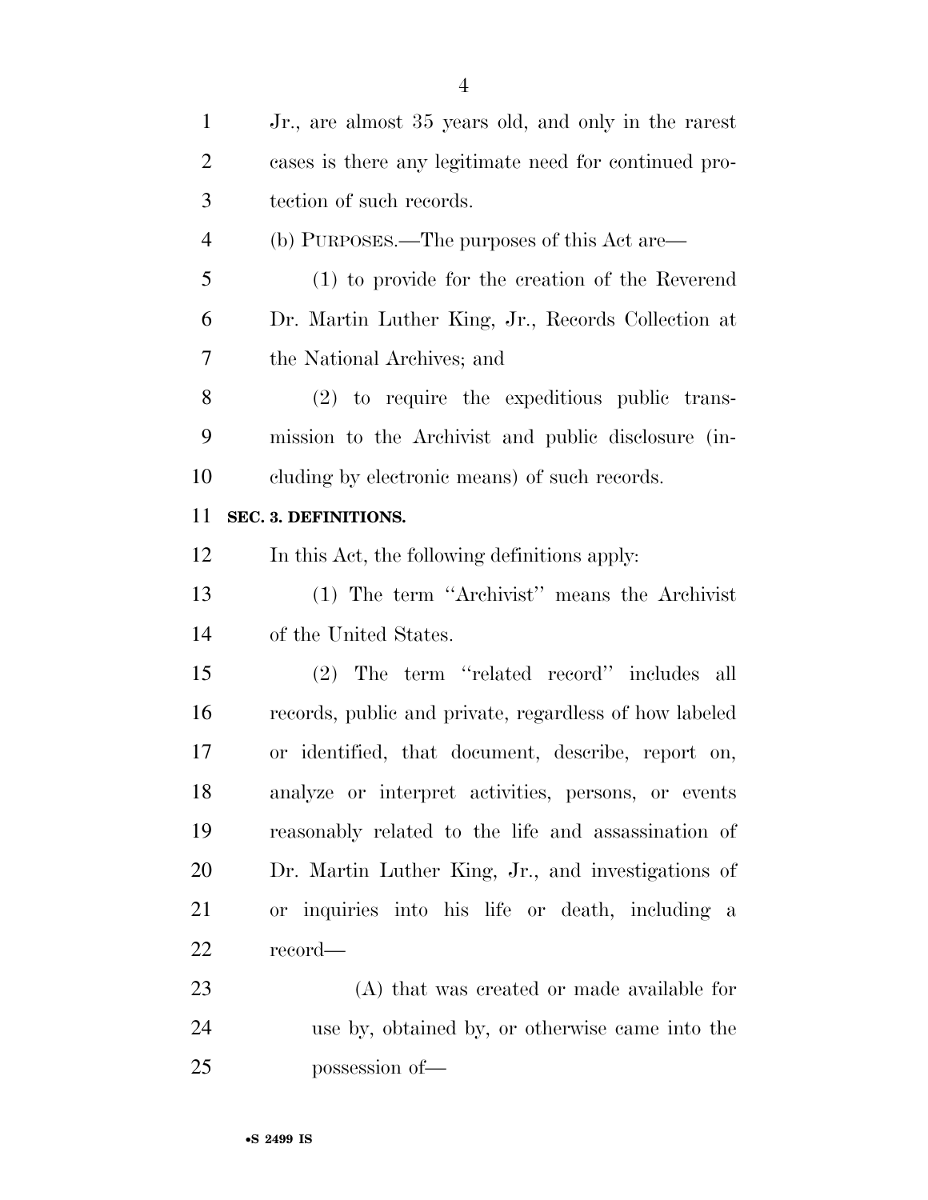Jr., are almost 35 years old, and only in the rarest cases is there any legitimate need for continued protection of such records.

(b) PURPOSES.—The purposes of this Act are—

(1) to provide for the creation of the Reverend Dr. Martin Luther King, Jr., Records Collection at the National Archives; and

(2) to require the expeditious public transmission to the Archivist and public disclosure (including by electronic means) of such records.

**SEC. 3. DEFINITIONS.**

In this Act, the following definitions apply:

(1) The term ''Archivist'' means the Archivist of the United States.

(2) The term ''related record'' includes all records, public and private, regardless of how labeled or identified, that document, describe, report on, analyze or interpret activities, persons, or events reasonably related to the life and assassination of Dr. Martin Luther King, Jr., and investigations of or inquiries into his life or death, including a record—

(A) that was created or made available for use by, obtained by, or otherwise came into the possession of—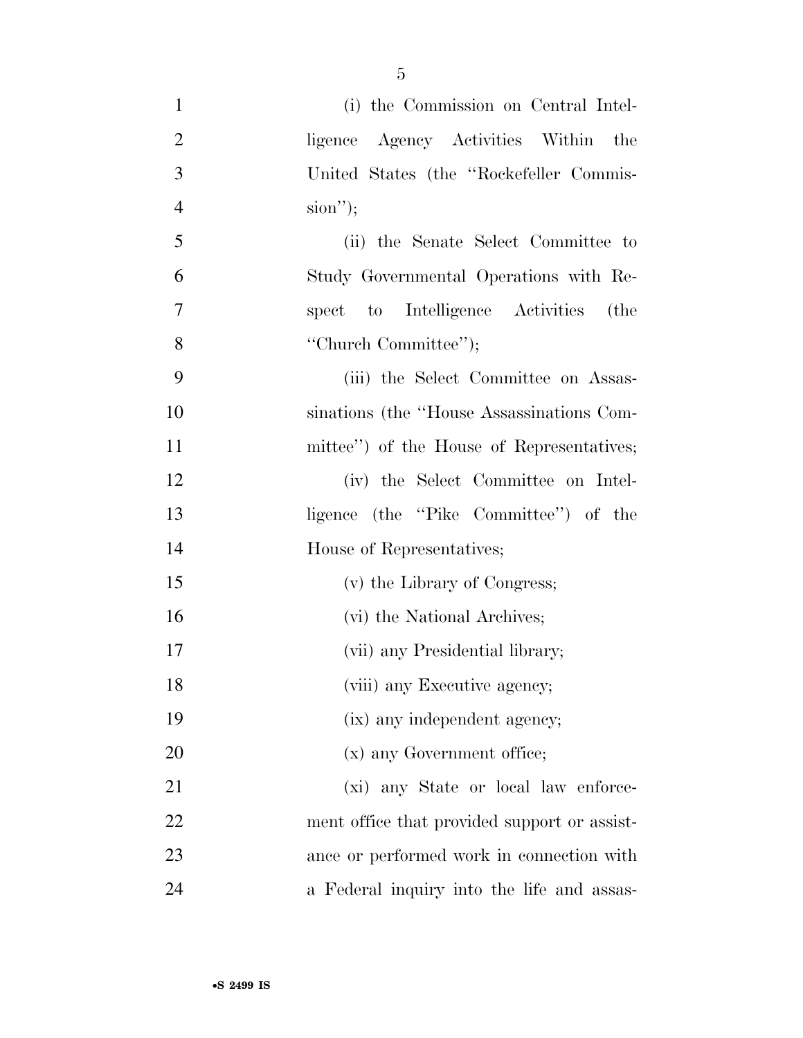(i) the Commission on Central Intelligence Agency Activities Within the United States (the "Rockefeller Commission");

(ii) the Senate Select Committee to Study Governmental Operations with Respect to Intelligence Activities (the "Church Committee");

(iii) the Select Committee on Assassinations (the "House Assassinations Committee") of the House of Representatives;

(iv) the Select Committee on Intelligence (the "Pike Committee") of the House of Representatives;

(v) the Library of Congress;

(vi) the National Archives;

(vii) any Presidential library;

(viii) any Executive agency;

(ix) any independent agency;

(x) any Government office;

(xi) any State or local law enforcement office that provided support or assistance or performed work in connection with a Federal inquiry into the life and assas-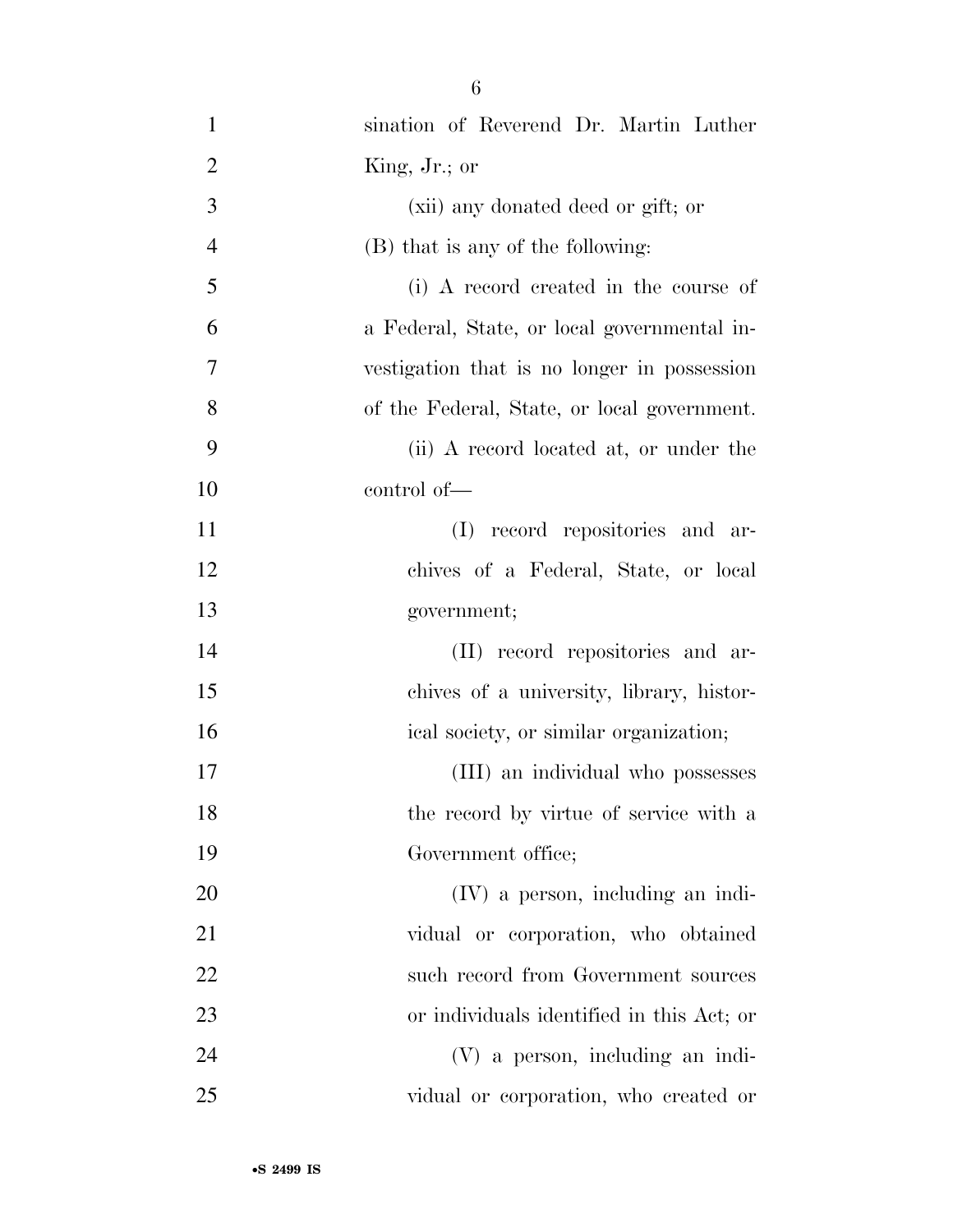sination of Reverend Dr. Martin Luther King, Jr.; or

(xii) any donated deed or gift; or

(B) that is any of the following:

(i) A record created in the course of a Federal, State, or local governmental investigation that is no longer in possession of the Federal, State, or local government.

(ii) A record located at, or under the control of—

(I) record repositories and archives of a Federal, State, or local government;

(II) record repositories and archives of a university, library, historical society, or similar organization;

(III) an individual who possesses the record by virtue of service with a Government office;

(IV) a person, including an individual or corporation, who obtained such record from Government sources or individuals identified in this Act; or

(V) a person, including an individual or corporation, who created or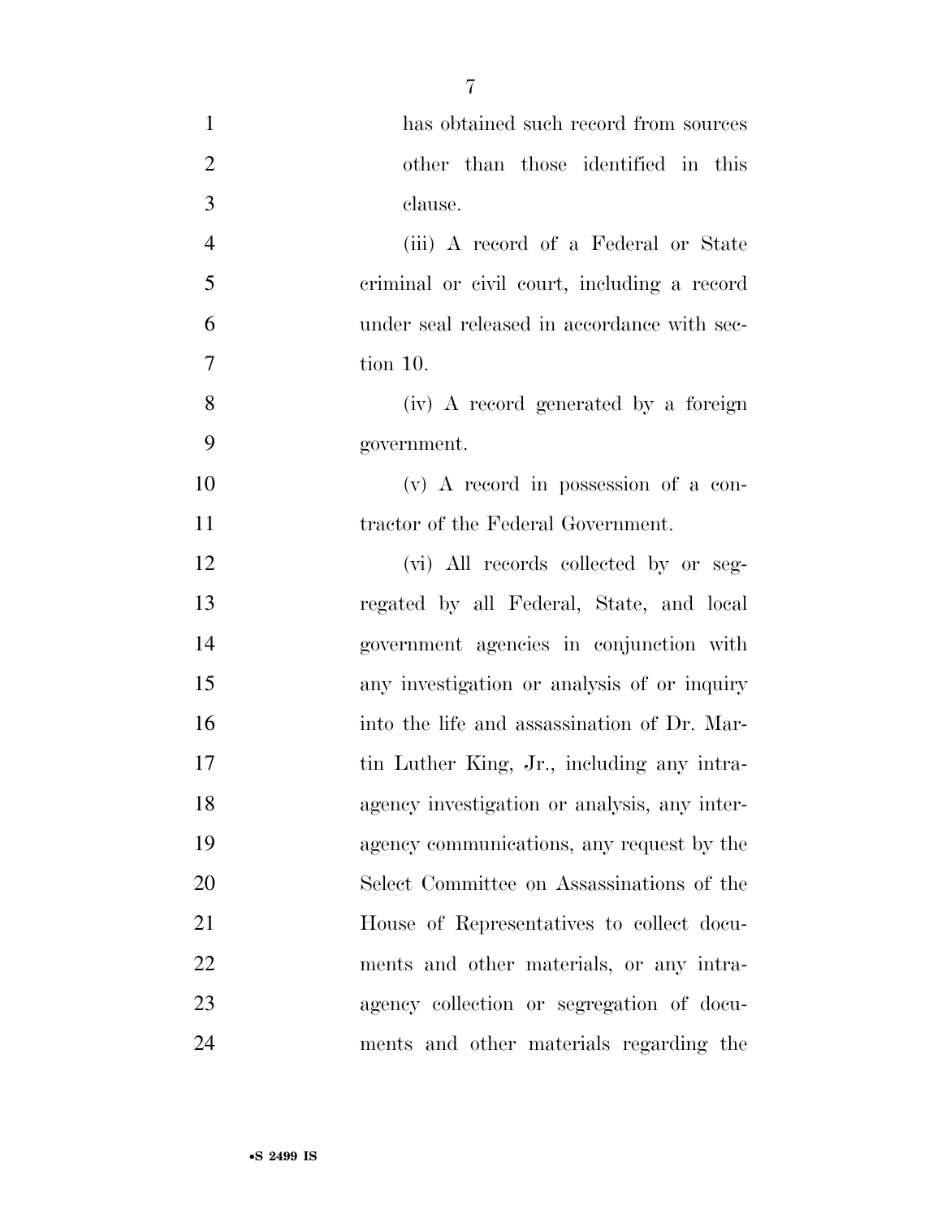has obtained such record from sources other than those identified in this clause.

(iii) A record of a Federal or State criminal or civil court, including a record under seal released in accordance with section 10.

(iv) A record generated by a foreign government.

(v) A record in possession of a contractor of the Federal Government.

(vi) All records collected by or segregated by all Federal, State, and local government agencies in conjunction with any investigation or analysis of or inquiry into the life and assassination of Dr. Martin Luther King, Jr., including any intra-agency investigation or analysis, any inter-agency communications, any request by the Select Committee on Assassinations of the House of Representatives to collect documents and other materials, or any intra-agency collection or segregation of documents and other materials regarding the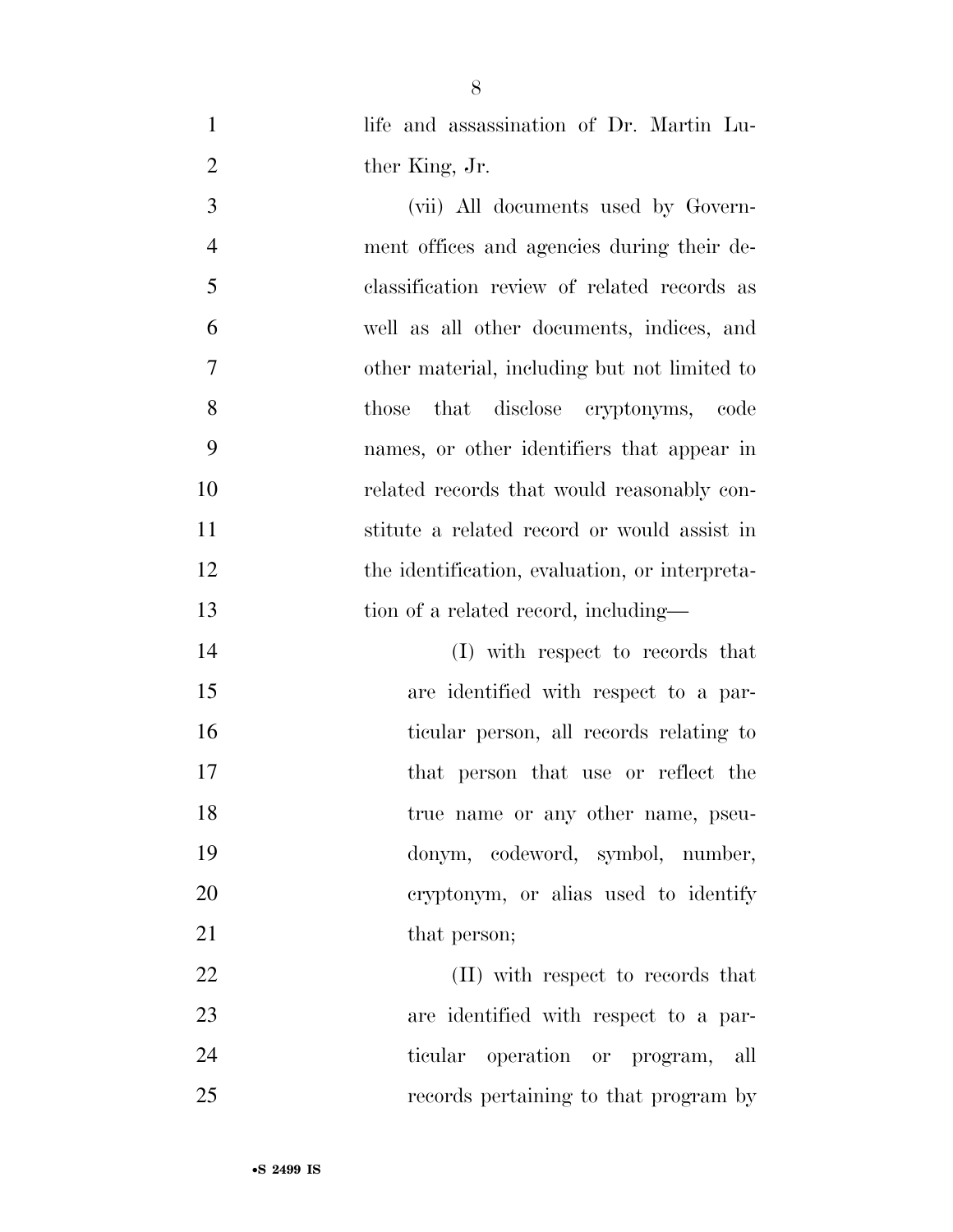life and assassination of Dr. Martin Luther King, Jr.

(vii) All documents used by Government offices and agencies during their declassification review of related records as well as all other documents, indices, and other material, including but not limited to those that disclose cryptonyms, code names, or other identifiers that appear in related records that would reasonably constitute a related record or would assist in the identification, evaluation, or interpretation of a related record, including—

(I) with respect to records that are identified with respect to a particular person, all records relating to that person that use or reflect the true name or any other name, pseudonym, codeword, symbol, number, cryptonym, or alias used to identify that person;

(II) with respect to records that are identified with respect to a particular operation or program, all records pertaining to that program by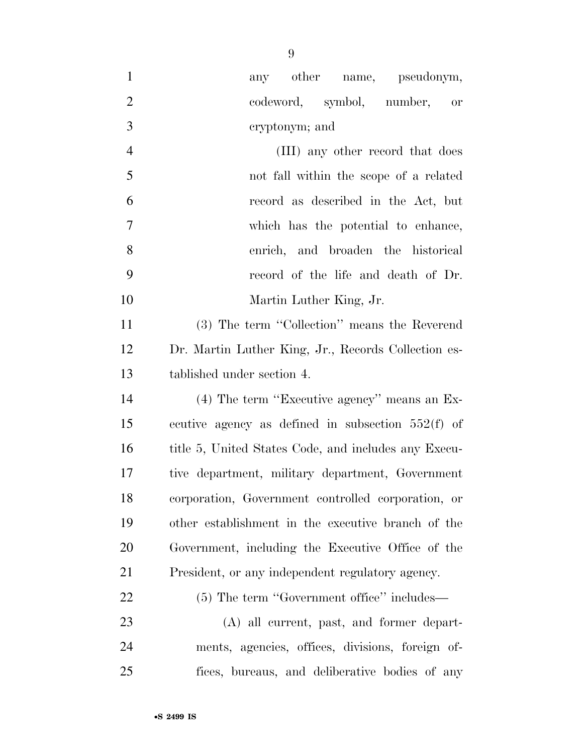any other name, pseudonym, codeword, symbol, number, or cryptonym; and

(III) any other record that does not fall within the scope of a related record as described in the Act, but which has the potential to enhance, enrich, and broaden the historical record of the life and death of Dr. Martin Luther King, Jr.

(3) The term ''Collection'' means the Reverend Dr. Martin Luther King, Jr., Records Collection established under section 4.

(4) The term ''Executive agency'' means an Executive agency as defined in subsection 552(f) of title 5, United States Code, and includes any Executive department, military department, Government corporation, Government controlled corporation, or other establishment in the executive branch of the Government, including the Executive Office of the President, or any independent regulatory agency.

(5) The term ''Government office'' includes—

(A) all current, past, and former departments, agencies, offices, divisions, foreign offices, bureaus, and deliberative bodies of any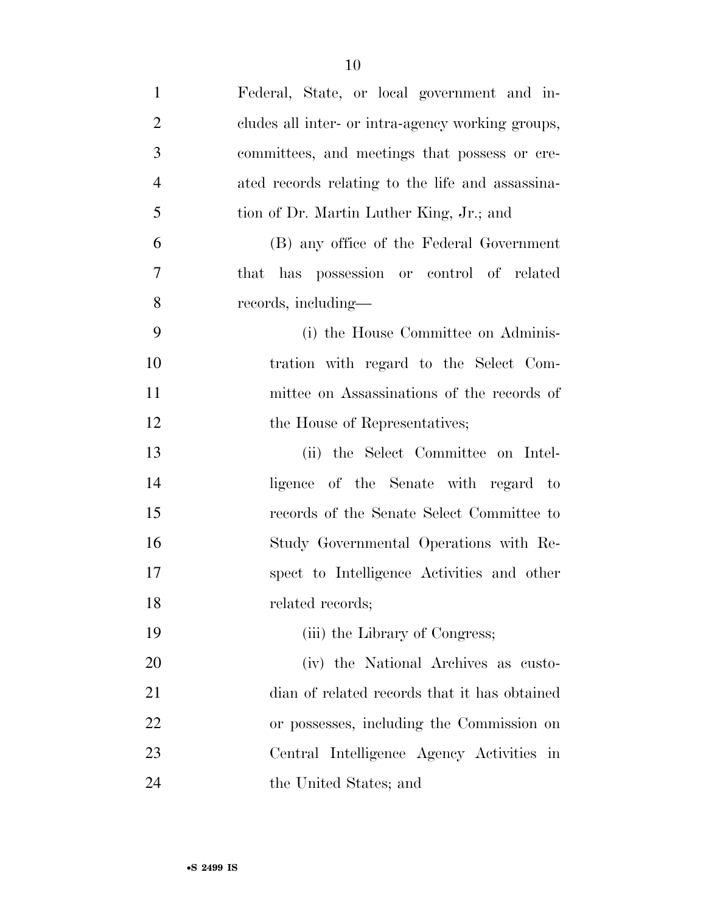Federal, State, or local government and includes all inter- or intra-agency working groups, committees, and meetings that possess or created records relating to the life and assassination of Dr. Martin Luther King, Jr.; and

(B) any office of the Federal Government that has possession or control of related records, including—

(i) the House Committee on Administration with regard to the Select Committee on Assassinations of the records of the House of Representatives;

(ii) the Select Committee on Intelligence of the Senate with regard to records of the Senate Select Committee to Study Governmental Operations with Respect to Intelligence Activities and other related records;

(iii) the Library of Congress;

(iv) the National Archives as custodian of related records that it has obtained or possesses, including the Commission on Central Intelligence Agency Activities in the United States; and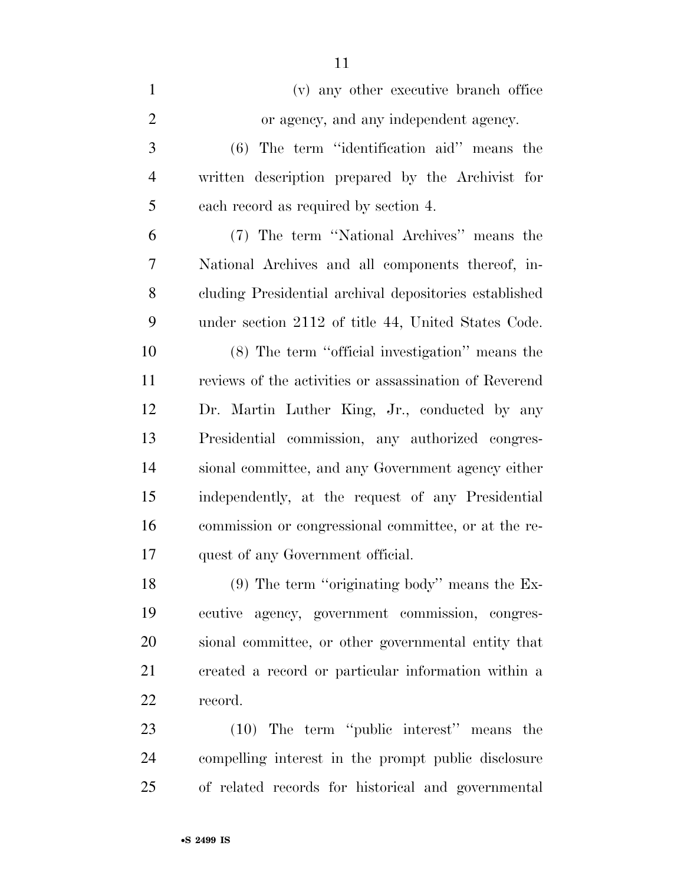(v) any other executive branch office or agency, and any independent agency.

(6) The term ''identification aid'' means the written description prepared by the Archivist for each record as required by section 4.

(7) The term ''National Archives'' means the National Archives and all components thereof, including Presidential archival depositories established under section 2112 of title 44, United States Code.

(8) The term ''official investigation'' means the reviews of the activities or assassination of Reverend Dr. Martin Luther King, Jr., conducted by any Presidential commission, any authorized congressional committee, and any Government agency either independently, at the request of any Presidential commission or congressional committee, or at the request of any Government official.

(9) The term ''originating body'' means the Executive agency, government commission, congressional committee, or other governmental entity that created a record or particular information within a record.

(10) The term ''public interest'' means the compelling interest in the prompt public disclosure of related records for historical and governmental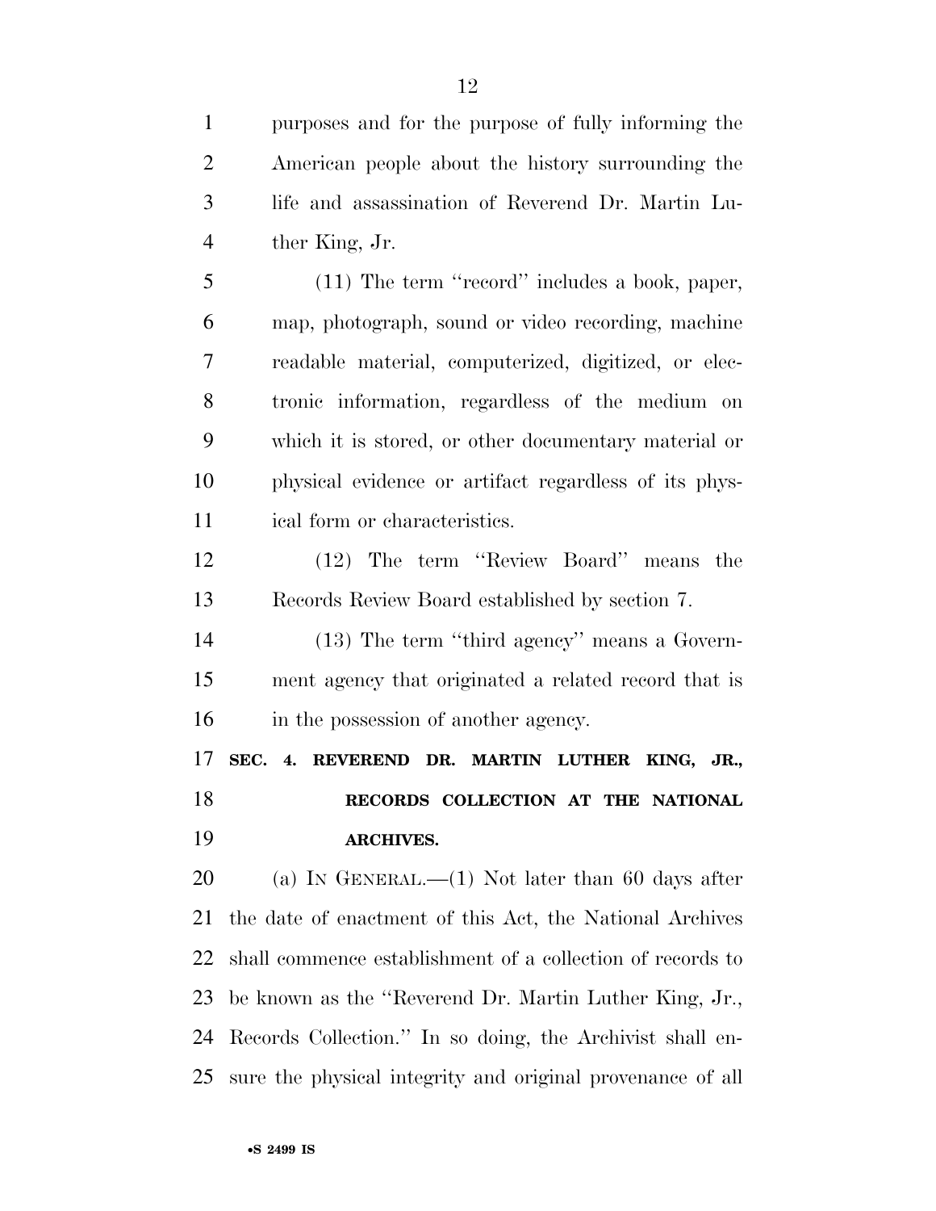purposes and for the purpose of fully informing the American people about the history surrounding the life and assassination of Reverend Dr. Martin Luther King, Jr.

(11) The term ''record'' includes a book, paper, map, photograph, sound or video recording, machine readable material, computerized, digitized, or electronic information, regardless of the medium on which it is stored, or other documentary material or physical evidence or artifact regardless of its physical form or characteristics.

(12) The term ''Review Board'' means the Records Review Board established by section 7.

(13) The term ''third agency'' means a Government agency that originated a related record that is in the possession of another agency.

**SEC. 4. REVEREND DR. MARTIN LUTHER KING, JR., RECORDS COLLECTION AT THE NATIONAL ARCHIVES.**

(a) IN GENERAL.—(1) Not later than 60 days after the date of enactment of this Act, the National Archives shall commence establishment of a collection of records to be known as the ''Reverend Dr. Martin Luther King, Jr., Records Collection.'' In so doing, the Archivist shall ensure the physical integrity and original provenance of all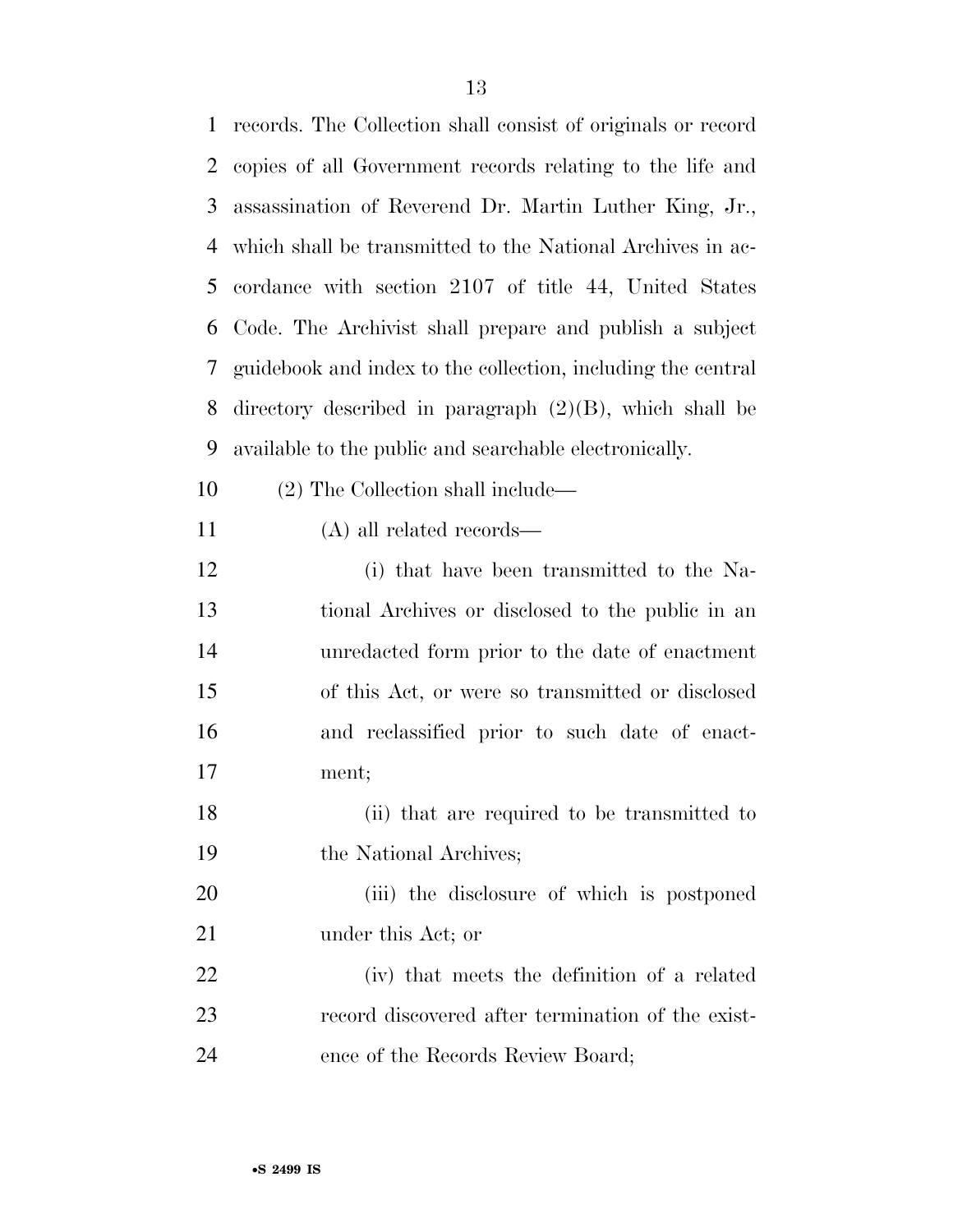records. The Collection shall consist of originals or record copies of all Government records relating to the life and assassination of Reverend Dr. Martin Luther King, Jr., which shall be transmitted to the National Archives in accordance with section 2107 of title 44, United States Code. The Archivist shall prepare and publish a subject guidebook and index to the collection, including the central directory described in paragraph (2)(B), which shall be available to the public and searchable electronically.

(2) The Collection shall include—

(A) all related records—

(i) that have been transmitted to the National Archives or disclosed to the public in an unredacted form prior to the date of enactment of this Act, or were so transmitted or disclosed and reclassified prior to such date of enactment;

(ii) that are required to be transmitted to the National Archives;

(iii) the disclosure of which is postponed under this Act; or

(iv) that meets the definition of a related record discovered after termination of the existence of the Records Review Board;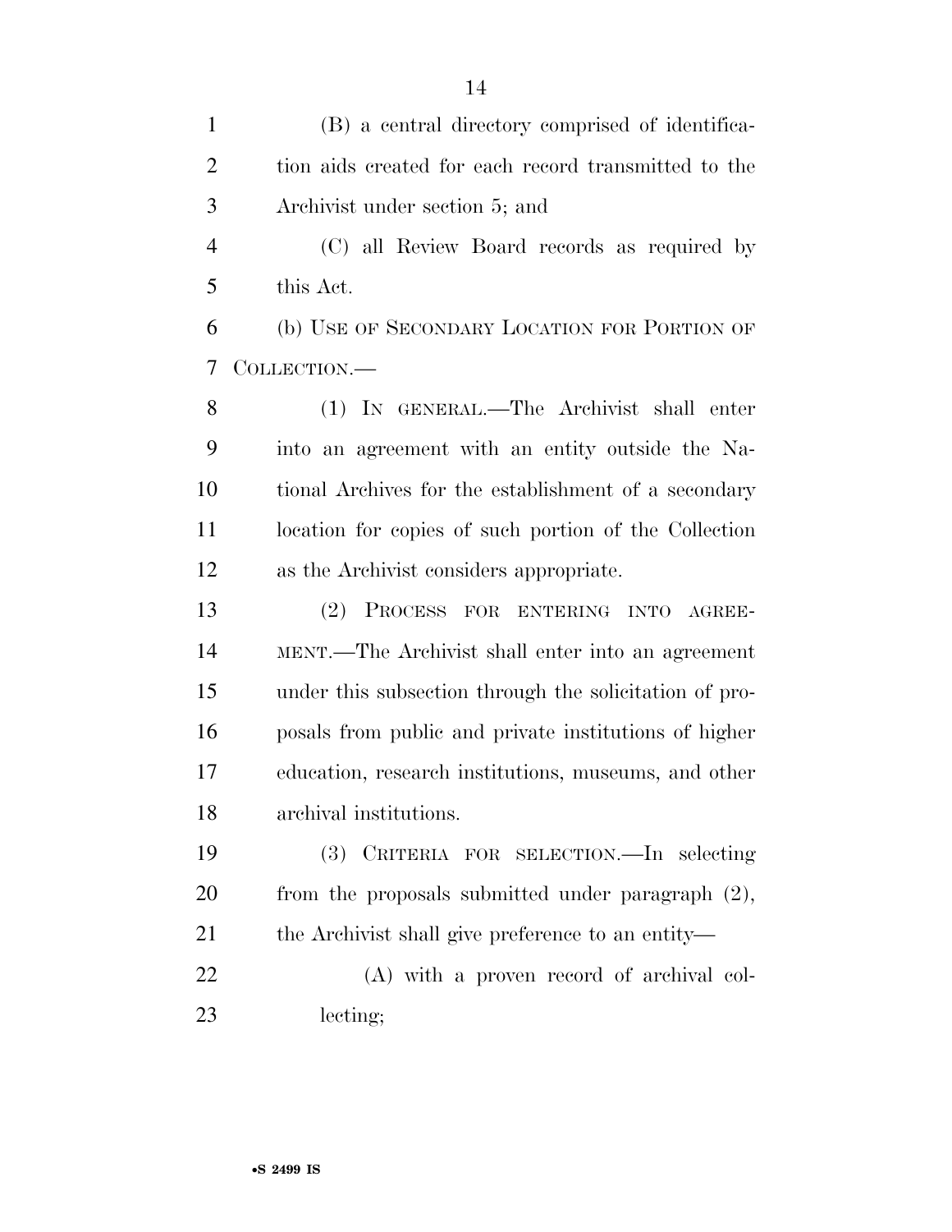(B) a central directory comprised of identification aids created for each record transmitted to the Archivist under section 5; and

(C) all Review Board records as required by this Act.

(b) USE OF SECONDARY LOCATION FOR PORTION OF COLLECTION.—

(1) IN GENERAL.—The Archivist shall enter into an agreement with an entity outside the National Archives for the establishment of a secondary location for copies of such portion of the Collection as the Archivist considers appropriate.

(2) PROCESS FOR ENTERING INTO AGREEMENT.—The Archivist shall enter into an agreement under this subsection through the solicitation of proposals from public and private institutions of higher education, research institutions, museums, and other archival institutions.

(3) CRITERIA FOR SELECTION.—In selecting from the proposals submitted under paragraph (2), the Archivist shall give preference to an entity—

(A) with a proven record of archival collecting;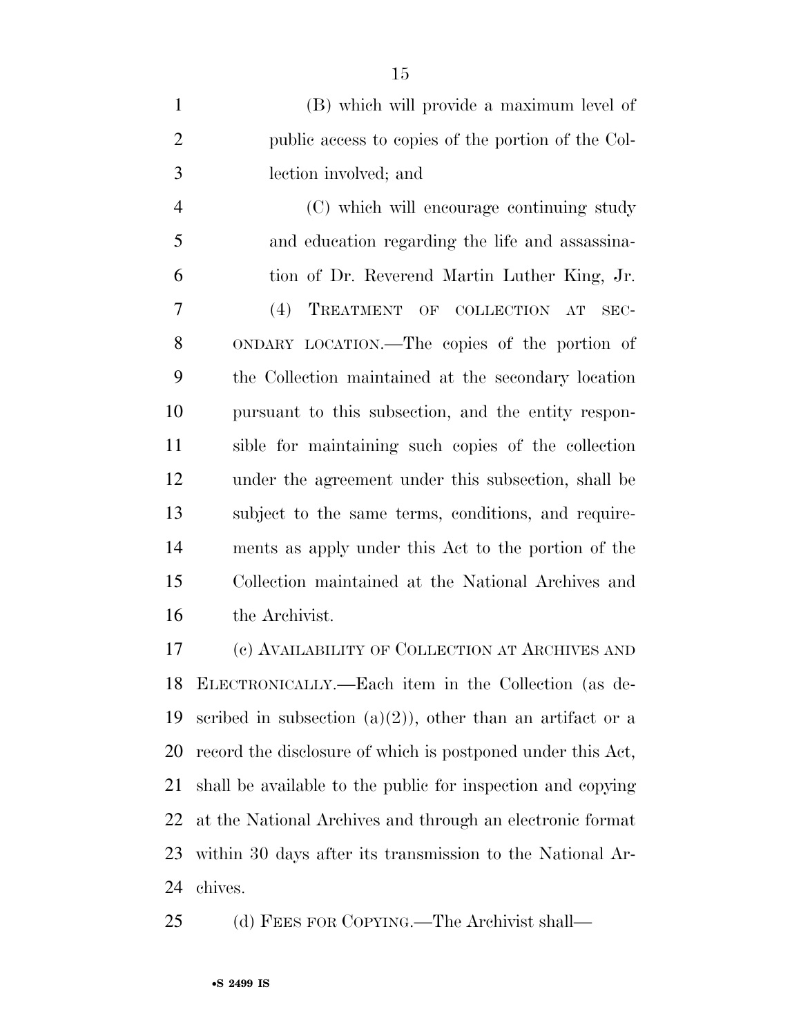(B) which will provide a maximum level of public access to copies of the portion of the Collection involved; and

(C) which will encourage continuing study and education regarding the life and assassination of Dr. Reverend Martin Luther King, Jr.

(4) TREATMENT OF COLLECTION AT SECONDARY LOCATION.—The copies of the portion of the Collection maintained at the secondary location pursuant to this subsection, and the entity responsible for maintaining such copies of the collection under the agreement under this subsection, shall be subject to the same terms, conditions, and requirements as apply under this Act to the portion of the Collection maintained at the National Archives and the Archivist.

(c) AVAILABILITY OF COLLECTION AT ARCHIVES AND ELECTRONICALLY.—Each item in the Collection (as described in subsection (a)(2)), other than an artifact or a record the disclosure of which is postponed under this Act, shall be available to the public for inspection and copying at the National Archives and through an electronic format within 30 days after its transmission to the National Archives.

(d) FEES FOR COPYING.—The Archivist shall—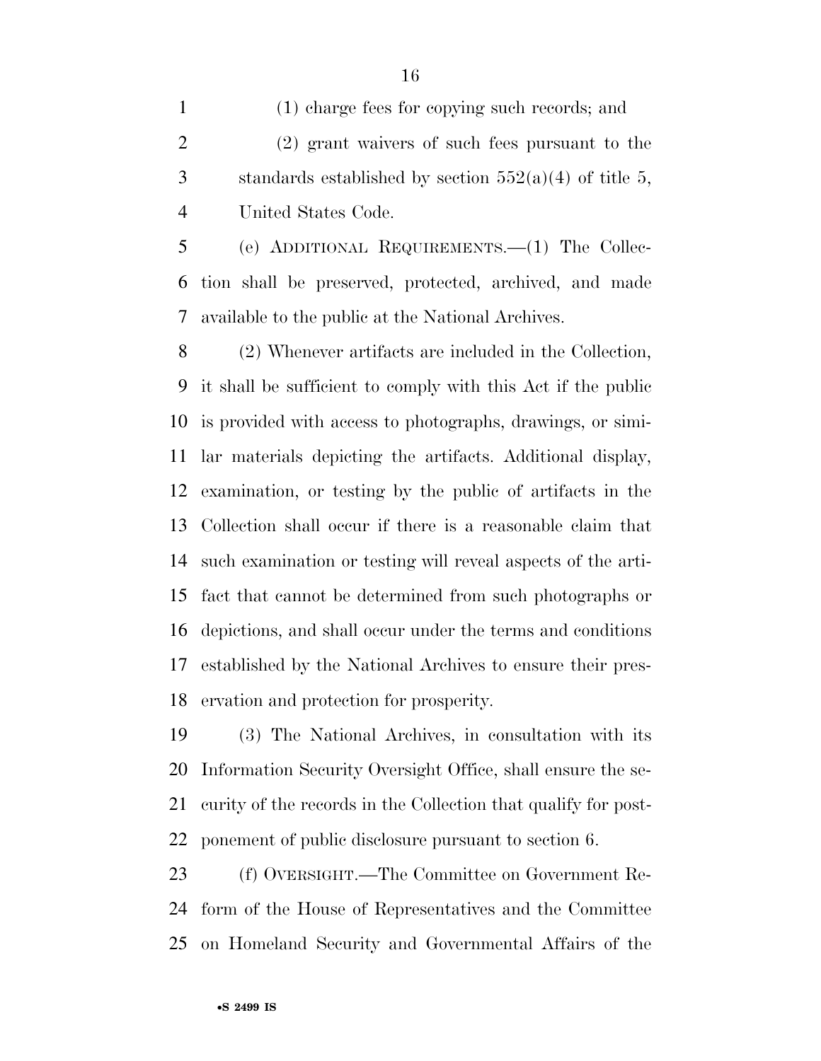(1) charge fees for copying such records; and

(2) grant waivers of such fees pursuant to the standards established by section 552(a)(4) of title 5, United States Code.

(e) ADDITIONAL REQUIREMENTS.—(1) The Collection shall be preserved, protected, archived, and made available to the public at the National Archives.

(2) Whenever artifacts are included in the Collection, it shall be sufficient to comply with this Act if the public is provided with access to photographs, drawings, or similar materials depicting the artifacts. Additional display, examination, or testing by the public of artifacts in the Collection shall occur if there is a reasonable claim that such examination or testing will reveal aspects of the artifact that cannot be determined from such photographs or depictions, and shall occur under the terms and conditions established by the National Archives to ensure their preservation and protection for prosperity.

(3) The National Archives, in consultation with its Information Security Oversight Office, shall ensure the security of the records in the Collection that qualify for postponement of public disclosure pursuant to section 6.

(f) OVERSIGHT.—The Committee on Government Reform of the House of Representatives and the Committee on Homeland Security and Governmental Affairs of the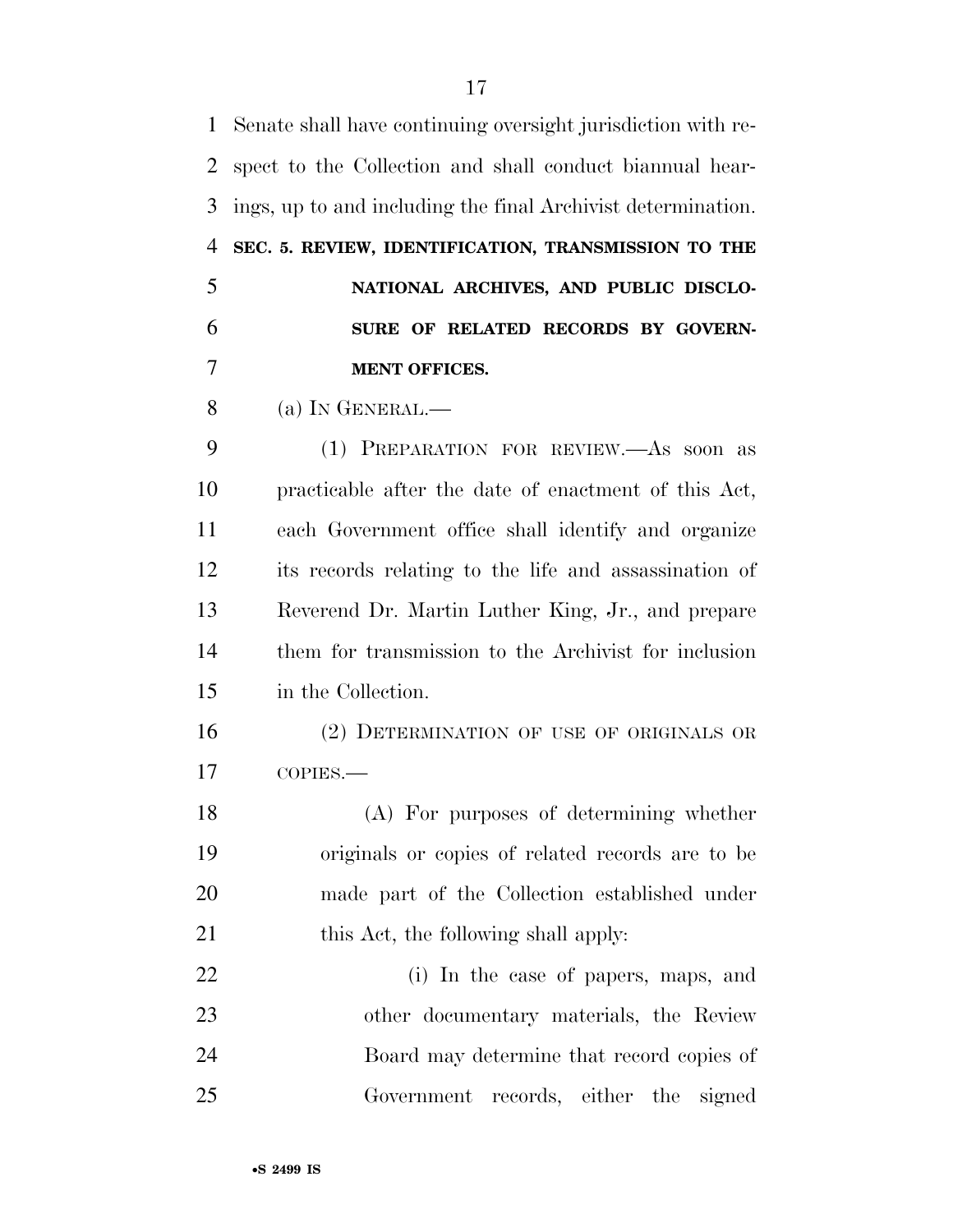Senate shall have continuing oversight jurisdiction with respect to the Collection and shall conduct biannual hearings, up to and including the final Archivist determination.

## SEC. 5. REVIEW, IDENTIFICATION, TRANSMISSION TO THE NATIONAL ARCHIVES, AND PUBLIC DISCLOSURE OF RELATED RECORDS BY GOVERNMENT OFFICES.

(a) IN GENERAL.—

(1) PREPARATION FOR REVIEW.—As soon as practicable after the date of enactment of this Act, each Government office shall identify and organize its records relating to the life and assassination of Reverend Dr. Martin Luther King, Jr., and prepare them for transmission to the Archivist for inclusion in the Collection.

(2) DETERMINATION OF USE OF ORIGINALS OR COPIES.—

(A) For purposes of determining whether originals or copies of related records are to be made part of the Collection established under this Act, the following shall apply:

(i) In the case of papers, maps, and other documentary materials, the Review Board may determine that record copies of Government records, either the signed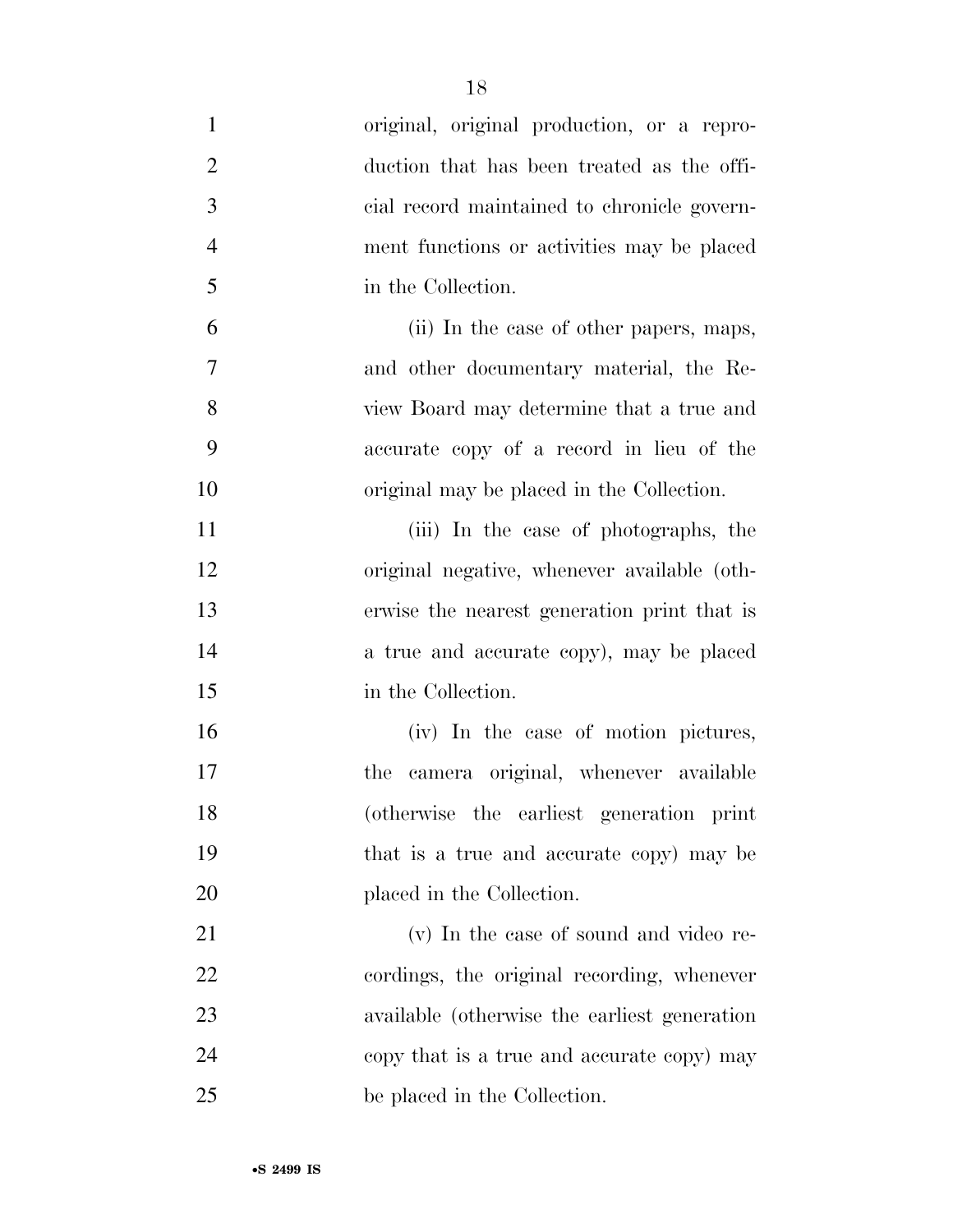original, original production, or a reproduction that has been treated as the official record maintained to chronicle government functions or activities may be placed in the Collection.

(ii) In the case of other papers, maps, and other documentary material, the Review Board may determine that a true and accurate copy of a record in lieu of the original may be placed in the Collection.

(iii) In the case of photographs, the original negative, whenever available (otherwise the nearest generation print that is a true and accurate copy), may be placed in the Collection.

(iv) In the case of motion pictures, the camera original, whenever available (otherwise the earliest generation print that is a true and accurate copy) may be placed in the Collection.

(v) In the case of sound and video recordings, the original recording, whenever available (otherwise the earliest generation copy that is a true and accurate copy) may be placed in the Collection.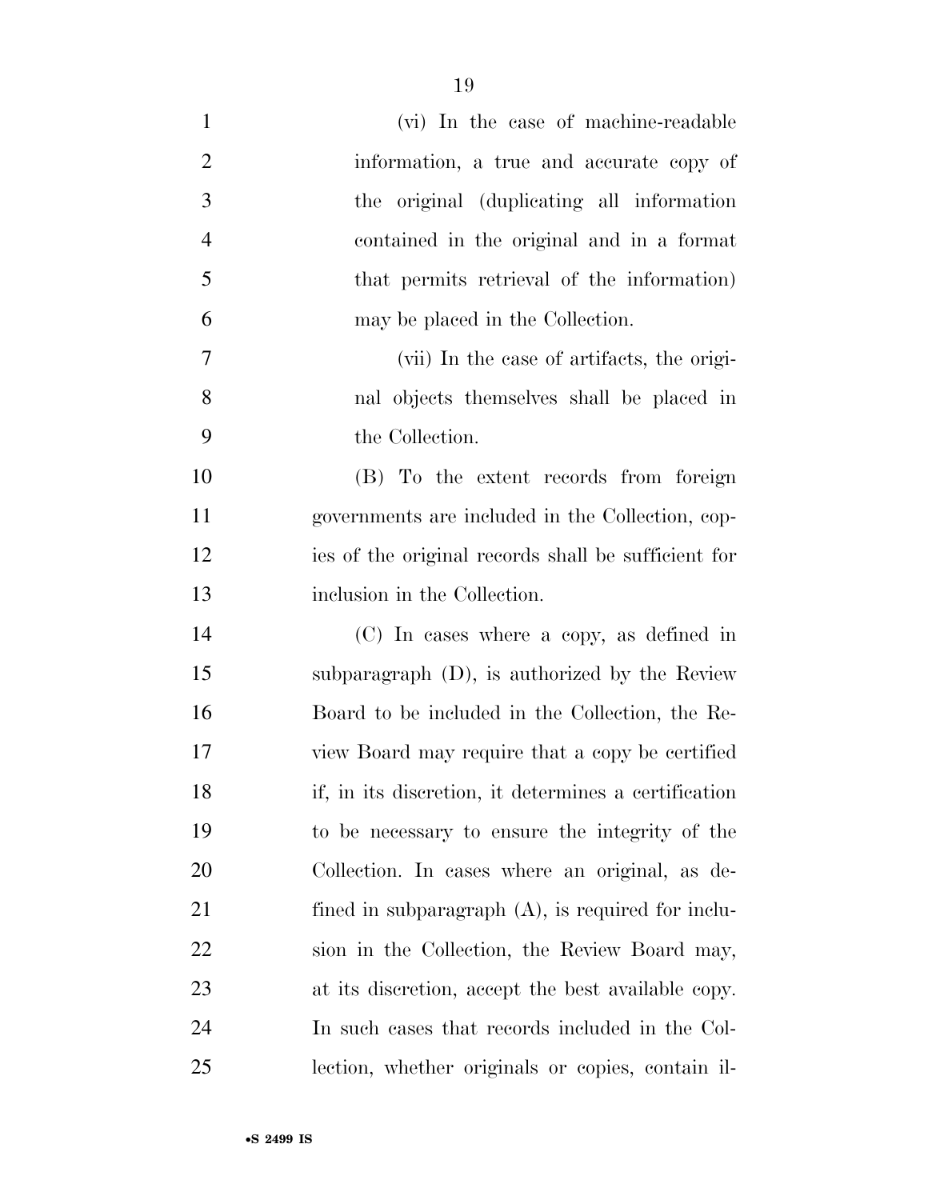(vi) In the case of machine-readable information, a true and accurate copy of the original (duplicating all information contained in the original and in a format that permits retrieval of the information) may be placed in the Collection.

(vii) In the case of artifacts, the original objects themselves shall be placed in the Collection.

(B) To the extent records from foreign governments are included in the Collection, copies of the original records shall be sufficient for inclusion in the Collection.

(C) In cases where a copy, as defined in subparagraph (D), is authorized by the Review Board to be included in the Collection, the Review Board may require that a copy be certified if, in its discretion, it determines a certification to be necessary to ensure the integrity of the Collection. In cases where an original, as defined in subparagraph (A), is required for inclusion in the Collection, the Review Board may, at its discretion, accept the best available copy. In such cases that records included in the Collection, whether originals or copies, contain il-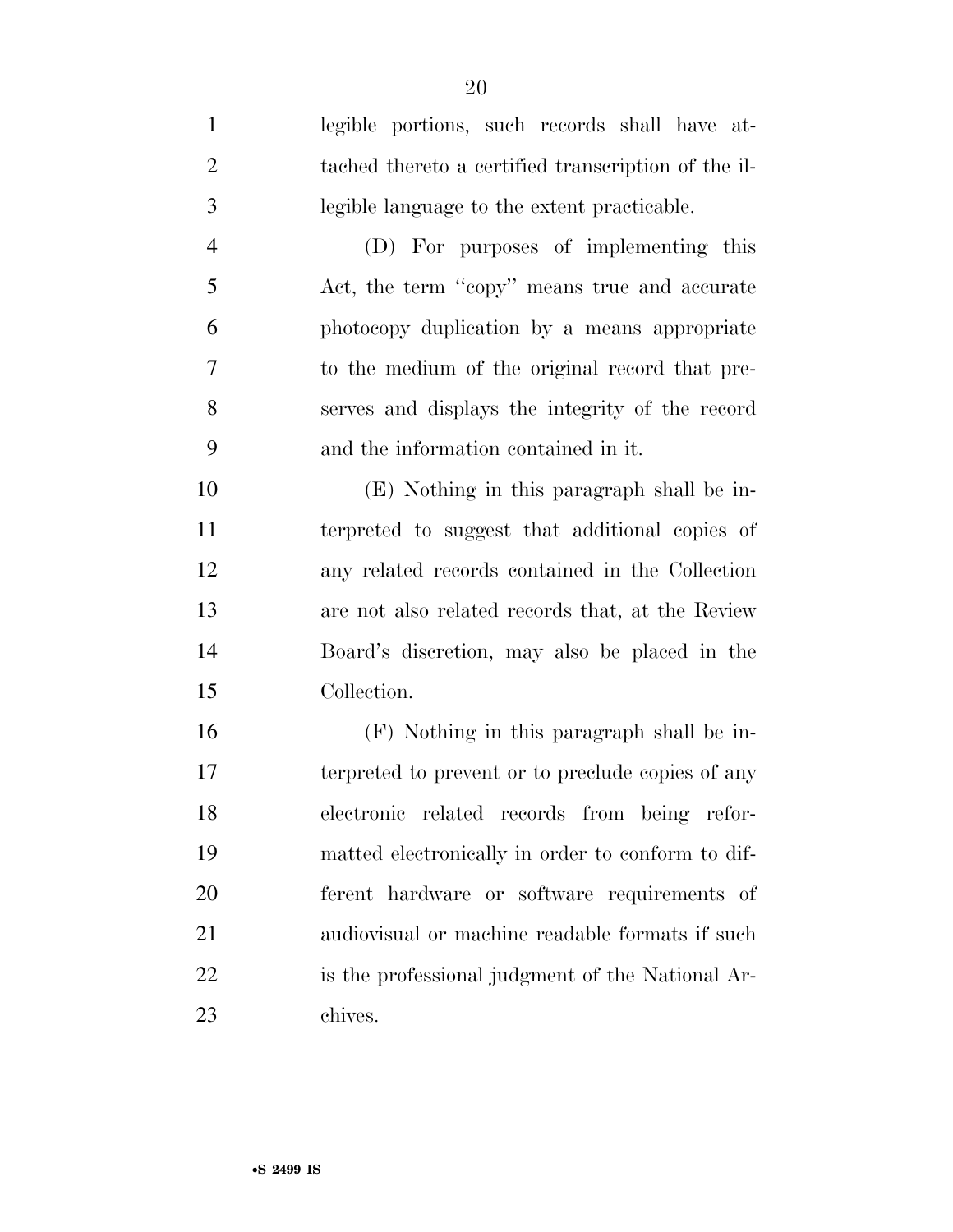legible portions, such records shall have attached thereto a certified transcription of the illegible language to the extent practicable.

(D) For purposes of implementing this Act, the term ''copy'' means true and accurate photocopy duplication by a means appropriate to the medium of the original record that preserves and displays the integrity of the record and the information contained in it.

(E) Nothing in this paragraph shall be interpreted to suggest that additional copies of any related records contained in the Collection are not also related records that, at the Review Board's discretion, may also be placed in the Collection.

(F) Nothing in this paragraph shall be interpreted to prevent or to preclude copies of any electronic related records from being reformatted electronically in order to conform to different hardware or software requirements of audiovisual or machine readable formats if such is the professional judgment of the National Archives.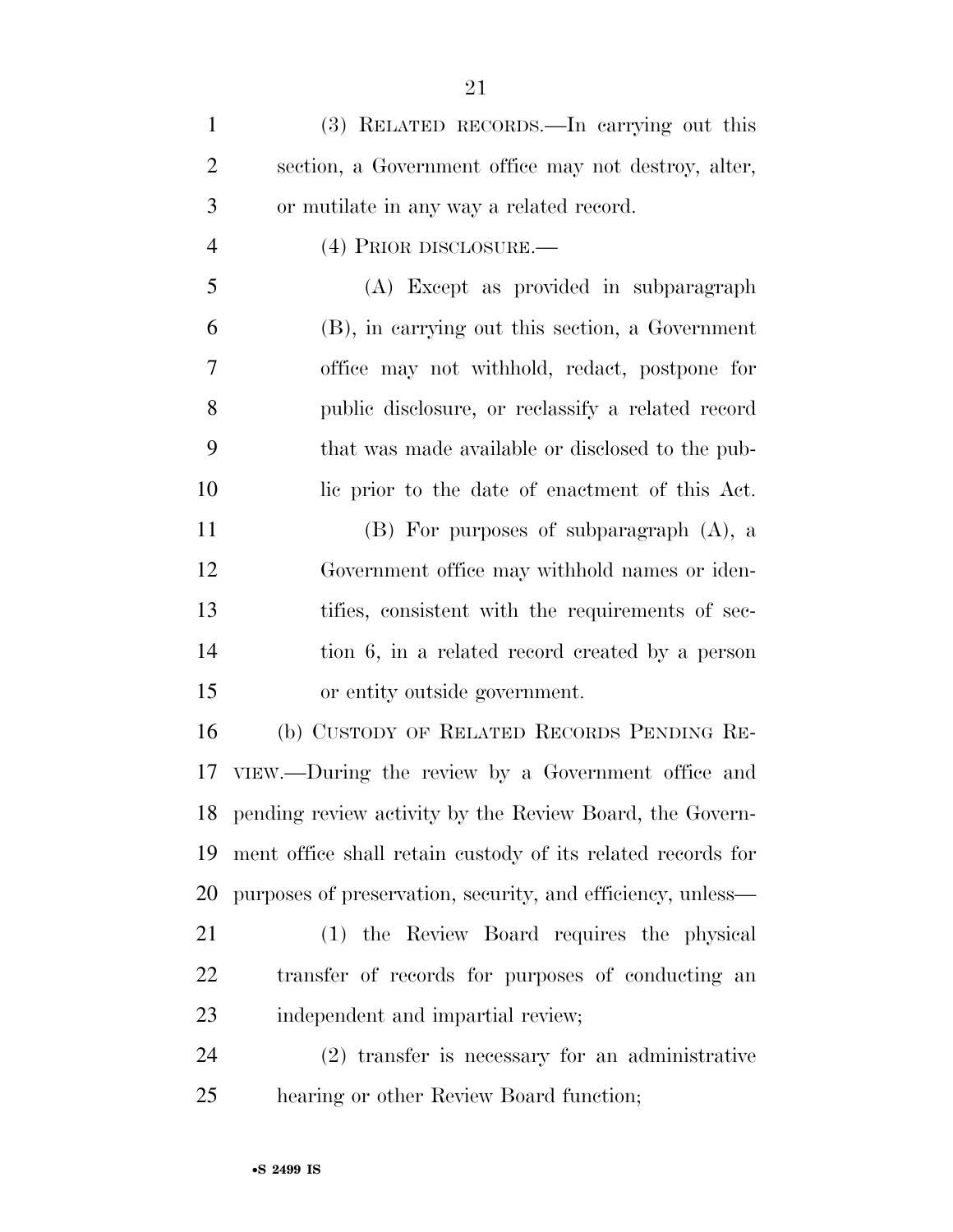(3) RELATED RECORDS.—In carrying out this section, a Government office may not destroy, alter, or mutilate in any way a related record.

(4) PRIOR DISCLOSURE.—

(A) Except as provided in subparagraph (B), in carrying out this section, a Government office may not withhold, redact, postpone for public disclosure, or reclassify a related record that was made available or disclosed to the public prior to the date of enactment of this Act.

(B) For purposes of subparagraph (A), a Government office may withhold names or identifies, consistent with the requirements of section 6, in a related record created by a person or entity outside government.

(b) CUSTODY OF RELATED RECORDS PENDING REVIEW.—During the review by a Government office and pending review activity by the Review Board, the Government office shall retain custody of its related records for purposes of preservation, security, and efficiency, unless—

(1) the Review Board requires the physical transfer of records for purposes of conducting an independent and impartial review;

(2) transfer is necessary for an administrative hearing or other Review Board function;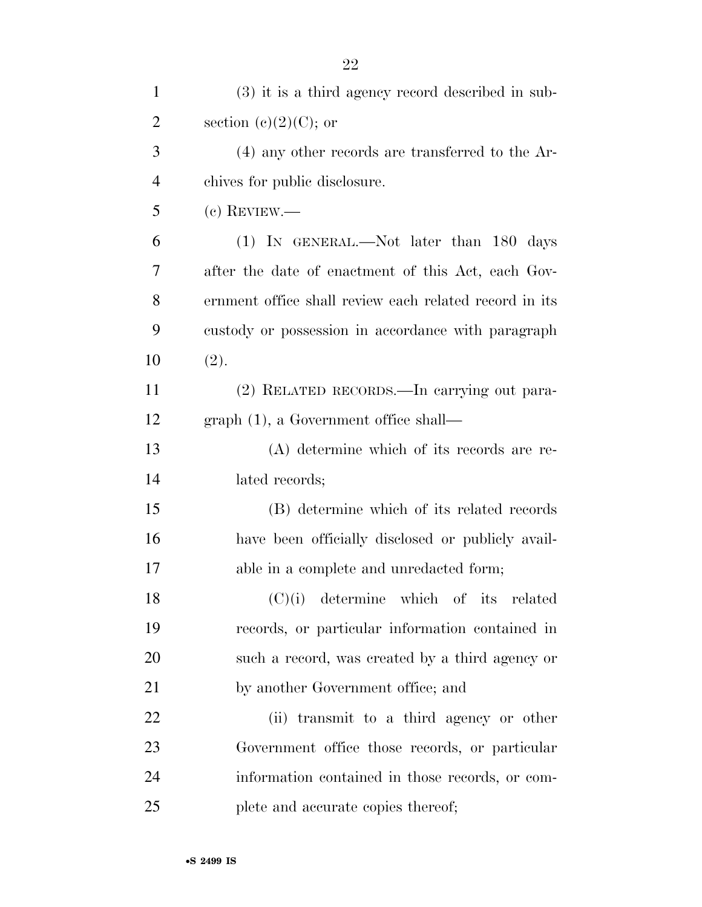(3) it is a third agency record described in subsection (c)(2)(C); or

(4) any other records are transferred to the Archives for public disclosure.

(c) REVIEW.—

(1) IN GENERAL.—Not later than 180 days after the date of enactment of this Act, each Government office shall review each related record in its custody or possession in accordance with paragraph (2).

(2) RELATED RECORDS.—In carrying out paragraph (1), a Government office shall—

(A) determine which of its records are related records;

(B) determine which of its related records have been officially disclosed or publicly available in a complete and unredacted form;

(C)(i) determine which of its related records, or particular information contained in such a record, was created by a third agency or by another Government office; and

(ii) transmit to a third agency or other Government office those records, or particular information contained in those records, or complete and accurate copies thereof;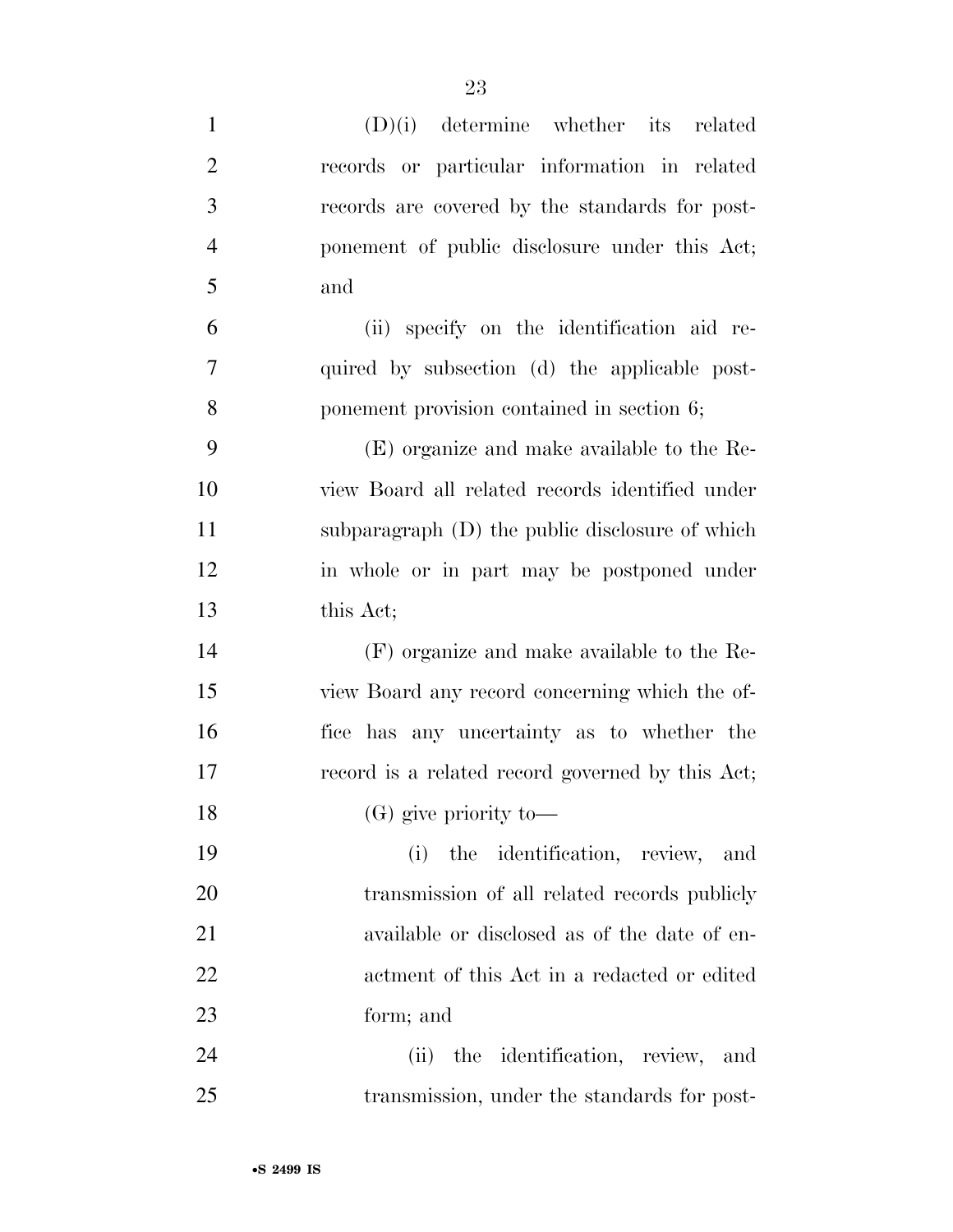(D)(i) determine whether its related records or particular information in related records are covered by the standards for postponement of public disclosure under this Act; and

(ii) specify on the identification aid required by subsection (d) the applicable postponement provision contained in section 6;

(E) organize and make available to the Review Board all related records identified under subparagraph (D) the public disclosure of which in whole or in part may be postponed under this Act;

(F) organize and make available to the Review Board any record concerning which the office has any uncertainty as to whether the record is a related record governed by this Act;

(G) give priority to—

(i) the identification, review, and transmission of all related records publicly available or disclosed as of the date of enactment of this Act in a redacted or edited form; and

(ii) the identification, review, and transmission, under the standards for post-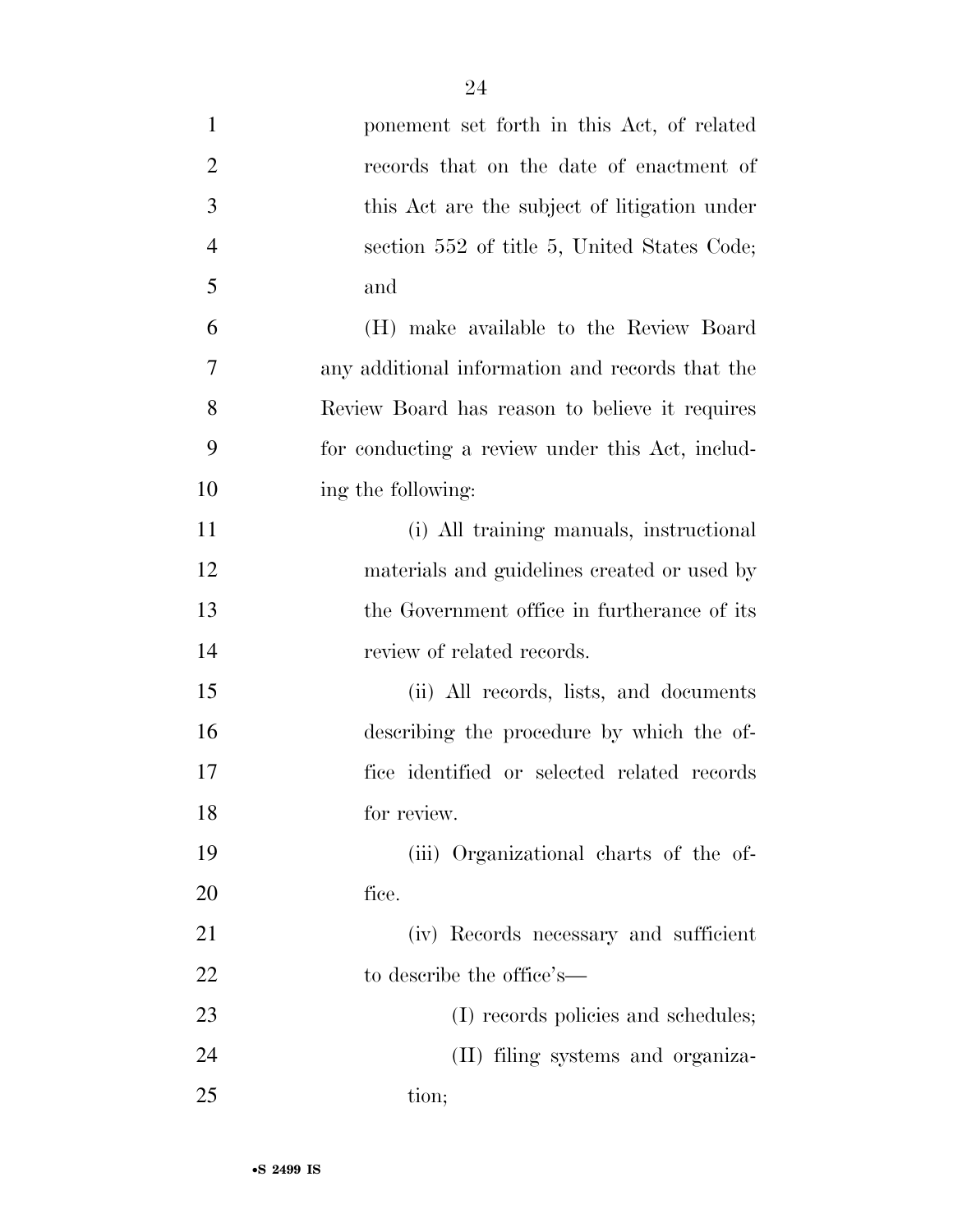ponement set forth in this Act, of related records that on the date of enactment of this Act are the subject of litigation under section 552 of title 5, United States Code; and

(H) make available to the Review Board any additional information and records that the Review Board has reason to believe it requires for conducting a review under this Act, including the following:

(i) All training manuals, instructional materials and guidelines created or used by the Government office in furtherance of its review of related records.

(ii) All records, lists, and documents describing the procedure by which the office identified or selected related records for review.

(iii) Organizational charts of the office.

(iv) Records necessary and sufficient to describe the office's—

(I) records policies and schedules;

(II) filing systems and organization;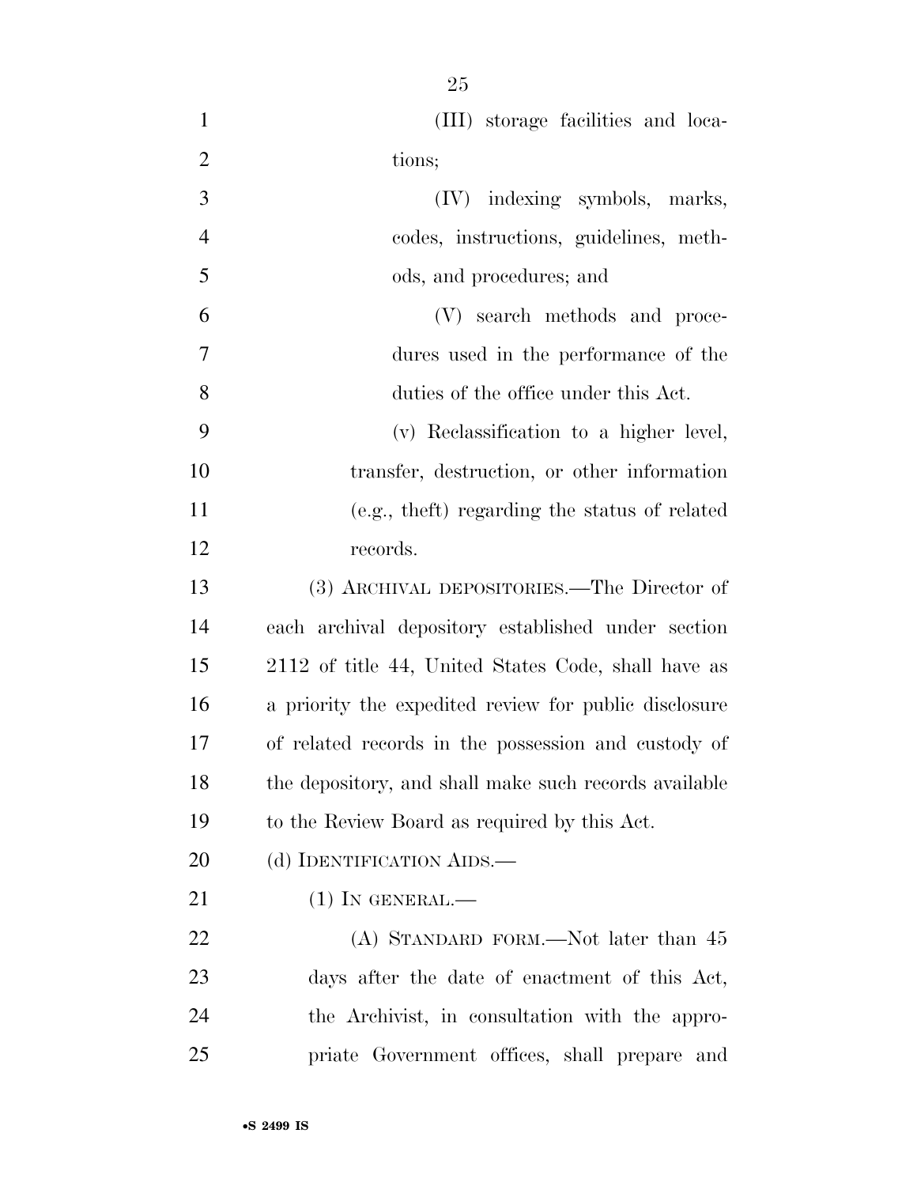(III) storage facilities and locations;

(IV) indexing symbols, marks, codes, instructions, guidelines, methods, and procedures; and

(V) search methods and procedures used in the performance of the duties of the office under this Act.

(v) Reclassification to a higher level, transfer, destruction, or other information (e.g., theft) regarding the status of related records.

(3) ARCHIVAL DEPOSITORIES.—The Director of each archival depository established under section 2112 of title 44, United States Code, shall have as a priority the expedited review for public disclosure of related records in the possession and custody of the depository, and shall make such records available to the Review Board as required by this Act.

(d) IDENTIFICATION AIDS.—

(1) IN GENERAL.—

(A) STANDARD FORM.—Not later than 45 days after the date of enactment of this Act, the Archivist, in consultation with the appropriate Government offices, shall prepare and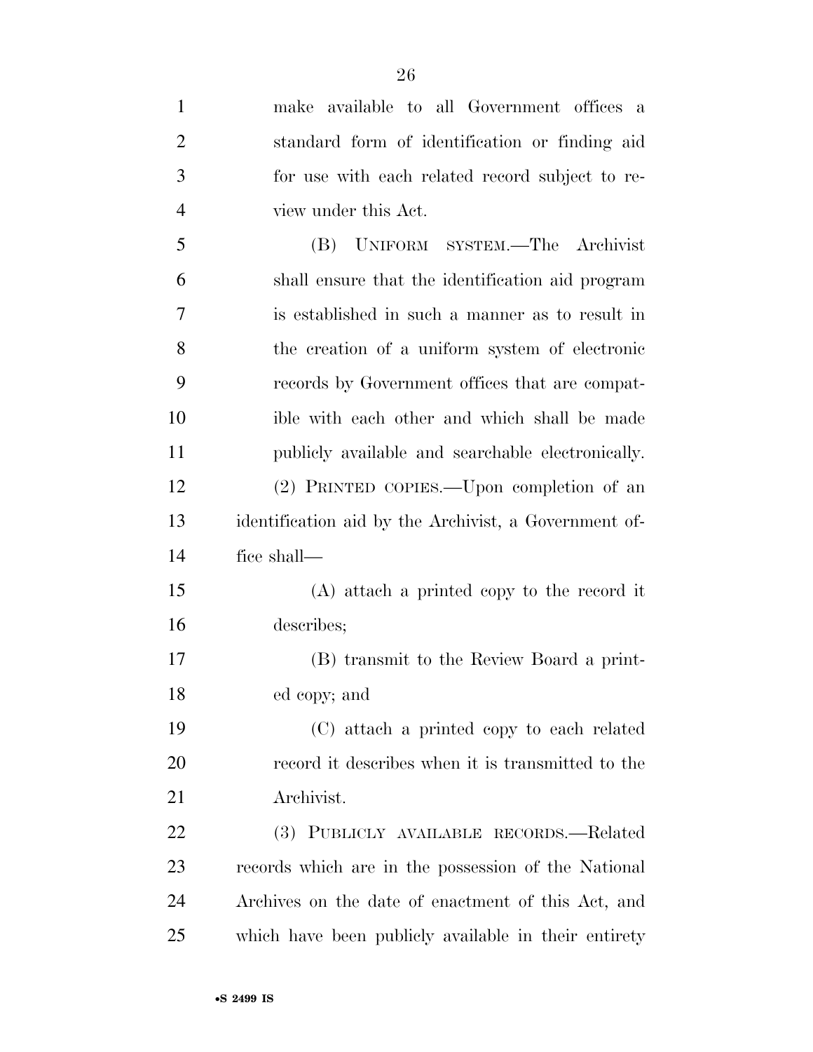make available to all Government offices a standard form of identification or finding aid for use with each related record subject to review under this Act.

(B) UNIFORM SYSTEM.—The Archivist shall ensure that the identification aid program is established in such a manner as to result in the creation of a uniform system of electronic records by Government offices that are compatible with each other and which shall be made publicly available and searchable electronically.

(2) PRINTED COPIES.—Upon completion of an identification aid by the Archivist, a Government office shall—

(A) attach a printed copy to the record it describes;

(B) transmit to the Review Board a printed copy; and

(C) attach a printed copy to each related record it describes when it is transmitted to the Archivist.

(3) PUBLICLY AVAILABLE RECORDS.—Related records which are in the possession of the National Archives on the date of enactment of this Act, and which have been publicly available in their entirety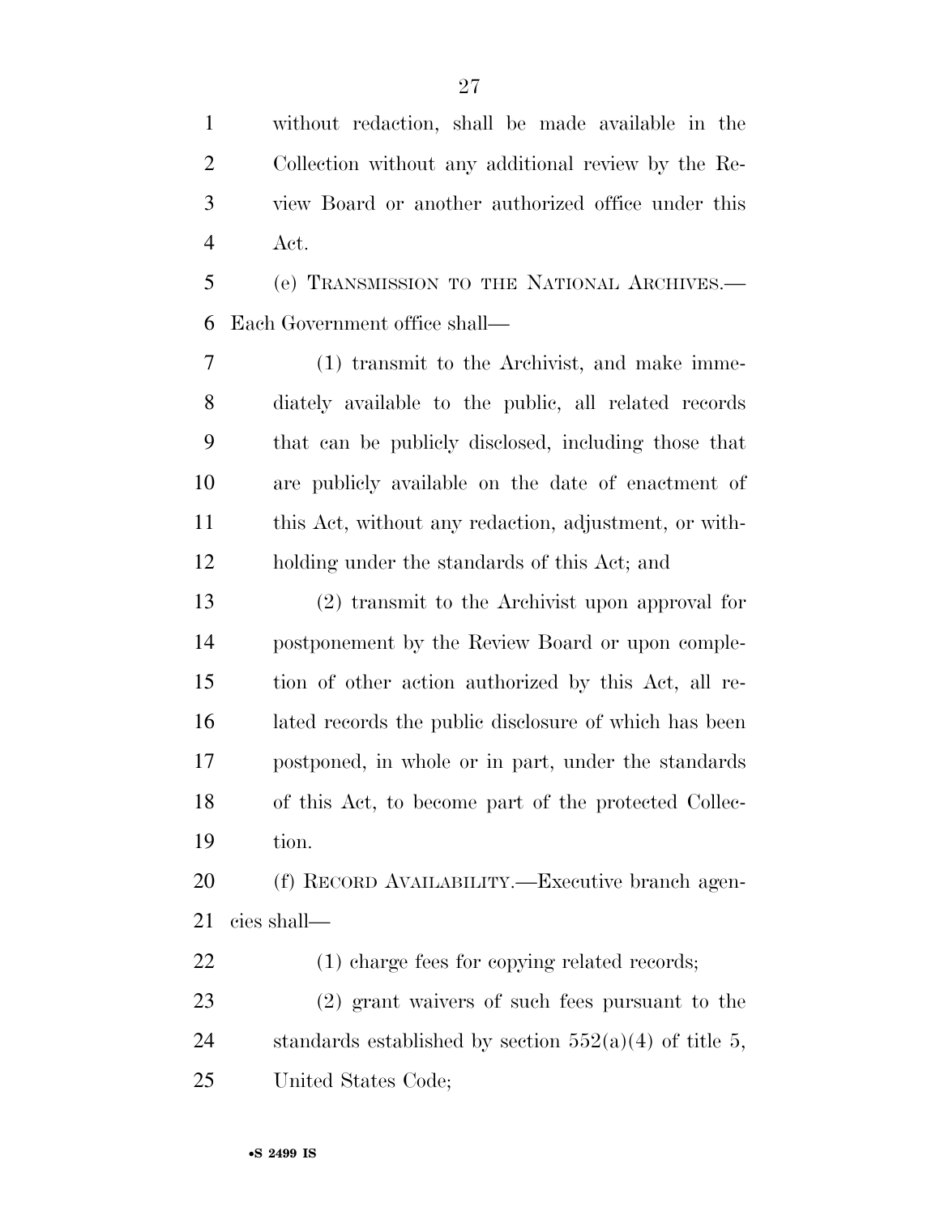without redaction, shall be made available in the Collection without any additional review by the Review Board or another authorized office under this Act.

(e) TRANSMISSION TO THE NATIONAL ARCHIVES.—Each Government office shall—

(1) transmit to the Archivist, and make immediately available to the public, all related records that can be publicly disclosed, including those that are publicly available on the date of enactment of this Act, without any redaction, adjustment, or withholding under the standards of this Act; and

(2) transmit to the Archivist upon approval for postponement by the Review Board or upon completion of other action authorized by this Act, all related records the public disclosure of which has been postponed, in whole or in part, under the standards of this Act, to become part of the protected Collection.

(f) RECORD AVAILABILITY.—Executive branch agencies shall—

(1) charge fees for copying related records;

(2) grant waivers of such fees pursuant to the standards established by section 552(a)(4) of title 5, United States Code;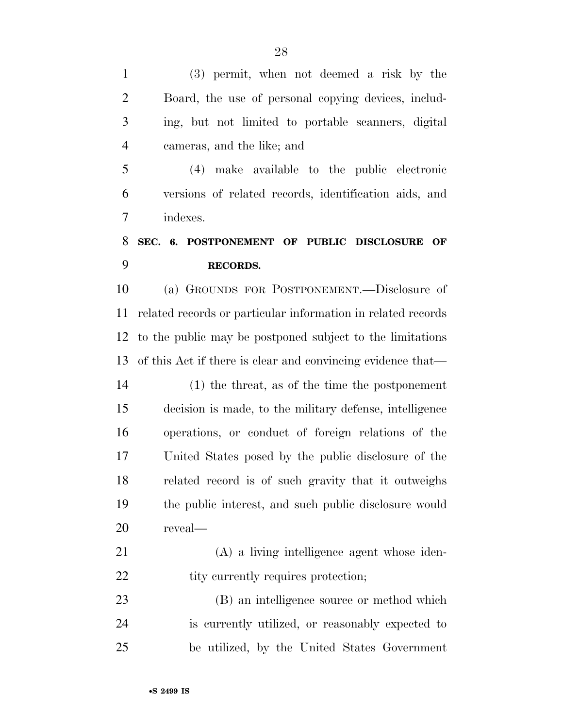(3) permit, when not deemed a risk by the Board, the use of personal copying devices, including, but not limited to portable scanners, digital cameras, and the like; and

(4) make available to the public electronic versions of related records, identification aids, and indexes.

## SEC. 6. POSTPONEMENT OF PUBLIC DISCLOSURE OF RECORDS.

(a) GROUNDS FOR POSTPONEMENT.—Disclosure of related records or particular information in related records to the public may be postponed subject to the limitations of this Act if there is clear and convincing evidence that—

(1) the threat, as of the time the postponement decision is made, to the military defense, intelligence operations, or conduct of foreign relations of the United States posed by the public disclosure of the related record is of such gravity that it outweighs the public interest, and such public disclosure would reveal—

(A) a living intelligence agent whose identity currently requires protection;

(B) an intelligence source or method which is currently utilized, or reasonably expected to be utilized, by the United States Government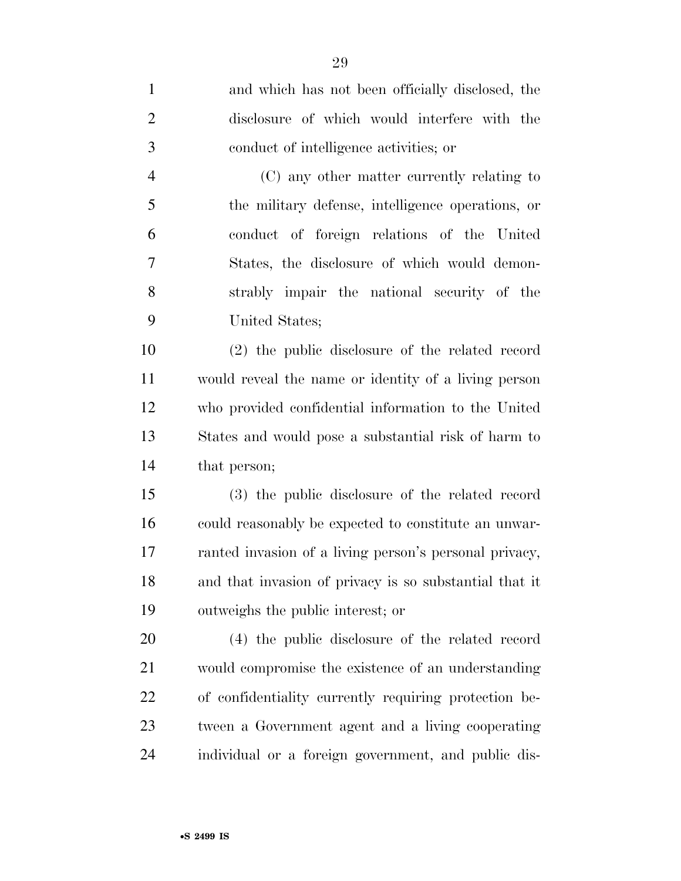and which has not been officially disclosed, the disclosure of which would interfere with the conduct of intelligence activities; or

(C) any other matter currently relating to the military defense, intelligence operations, or conduct of foreign relations of the United States, the disclosure of which would demonstrably impair the national security of the United States;

(2) the public disclosure of the related record would reveal the name or identity of a living person who provided confidential information to the United States and would pose a substantial risk of harm to that person;

(3) the public disclosure of the related record could reasonably be expected to constitute an unwarranted invasion of a living person's personal privacy, and that invasion of privacy is so substantial that it outweighs the public interest; or

(4) the public disclosure of the related record would compromise the existence of an understanding of confidentiality currently requiring protection between a Government agent and a living cooperating individual or a foreign government, and public dis-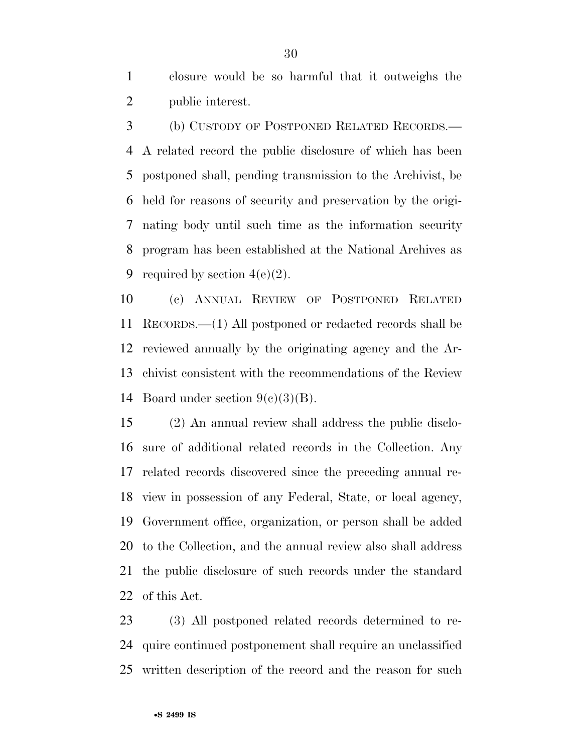closure would be so harmful that it outweighs the public interest.

(b) CUSTODY OF POSTPONED RELATED RECORDS.—A related record the public disclosure of which has been postponed shall, pending transmission to the Archivist, be held for reasons of security and preservation by the originating body until such time as the information security program has been established at the National Archives as required by section 4(e)(2).

(c) ANNUAL REVIEW OF POSTPONED RELATED RECORDS.—(1) All postponed or redacted records shall be reviewed annually by the originating agency and the Archivist consistent with the recommendations of the Review Board under section 9(c)(3)(B).

(2) An annual review shall address the public disclosure of additional related records in the Collection. Any related records discovered since the preceding annual review in possession of any Federal, State, or local agency, Government office, organization, or person shall be added to the Collection, and the annual review also shall address the public disclosure of such records under the standard of this Act.

(3) All postponed related records determined to require continued postponement shall require an unclassified written description of the record and the reason for such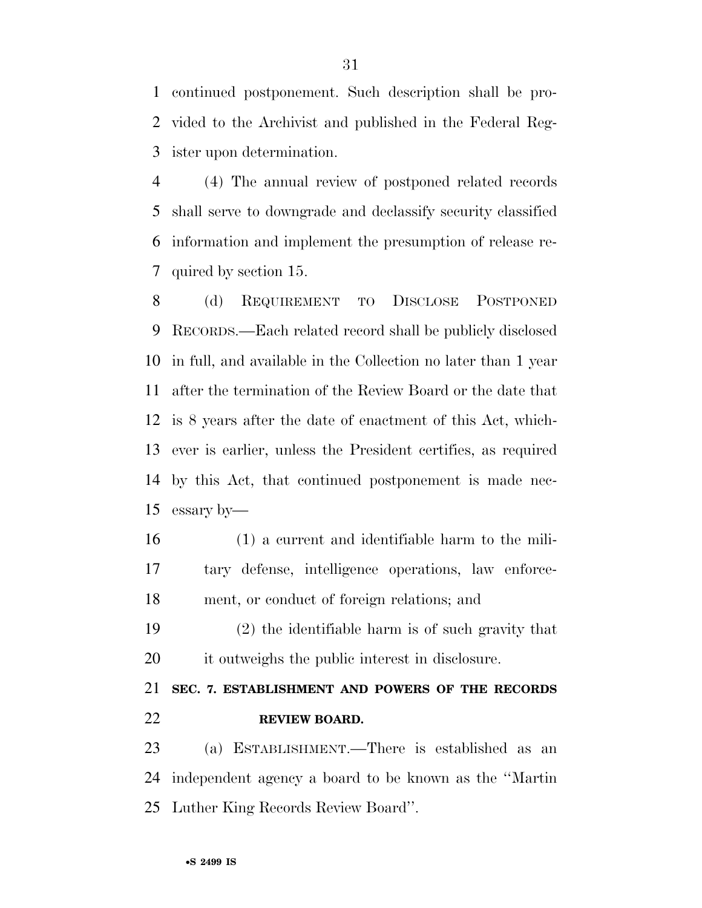continued postponement. Such description shall be provided to the Archivist and published in the Federal Register upon determination.

(4) The annual review of postponed related records shall serve to downgrade and declassify security classified information and implement the presumption of release required by section 15.

(d) REQUIREMENT TO DISCLOSE POSTPONED RECORDS.—Each related record shall be publicly disclosed in full, and available in the Collection no later than 1 year after the termination of the Review Board or the date that is 8 years after the date of enactment of this Act, whichever is earlier, unless the President certifies, as required by this Act, that continued postponement is made necessary by—

(1) a current and identifiable harm to the military defense, intelligence operations, law enforcement, or conduct of foreign relations; and

(2) the identifiable harm is of such gravity that it outweighs the public interest in disclosure.

## SEC. 7. ESTABLISHMENT AND POWERS OF THE RECORDS REVIEW BOARD.

(a) ESTABLISHMENT.—There is established as an independent agency a board to be known as the ''Martin Luther King Records Review Board''.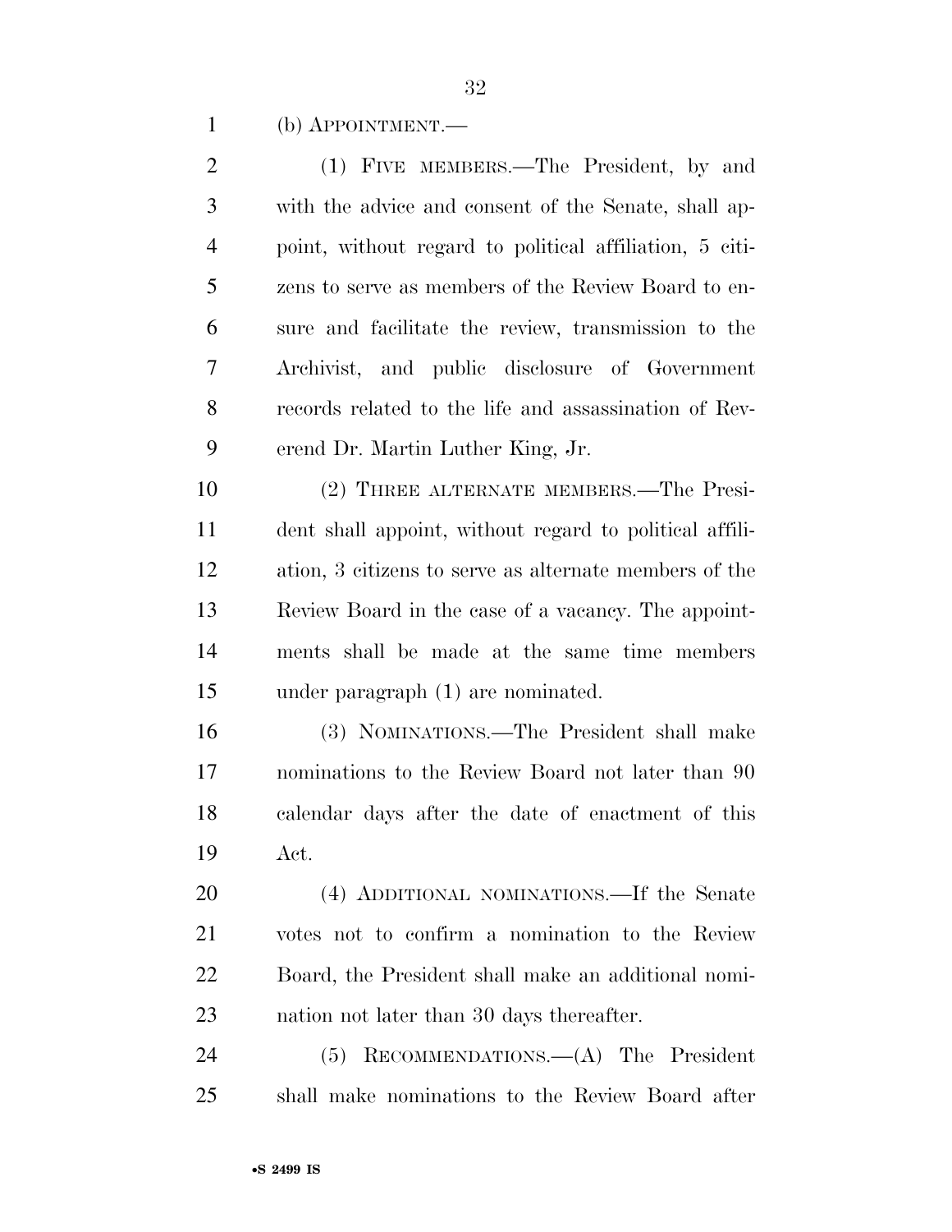(b) APPOINTMENT.—

(1) FIVE MEMBERS.—The President, by and with the advice and consent of the Senate, shall appoint, without regard to political affiliation, 5 citizens to serve as members of the Review Board to ensure and facilitate the review, transmission to the Archivist, and public disclosure of Government records related to the life and assassination of Reverend Dr. Martin Luther King, Jr.

(2) THREE ALTERNATE MEMBERS.—The President shall appoint, without regard to political affiliation, 3 citizens to serve as alternate members of the Review Board in the case of a vacancy. The appointments shall be made at the same time members under paragraph (1) are nominated.

(3) NOMINATIONS.—The President shall make nominations to the Review Board not later than 90 calendar days after the date of enactment of this Act.

(4) ADDITIONAL NOMINATIONS.—If the Senate votes not to confirm a nomination to the Review Board, the President shall make an additional nomination not later than 30 days thereafter.

(5) RECOMMENDATIONS.—(A) The President shall make nominations to the Review Board after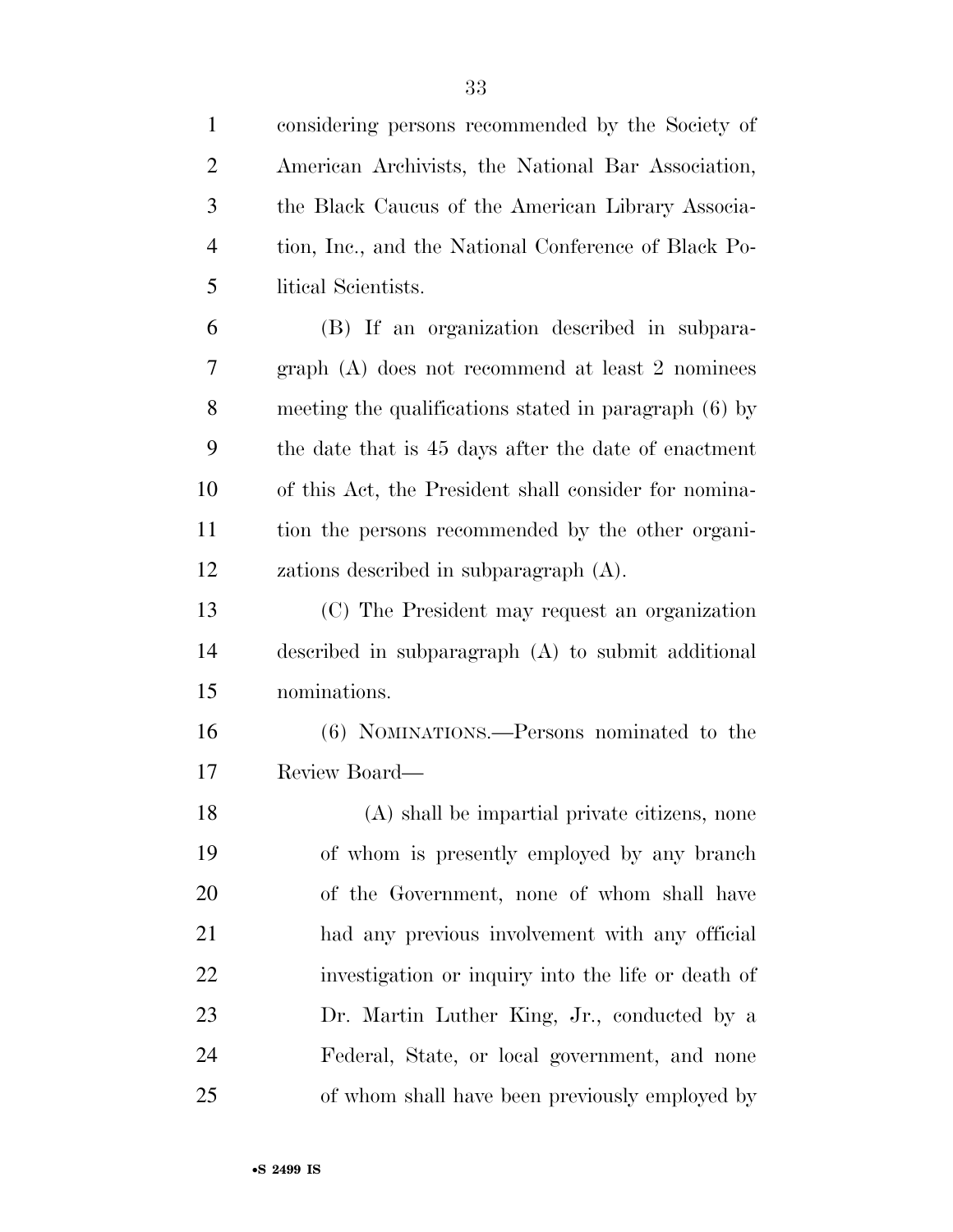considering persons recommended by the Society of American Archivists, the National Bar Association, the Black Caucus of the American Library Association, Inc., and the National Conference of Black Political Scientists.

(B) If an organization described in subparagraph (A) does not recommend at least 2 nominees meeting the qualifications stated in paragraph (6) by the date that is 45 days after the date of enactment of this Act, the President shall consider for nomination the persons recommended by the other organizations described in subparagraph (A).

(C) The President may request an organization described in subparagraph (A) to submit additional nominations.

(6) NOMINATIONS.—Persons nominated to the Review Board—

(A) shall be impartial private citizens, none of whom is presently employed by any branch of the Government, none of whom shall have had any previous involvement with any official investigation or inquiry into the life or death of Dr. Martin Luther King, Jr., conducted by a Federal, State, or local government, and none of whom shall have been previously employed by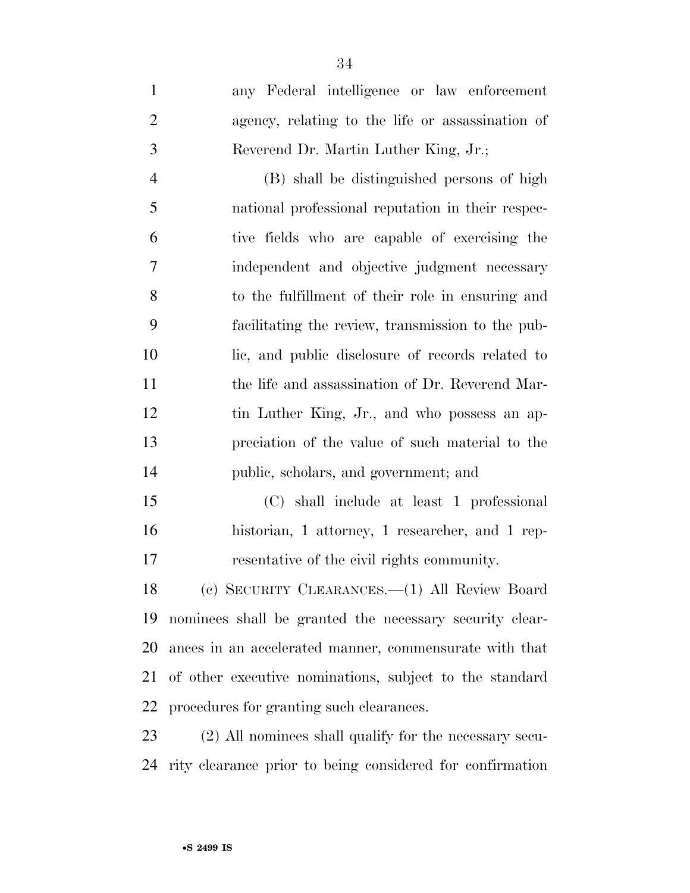any Federal intelligence or law enforcement agency, relating to the life or assassination of Reverend Dr. Martin Luther King, Jr.;

(B) shall be distinguished persons of high national professional reputation in their respective fields who are capable of exercising the independent and objective judgment necessary to the fulfillment of their role in ensuring and facilitating the review, transmission to the public, and public disclosure of records related to the life and assassination of Dr. Reverend Martin Luther King, Jr., and who possess an appreciation of the value of such material to the public, scholars, and government; and

(C) shall include at least 1 professional historian, 1 attorney, 1 researcher, and 1 representative of the civil rights community.

(c) SECURITY CLEARANCES.—(1) All Review Board nominees shall be granted the necessary security clearances in an accelerated manner, commensurate with that of other executive nominations, subject to the standard procedures for granting such clearances.

(2) All nominees shall qualify for the necessary security clearance prior to being considered for confirmation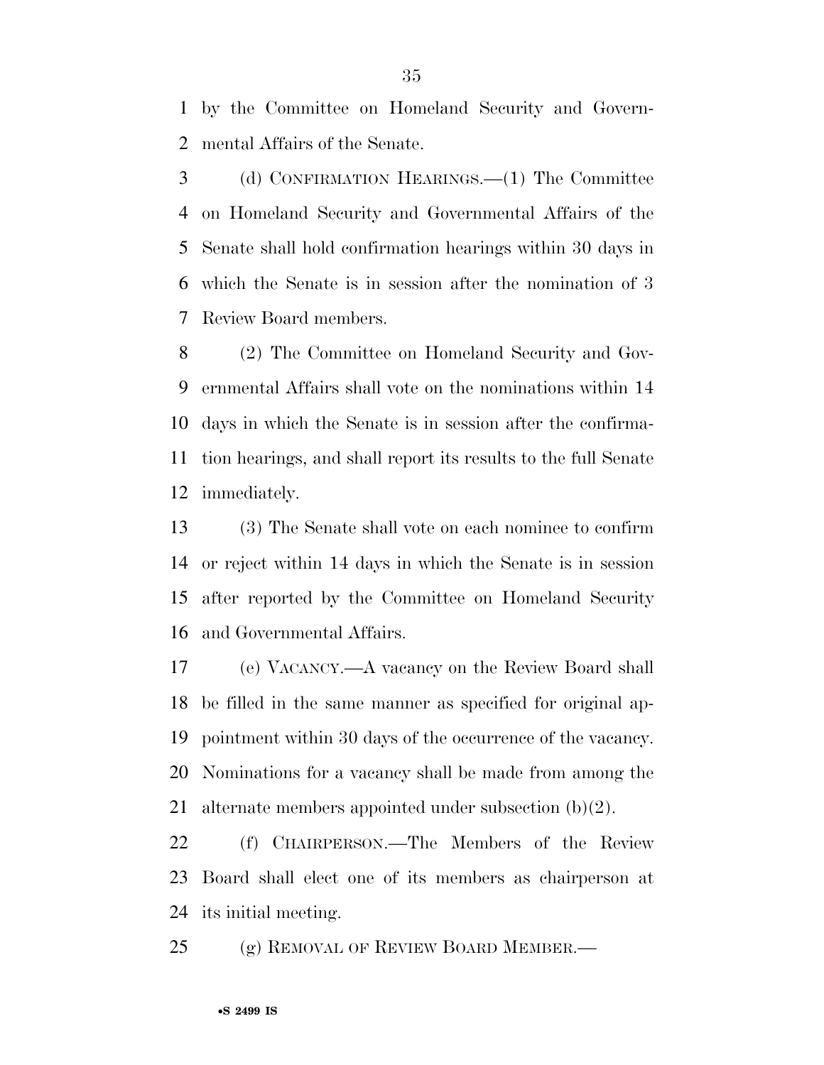by the Committee on Homeland Security and Governmental Affairs of the Senate.

(d) CONFIRMATION HEARINGS.—(1) The Committee on Homeland Security and Governmental Affairs of the Senate shall hold confirmation hearings within 30 days in which the Senate is in session after the nomination of 3 Review Board members.

(2) The Committee on Homeland Security and Governmental Affairs shall vote on the nominations within 14 days in which the Senate is in session after the confirmation hearings, and shall report its results to the full Senate immediately.

(3) The Senate shall vote on each nominee to confirm or reject within 14 days in which the Senate is in session after reported by the Committee on Homeland Security and Governmental Affairs.

(e) VACANCY.—A vacancy on the Review Board shall be filled in the same manner as specified for original appointment within 30 days of the occurrence of the vacancy. Nominations for a vacancy shall be made from among the alternate members appointed under subsection (b)(2).

(f) CHAIRPERSON.—The Members of the Review Board shall elect one of its members as chairperson at its initial meeting.

(g) REMOVAL OF REVIEW BOARD MEMBER.—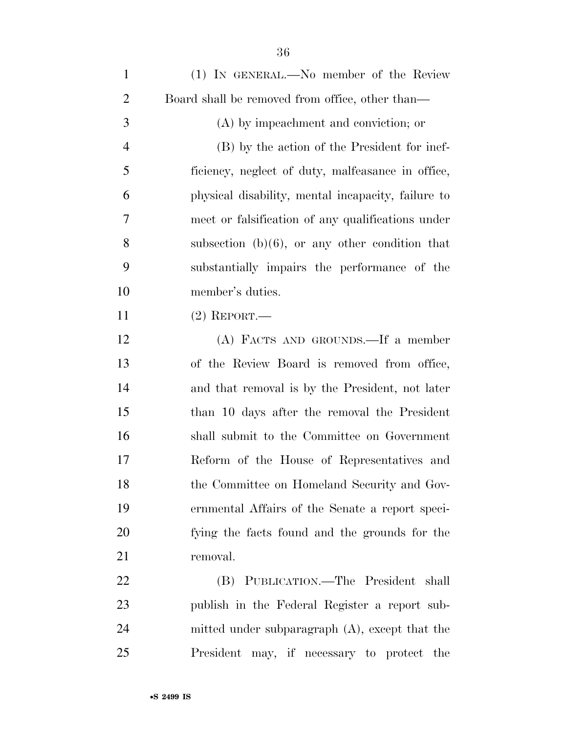(1) IN GENERAL.—No member of the Review Board shall be removed from office, other than—

(A) by impeachment and conviction; or

(B) by the action of the President for inefficiency, neglect of duty, malfeasance in office, physical disability, mental incapacity, failure to meet or falsification of any qualifications under subsection (b)(6), or any other condition that substantially impairs the performance of the member's duties.

(2) REPORT.—

(A) FACTS AND GROUNDS.—If a member of the Review Board is removed from office, and that removal is by the President, not later than 10 days after the removal the President shall submit to the Committee on Government Reform of the House of Representatives and the Committee on Homeland Security and Governmental Affairs of the Senate a report specifying the facts found and the grounds for the removal.

(B) PUBLICATION.—The President shall publish in the Federal Register a report submitted under subparagraph (A), except that the President may, if necessary to protect the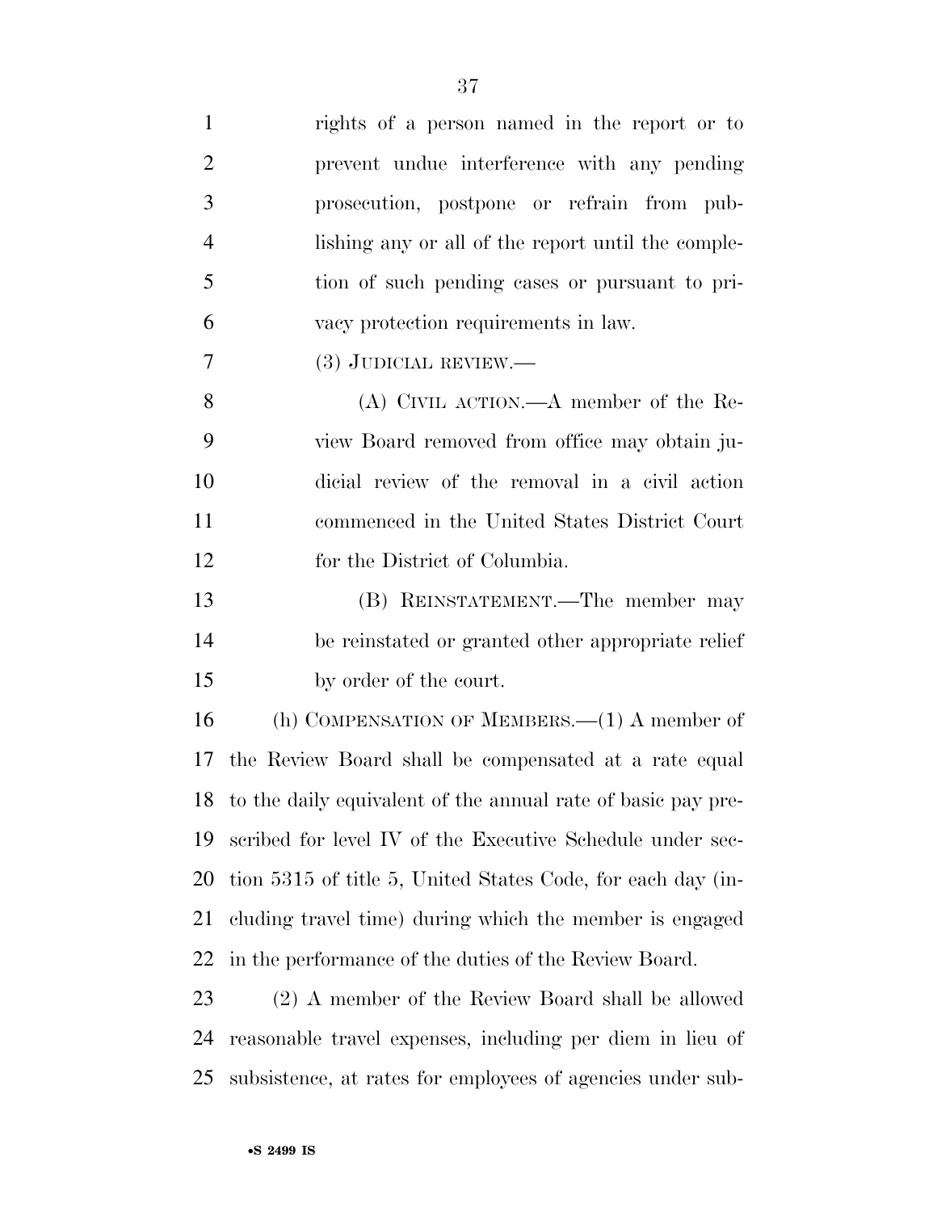rights of a person named in the report or to prevent undue interference with any pending prosecution, postpone or refrain from publishing any or all of the report until the completion of such pending cases or pursuant to privacy protection requirements in law.

(3) JUDICIAL REVIEW.—

(A) CIVIL ACTION.—A member of the Review Board removed from office may obtain judicial review of the removal in a civil action commenced in the United States District Court for the District of Columbia.

(B) REINSTATEMENT.—The member may be reinstated or granted other appropriate relief by order of the court.

(h) COMPENSATION OF MEMBERS.—(1) A member of the Review Board shall be compensated at a rate equal to the daily equivalent of the annual rate of basic pay prescribed for level IV of the Executive Schedule under section 5315 of title 5, United States Code, for each day (including travel time) during which the member is engaged in the performance of the duties of the Review Board.

(2) A member of the Review Board shall be allowed reasonable travel expenses, including per diem in lieu of subsistence, at rates for employees of agencies under sub-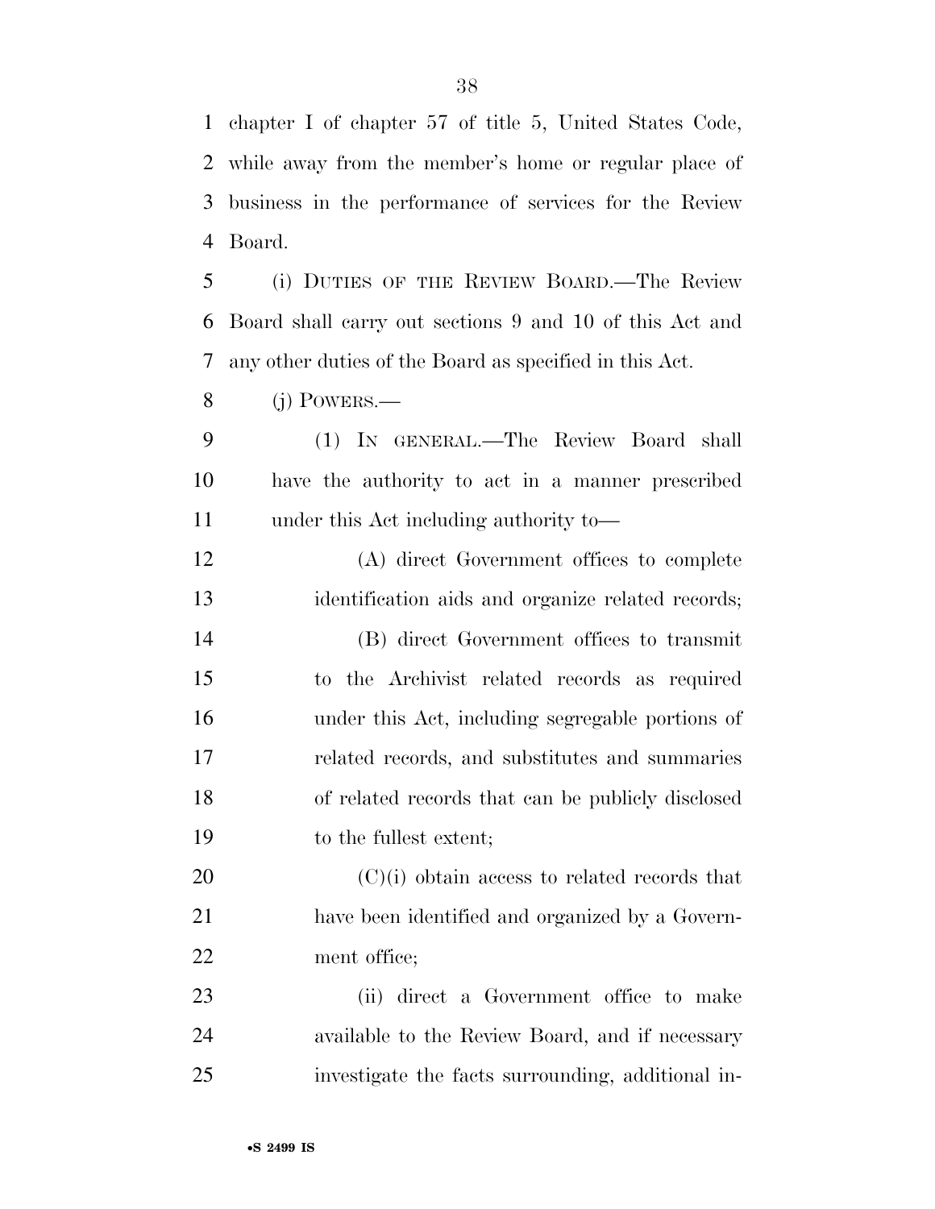chapter I of chapter 57 of title 5, United States Code, while away from the member's home or regular place of business in the performance of services for the Review Board.

(i) DUTIES OF THE REVIEW BOARD.—The Review Board shall carry out sections 9 and 10 of this Act and any other duties of the Board as specified in this Act.

(j) POWERS.—

(1) IN GENERAL.—The Review Board shall have the authority to act in a manner prescribed under this Act including authority to—

(A) direct Government offices to complete identification aids and organize related records;

(B) direct Government offices to transmit to the Archivist related records as required under this Act, including segregable portions of related records, and substitutes and summaries of related records that can be publicly disclosed to the fullest extent;

(C)(i) obtain access to related records that have been identified and organized by a Government office;

(ii) direct a Government office to make available to the Review Board, and if necessary investigate the facts surrounding, additional in-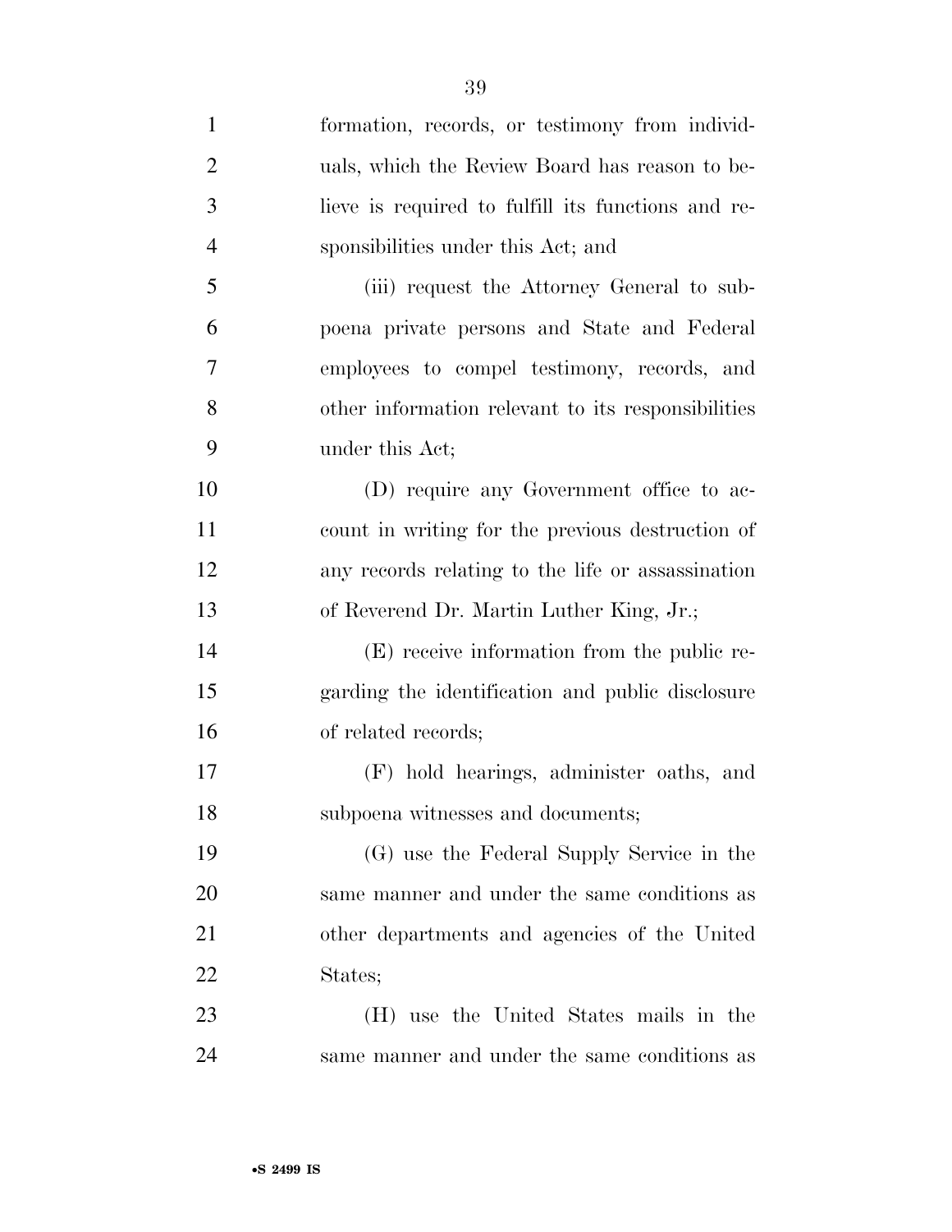formation, records, or testimony from individuals, which the Review Board has reason to believe is required to fulfill its functions and responsibilities under this Act; and

(iii) request the Attorney General to subpoena private persons and State and Federal employees to compel testimony, records, and other information relevant to its responsibilities under this Act;

(D) require any Government office to account in writing for the previous destruction of any records relating to the life or assassination of Reverend Dr. Martin Luther King, Jr.;

(E) receive information from the public regarding the identification and public disclosure of related records;

(F) hold hearings, administer oaths, and subpoena witnesses and documents;

(G) use the Federal Supply Service in the same manner and under the same conditions as other departments and agencies of the United States;

(H) use the United States mails in the same manner and under the same conditions as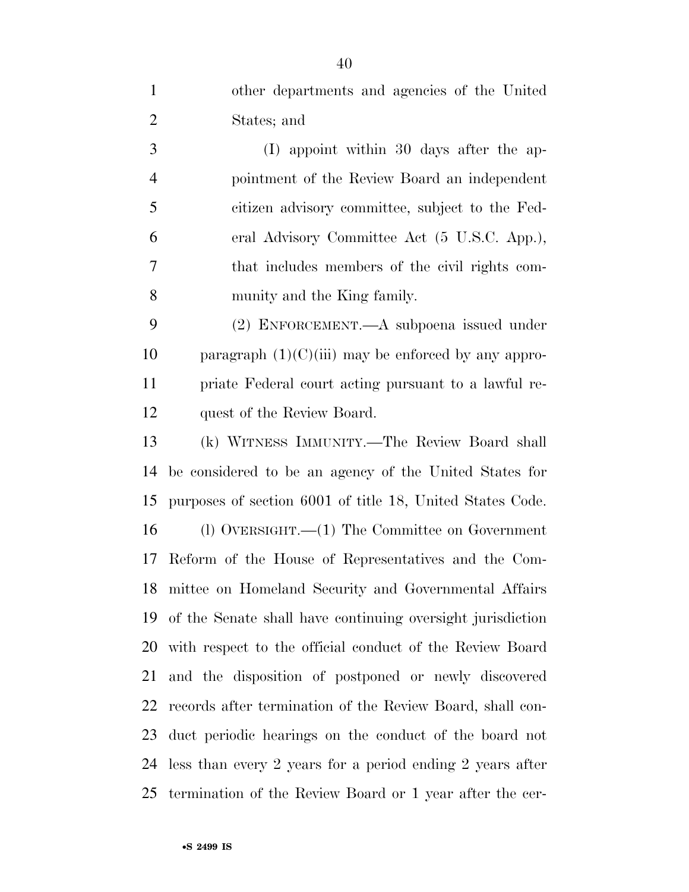other departments and agencies of the United States; and

(I) appoint within 30 days after the appointment of the Review Board an independent citizen advisory committee, subject to the Federal Advisory Committee Act (5 U.S.C. App.), that includes members of the civil rights community and the King family.

(2) ENFORCEMENT.—A subpoena issued under paragraph (1)(C)(iii) may be enforced by any appropriate Federal court acting pursuant to a lawful request of the Review Board.

(k) WITNESS IMMUNITY.—The Review Board shall be considered to be an agency of the United States for purposes of section 6001 of title 18, United States Code.

(l) OVERSIGHT.—(1) The Committee on Government Reform of the House of Representatives and the Committee on Homeland Security and Governmental Affairs of the Senate shall have continuing oversight jurisdiction with respect to the official conduct of the Review Board and the disposition of postponed or newly discovered records after termination of the Review Board, shall conduct periodic hearings on the conduct of the board not less than every 2 years for a period ending 2 years after termination of the Review Board or 1 year after the cer-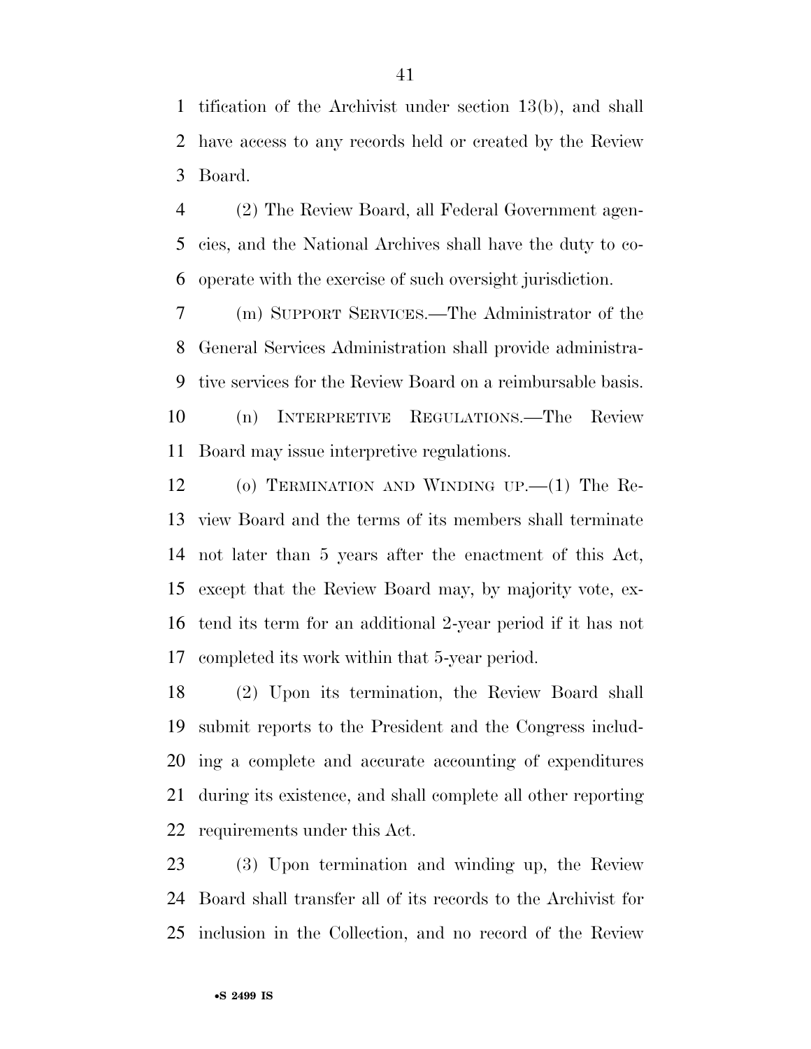tification of the Archivist under section 13(b), and shall have access to any records held or created by the Review Board.

(2) The Review Board, all Federal Government agencies, and the National Archives shall have the duty to cooperate with the exercise of such oversight jurisdiction.

(m) SUPPORT SERVICES.—The Administrator of the General Services Administration shall provide administrative services for the Review Board on a reimbursable basis.

(n) INTERPRETIVE REGULATIONS.—The Review Board may issue interpretive regulations.

(o) TERMINATION AND WINDING UP.—(1) The Review Board and the terms of its members shall terminate not later than 5 years after the enactment of this Act, except that the Review Board may, by majority vote, extend its term for an additional 2-year period if it has not completed its work within that 5-year period.

(2) Upon its termination, the Review Board shall submit reports to the President and the Congress including a complete and accurate accounting of expenditures during its existence, and shall complete all other reporting requirements under this Act.

(3) Upon termination and winding up, the Review Board shall transfer all of its records to the Archivist for inclusion in the Collection, and no record of the Review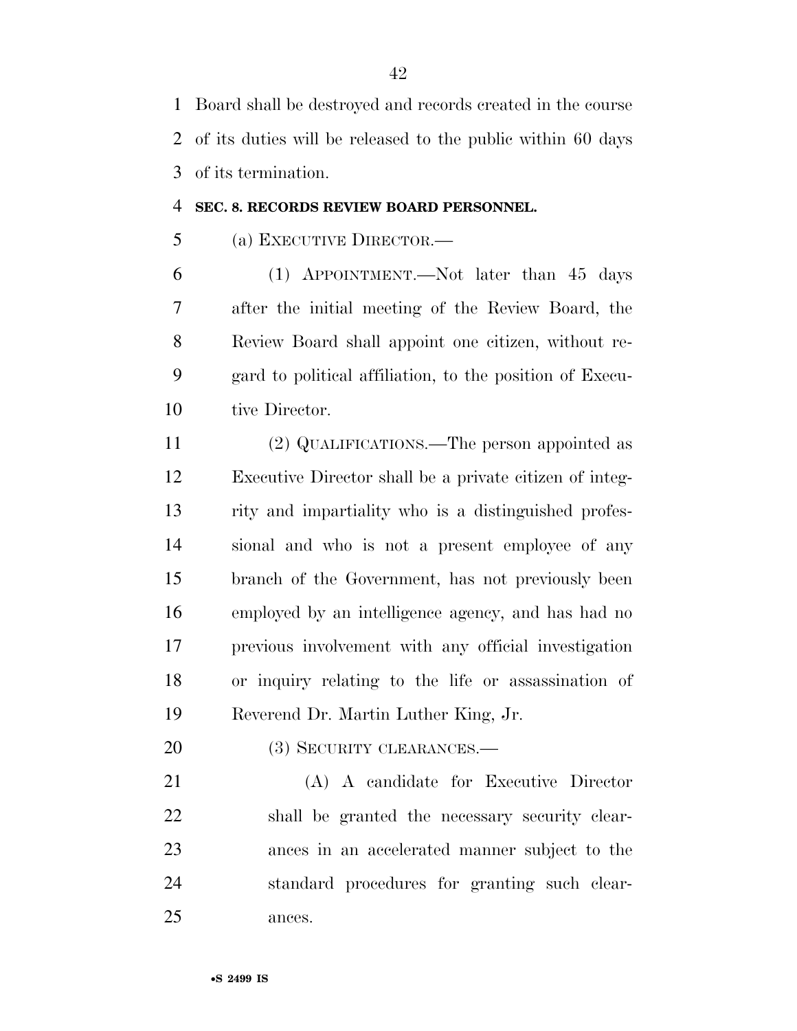Board shall be destroyed and records created in the course of its duties will be released to the public within 60 days of its termination.

**SEC. 8. RECORDS REVIEW BOARD PERSONNEL.**

(a) EXECUTIVE DIRECTOR.—

(1) APPOINTMENT.—Not later than 45 days after the initial meeting of the Review Board, the Review Board shall appoint one citizen, without regard to political affiliation, to the position of Executive Director.

(2) QUALIFICATIONS.—The person appointed as Executive Director shall be a private citizen of integrity and impartiality who is a distinguished professional and who is not a present employee of any branch of the Government, has not previously been employed by an intelligence agency, and has had no previous involvement with any official investigation or inquiry relating to the life or assassination of Reverend Dr. Martin Luther King, Jr.

(3) SECURITY CLEARANCES.—

(A) A candidate for Executive Director shall be granted the necessary security clearances in an accelerated manner subject to the standard procedures for granting such clearances.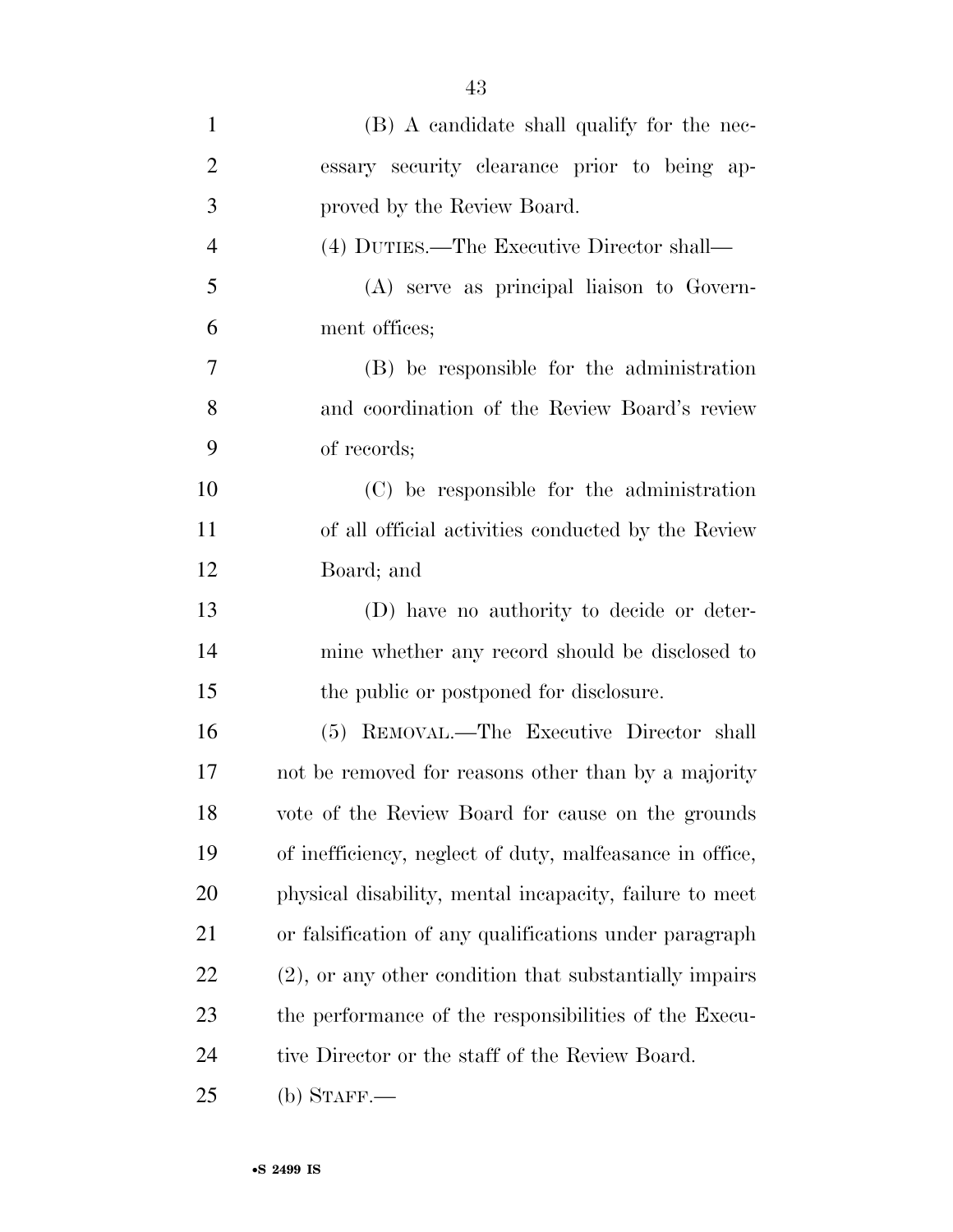(B) A candidate shall qualify for the necessary security clearance prior to being approved by the Review Board.

(4) DUTIES.—The Executive Director shall—

(A) serve as principal liaison to Government offices;

(B) be responsible for the administration and coordination of the Review Board's review of records;

(C) be responsible for the administration of all official activities conducted by the Review Board; and

(D) have no authority to decide or determine whether any record should be disclosed to the public or postponed for disclosure.

(5) REMOVAL.—The Executive Director shall not be removed for reasons other than by a majority vote of the Review Board for cause on the grounds of inefficiency, neglect of duty, malfeasance in office, physical disability, mental incapacity, failure to meet or falsification of any qualifications under paragraph (2), or any other condition that substantially impairs the performance of the responsibilities of the Executive Director or the staff of the Review Board.

(b) STAFF.—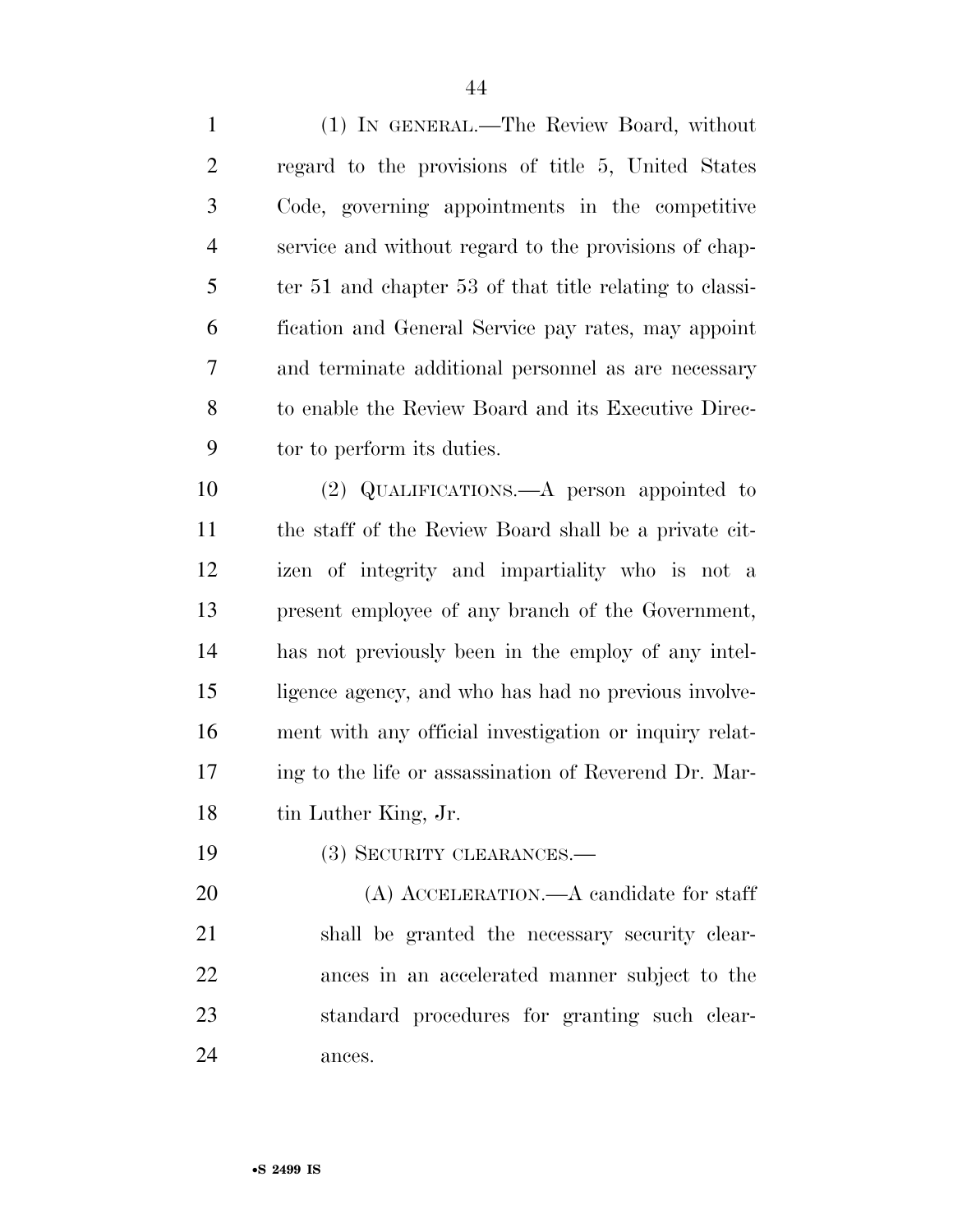(1) IN GENERAL.—The Review Board, without regard to the provisions of title 5, United States Code, governing appointments in the competitive service and without regard to the provisions of chapter 51 and chapter 53 of that title relating to classification and General Service pay rates, may appoint and terminate additional personnel as are necessary to enable the Review Board and its Executive Director to perform its duties.

(2) QUALIFICATIONS.—A person appointed to the staff of the Review Board shall be a private citizen of integrity and impartiality who is not a present employee of any branch of the Government, has not previously been in the employ of any intelligence agency, and who has had no previous involvement with any official investigation or inquiry relating to the life or assassination of Reverend Dr. Martin Luther King, Jr.

(3) SECURITY CLEARANCES.—

(A) ACCELERATION.—A candidate for staff shall be granted the necessary security clearances in an accelerated manner subject to the standard procedures for granting such clearances.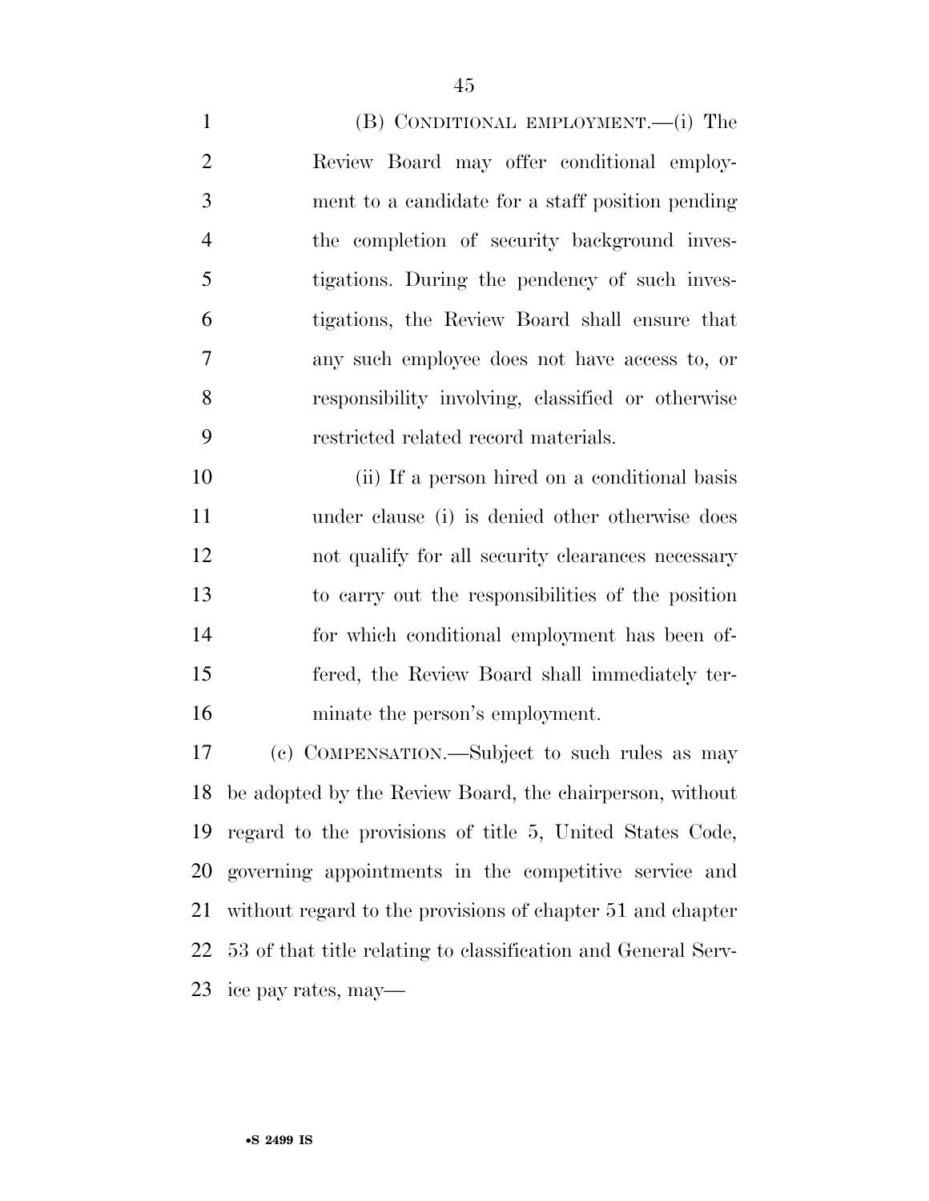(B) CONDITIONAL EMPLOYMENT.—(i) The Review Board may offer conditional employment to a candidate for a staff position pending the completion of security background investigations. During the pendency of such investigations, the Review Board shall ensure that any such employee does not have access to, or responsibility involving, classified or otherwise restricted related record materials.

(ii) If a person hired on a conditional basis under clause (i) is denied other otherwise does not qualify for all security clearances necessary to carry out the responsibilities of the position for which conditional employment has been offered, the Review Board shall immediately terminate the person's employment.

(c) COMPENSATION.—Subject to such rules as may be adopted by the Review Board, the chairperson, without regard to the provisions of title 5, United States Code, governing appointments in the competitive service and without regard to the provisions of chapter 51 and chapter 53 of that title relating to classification and General Service pay rates, may—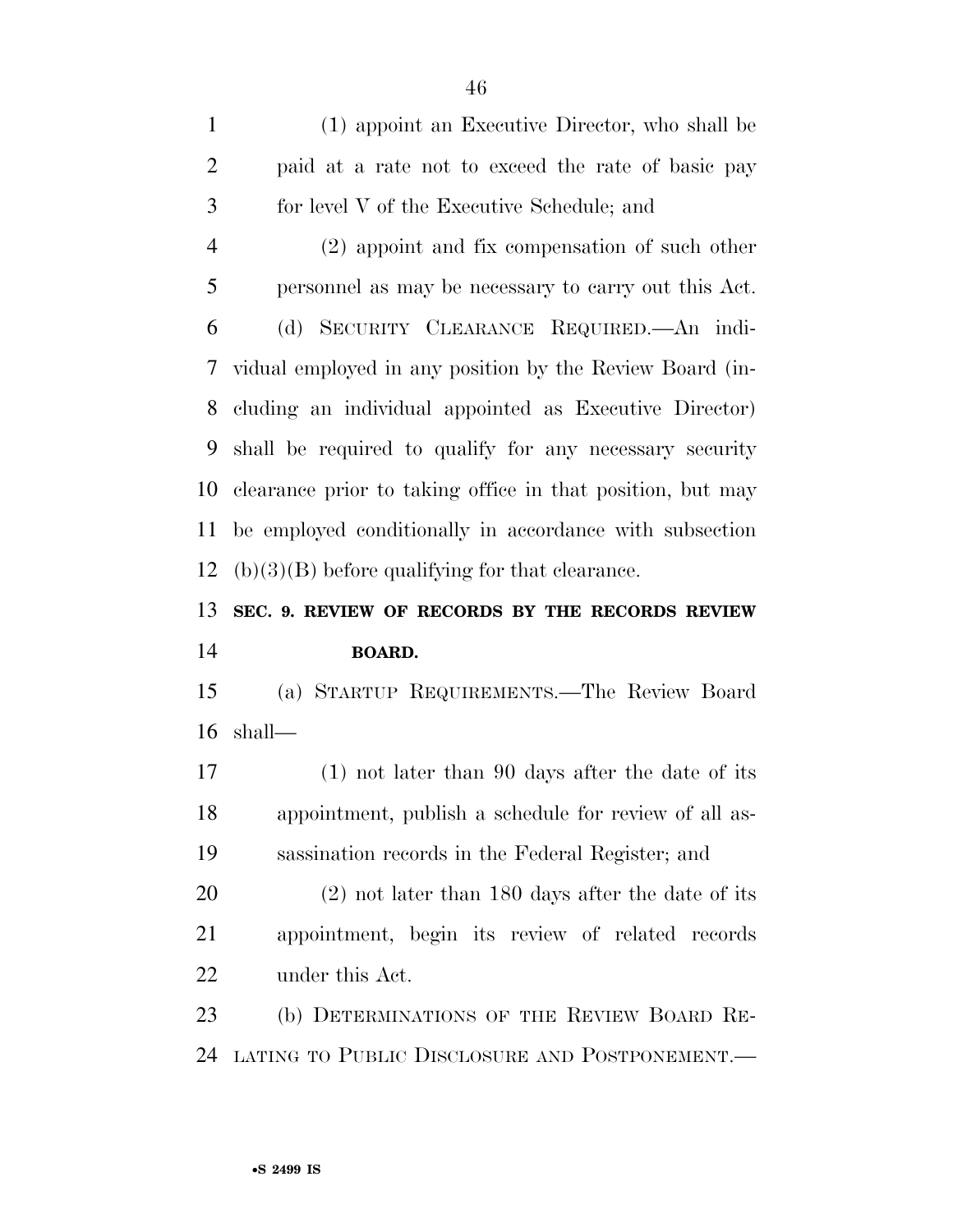(1) appoint an Executive Director, who shall be paid at a rate not to exceed the rate of basic pay for level V of the Executive Schedule; and

(2) appoint and fix compensation of such other personnel as may be necessary to carry out this Act.

(d) SECURITY CLEARANCE REQUIRED.—An individual employed in any position by the Review Board (including an individual appointed as Executive Director) shall be required to qualify for any necessary security clearance prior to taking office in that position, but may be employed conditionally in accordance with subsection (b)(3)(B) before qualifying for that clearance.

**SEC. 9. REVIEW OF RECORDS BY THE RECORDS REVIEW BOARD.**

(a) STARTUP REQUIREMENTS.—The Review Board shall—

(1) not later than 90 days after the date of its appointment, publish a schedule for review of all assassination records in the Federal Register; and

(2) not later than 180 days after the date of its appointment, begin its review of related records under this Act.

(b) DETERMINATIONS OF THE REVIEW BOARD RELATING TO PUBLIC DISCLOSURE AND POSTPONEMENT.—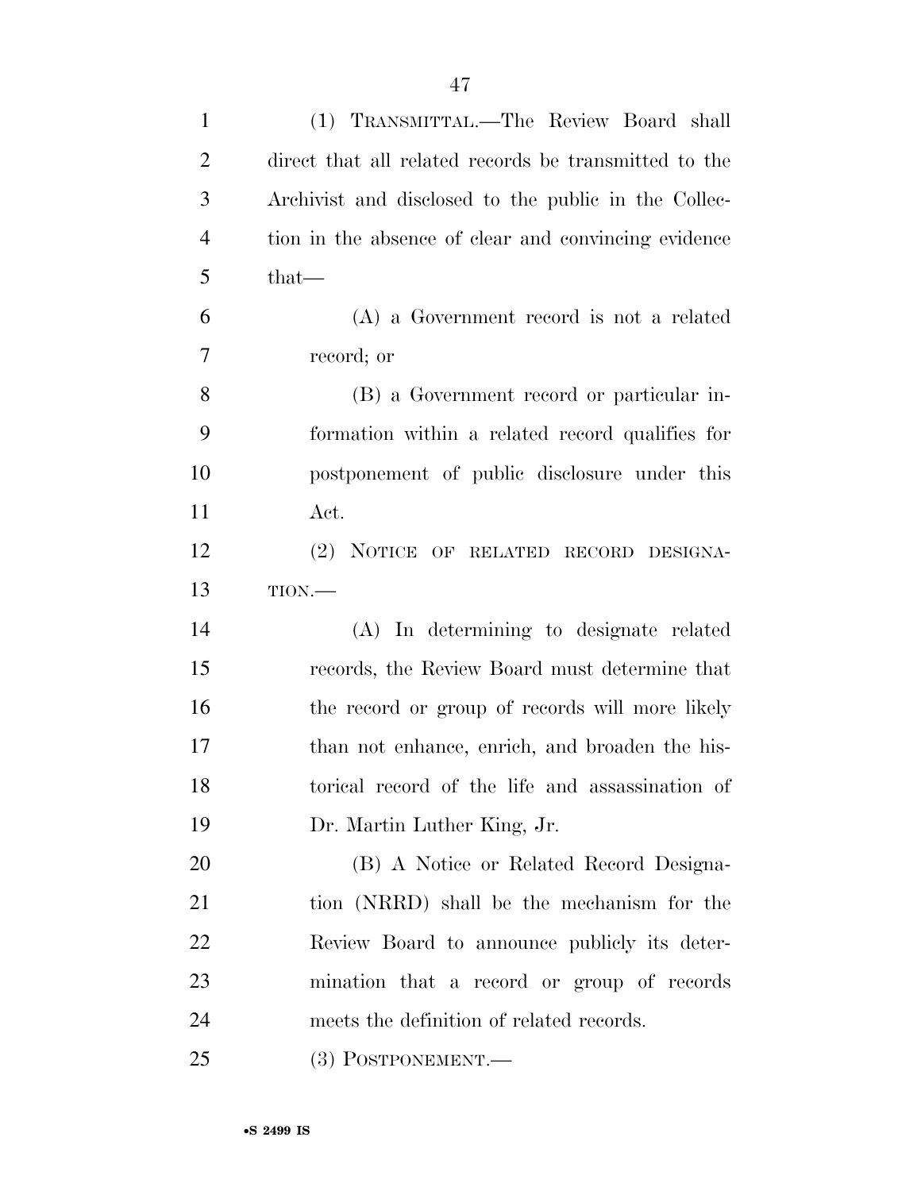(1) TRANSMITTAL.—The Review Board shall direct that all related records be transmitted to the Archivist and disclosed to the public in the Collection in the absence of clear and convincing evidence that—

(A) a Government record is not a related record; or

(B) a Government record or particular information within a related record qualifies for postponement of public disclosure under this Act.

(2) NOTICE OF RELATED RECORD DESIGNATION.—

(A) In determining to designate related records, the Review Board must determine that the record or group of records will more likely than not enhance, enrich, and broaden the historical record of the life and assassination of Dr. Martin Luther King, Jr.

(B) A Notice or Related Record Designation (NRRD) shall be the mechanism for the Review Board to announce publicly its determination that a record or group of records meets the definition of related records.

(3) POSTPONEMENT.—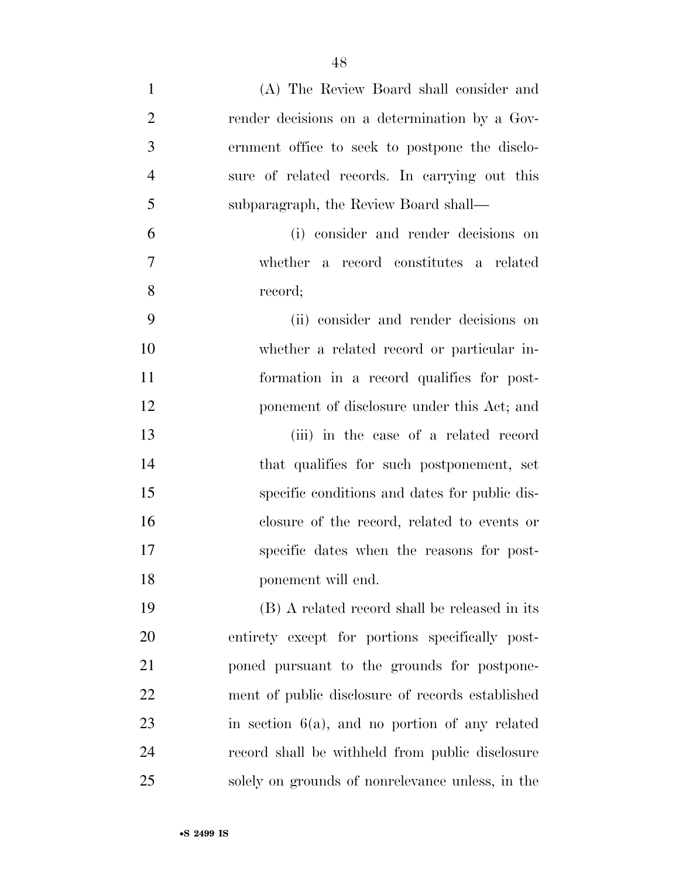(A) The Review Board shall consider and render decisions on a determination by a Government office to seek to postpone the disclosure of related records. In carrying out this subparagraph, the Review Board shall—

(i) consider and render decisions on whether a record constitutes a related record;

(ii) consider and render decisions on whether a related record or particular information in a record qualifies for postponement of disclosure under this Act; and

(iii) in the case of a related record that qualifies for such postponement, set specific conditions and dates for public disclosure of the record, related to events or specific dates when the reasons for postponement will end.

(B) A related record shall be released in its entirety except for portions specifically postponed pursuant to the grounds for postponement of public disclosure of records established in section 6(a), and no portion of any related record shall be withheld from public disclosure solely on grounds of nonrelevance unless, in the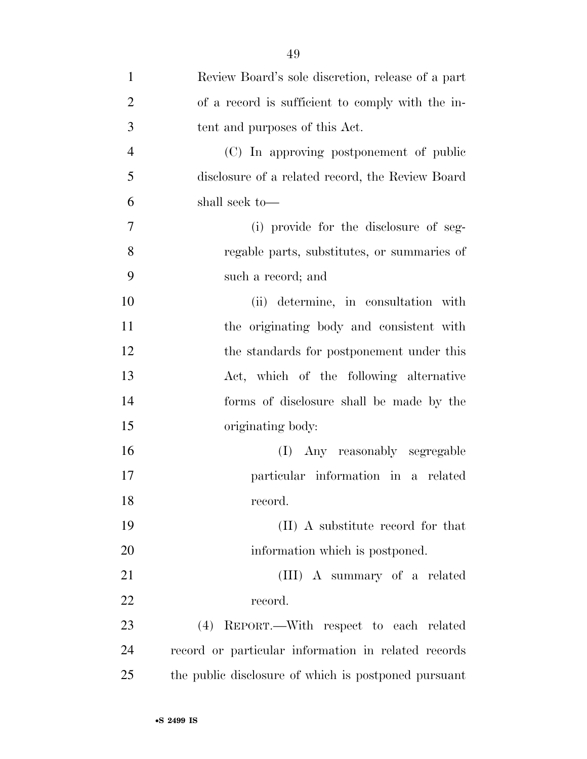Review Board's sole discretion, release of a part of a record is sufficient to comply with the intent and purposes of this Act.

(C) In approving postponement of public disclosure of a related record, the Review Board shall seek to—

(i) provide for the disclosure of segregable parts, substitutes, or summaries of such a record; and

(ii) determine, in consultation with the originating body and consistent with the standards for postponement under this Act, which of the following alternative forms of disclosure shall be made by the originating body:

(I) Any reasonably segregable particular information in a related record.

(II) A substitute record for that information which is postponed.

(III) A summary of a related record.

(4) REPORT.—With respect to each related record or particular information in related records the public disclosure of which is postponed pursuant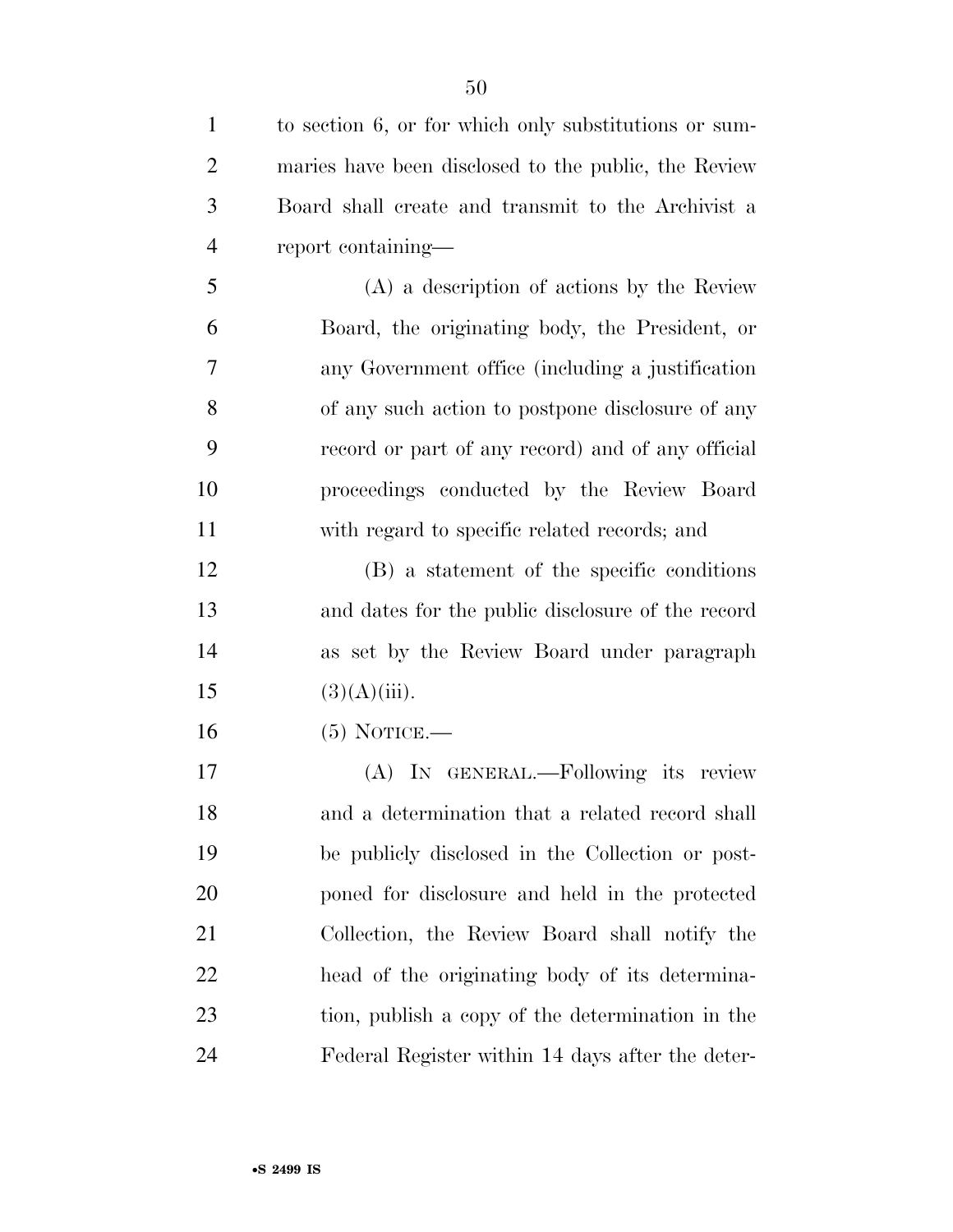to section 6, or for which only substitutions or summaries have been disclosed to the public, the Review Board shall create and transmit to the Archivist a report containing—

(A) a description of actions by the Review Board, the originating body, the President, or any Government office (including a justification of any such action to postpone disclosure of any record or part of any record) and of any official proceedings conducted by the Review Board with regard to specific related records; and

(B) a statement of the specific conditions and dates for the public disclosure of the record as set by the Review Board under paragraph (3)(A)(iii).

(5) NOTICE.—

(A) IN GENERAL.—Following its review and a determination that a related record shall be publicly disclosed in the Collection or postponed for disclosure and held in the protected Collection, the Review Board shall notify the head of the originating body of its determination, publish a copy of the determination in the Federal Register within 14 days after the deter-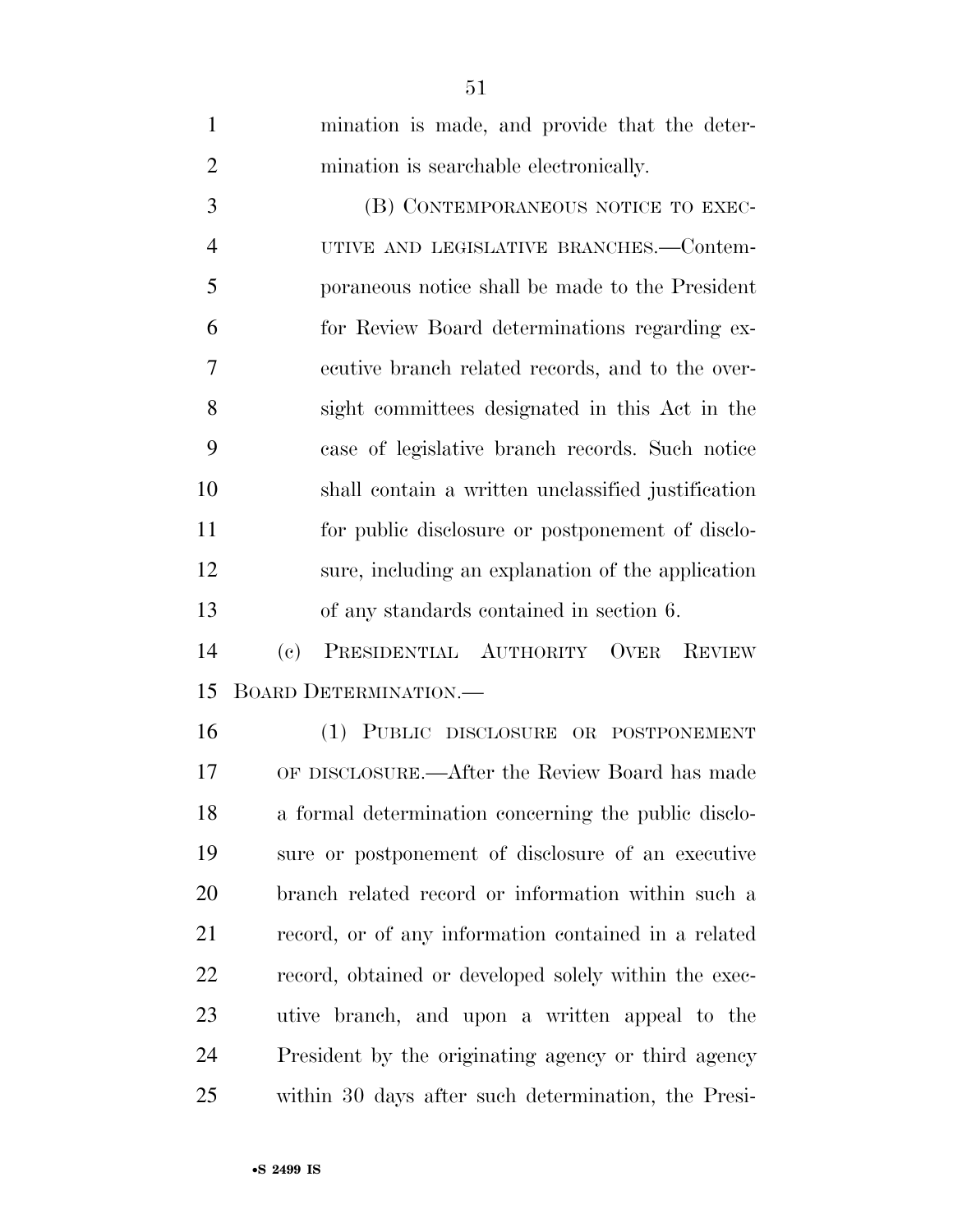mination is made, and provide that the determination is searchable electronically.

(B) CONTEMPORANEOUS NOTICE TO EXECUTIVE AND LEGISLATIVE BRANCHES.—Contemporaneous notice shall be made to the President for Review Board determinations regarding executive branch related records, and to the oversight committees designated in this Act in the case of legislative branch records. Such notice shall contain a written unclassified justification for public disclosure or postponement of disclosure, including an explanation of the application of any standards contained in section 6.

(c) PRESIDENTIAL AUTHORITY OVER REVIEW BOARD DETERMINATION.—

(1) PUBLIC DISCLOSURE OR POSTPONEMENT OF DISCLOSURE.—After the Review Board has made a formal determination concerning the public disclosure or postponement of disclosure of an executive branch related record or information within such a record, or of any information contained in a related record, obtained or developed solely within the executive branch, and upon a written appeal to the President by the originating agency or third agency within 30 days after such determination, the Presi-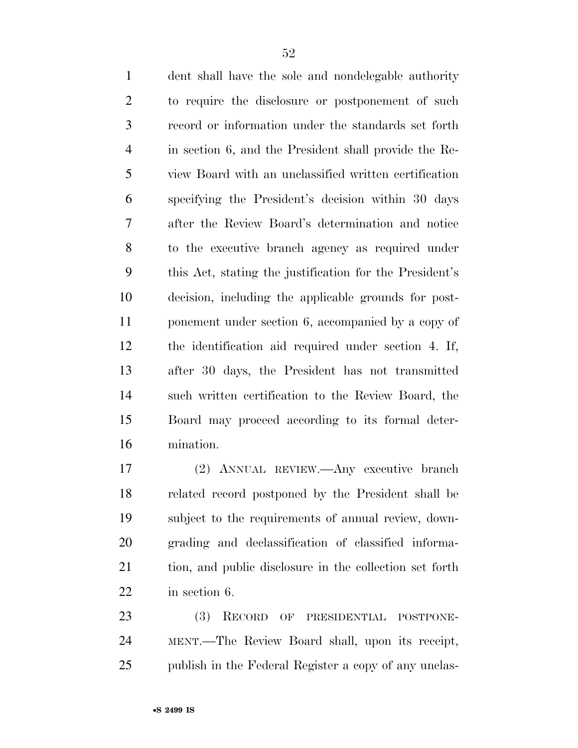dent shall have the sole and nondelegable authority to require the disclosure or postponement of such record or information under the standards set forth in section 6, and the President shall provide the Review Board with an unclassified written certification specifying the President's decision within 30 days after the Review Board's determination and notice to the executive branch agency as required under this Act, stating the justification for the President's decision, including the applicable grounds for postponement under section 6, accompanied by a copy of the identification aid required under section 4. If, after 30 days, the President has not transmitted such written certification to the Review Board, the Board may proceed according to its formal determination.

(2) ANNUAL REVIEW.—Any executive branch related record postponed by the President shall be subject to the requirements of annual review, downgrading and declassification of classified information, and public disclosure in the collection set forth in section 6.

(3) RECORD OF PRESIDENTIAL POSTPONEMENT.—The Review Board shall, upon its receipt, publish in the Federal Register a copy of any unclas-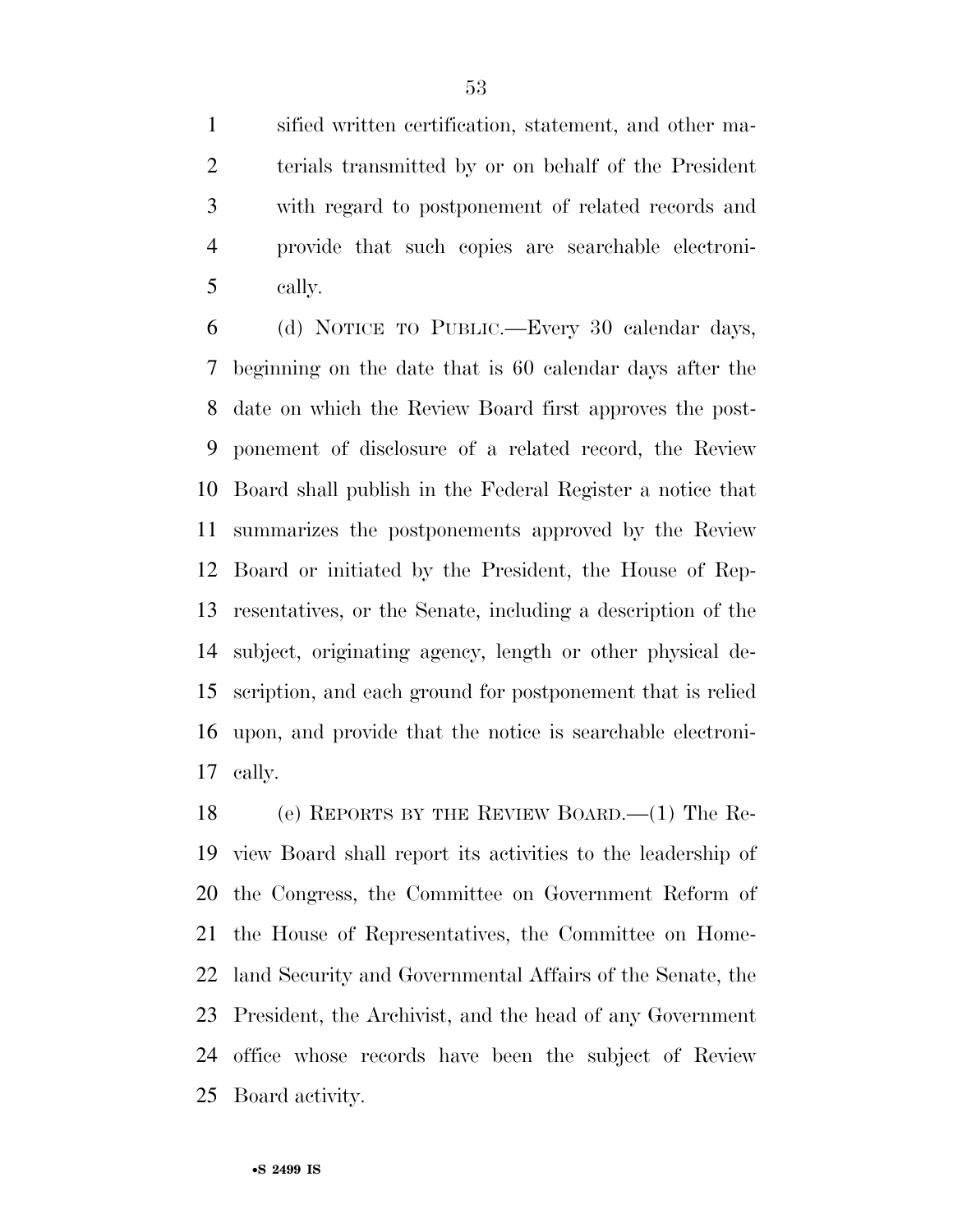sified written certification, statement, and other materials transmitted by or on behalf of the President with regard to postponement of related records and provide that such copies are searchable electronically.

(d) NOTICE TO PUBLIC.—Every 30 calendar days, beginning on the date that is 60 calendar days after the date on which the Review Board first approves the postponement of disclosure of a related record, the Review Board shall publish in the Federal Register a notice that summarizes the postponements approved by the Review Board or initiated by the President, the House of Representatives, or the Senate, including a description of the subject, originating agency, length or other physical description, and each ground for postponement that is relied upon, and provide that the notice is searchable electronically.

(e) REPORTS BY THE REVIEW BOARD.—(1) The Review Board shall report its activities to the leadership of the Congress, the Committee on Government Reform of the House of Representatives, the Committee on Homeland Security and Governmental Affairs of the Senate, the President, the Archivist, and the head of any Government office whose records have been the subject of Review Board activity.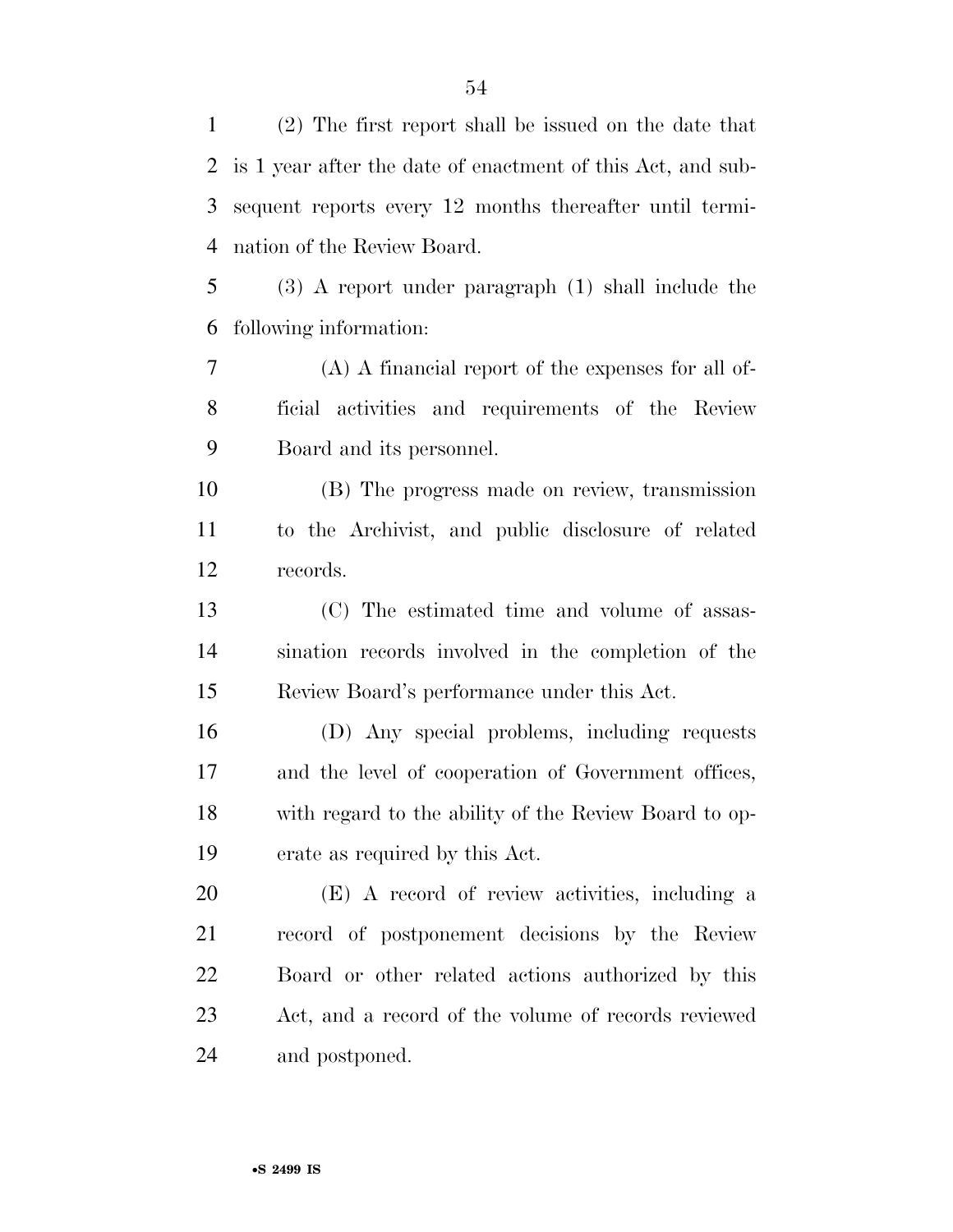(2) The first report shall be issued on the date that is 1 year after the date of enactment of this Act, and subsequent reports every 12 months thereafter until termination of the Review Board.

(3) A report under paragraph (1) shall include the following information:

(A) A financial report of the expenses for all official activities and requirements of the Review Board and its personnel.

(B) The progress made on review, transmission to the Archivist, and public disclosure of related records.

(C) The estimated time and volume of assassination records involved in the completion of the Review Board's performance under this Act.

(D) Any special problems, including requests and the level of cooperation of Government offices, with regard to the ability of the Review Board to operate as required by this Act.

(E) A record of review activities, including a record of postponement decisions by the Review Board or other related actions authorized by this Act, and a record of the volume of records reviewed and postponed.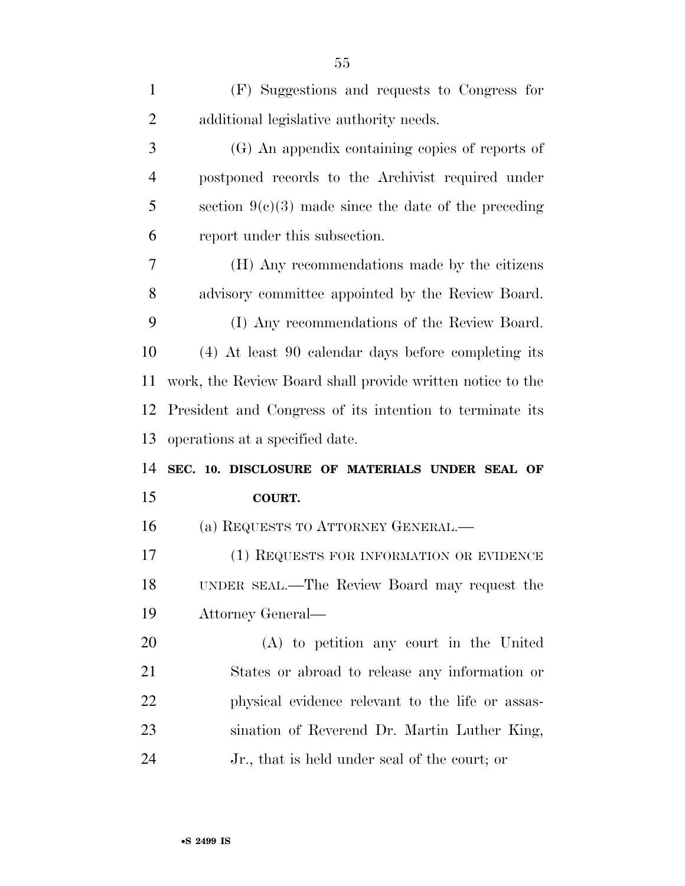(F) Suggestions and requests to Congress for additional legislative authority needs.

(G) An appendix containing copies of reports of postponed records to the Archivist required under section 9(c)(3) made since the date of the preceding report under this subsection.

(H) Any recommendations made by the citizens advisory committee appointed by the Review Board.

(I) Any recommendations of the Review Board.

(4) At least 90 calendar days before completing its work, the Review Board shall provide written notice to the President and Congress of its intention to terminate its operations at a specified date.

## SEC. 10. DISCLOSURE OF MATERIALS UNDER SEAL OF COURT.

(a) REQUESTS TO ATTORNEY GENERAL.—

(1) REQUESTS FOR INFORMATION OR EVIDENCE UNDER SEAL.—The Review Board may request the Attorney General—

(A) to petition any court in the United States or abroad to release any information or physical evidence relevant to the life or assassination of Reverend Dr. Martin Luther King, Jr., that is held under seal of the court; or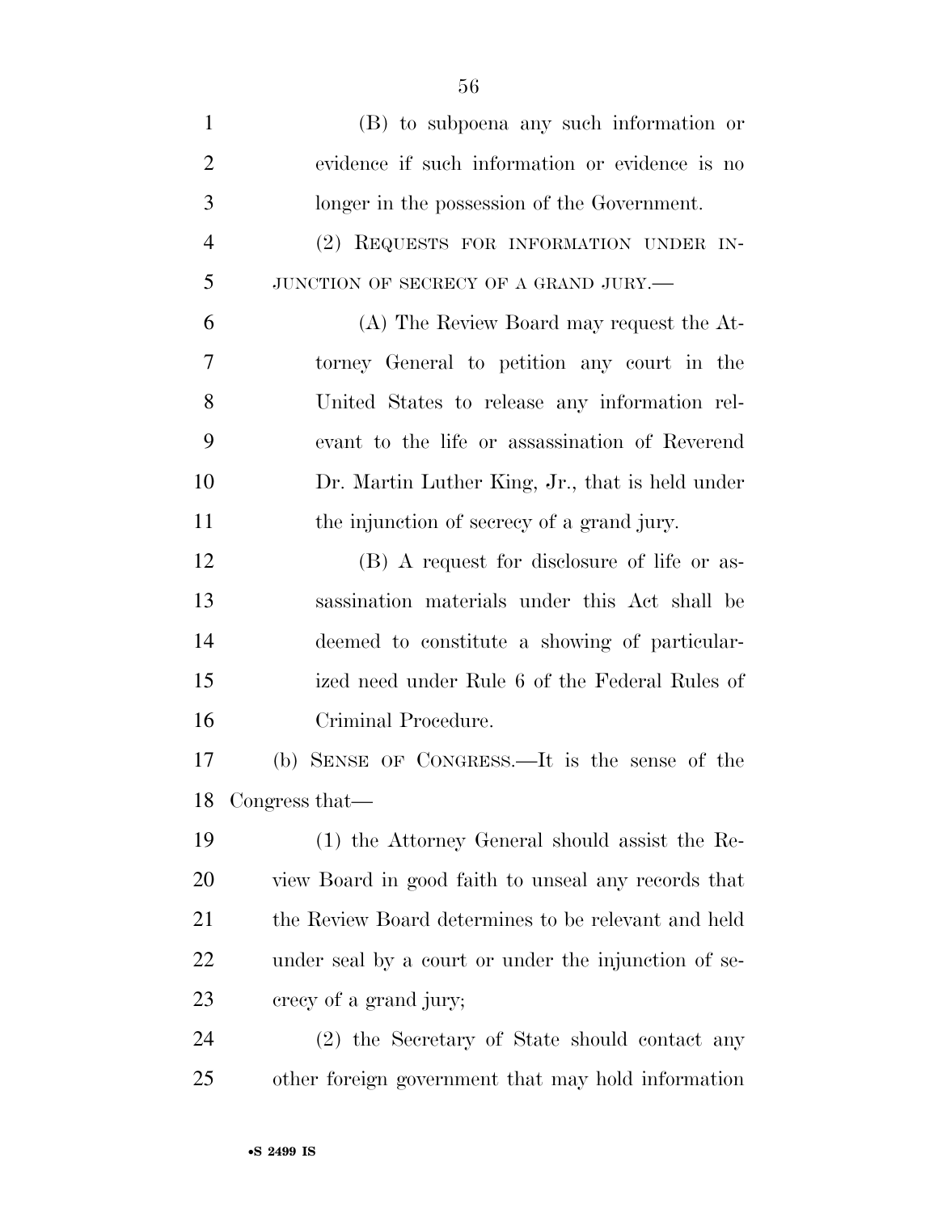(B) to subpoena any such information or evidence if such information or evidence is no longer in the possession of the Government.

(2) REQUESTS FOR INFORMATION UNDER INJUNCTION OF SECRECY OF A GRAND JURY.—

(A) The Review Board may request the Attorney General to petition any court in the United States to release any information relevant to the life or assassination of Reverend Dr. Martin Luther King, Jr., that is held under the injunction of secrecy of a grand jury.

(B) A request for disclosure of life or assassination materials under this Act shall be deemed to constitute a showing of particularized need under Rule 6 of the Federal Rules of Criminal Procedure.

(b) SENSE OF CONGRESS.—It is the sense of the Congress that—

(1) the Attorney General should assist the Review Board in good faith to unseal any records that the Review Board determines to be relevant and held under seal by a court or under the injunction of secrecy of a grand jury;

(2) the Secretary of State should contact any other foreign government that may hold information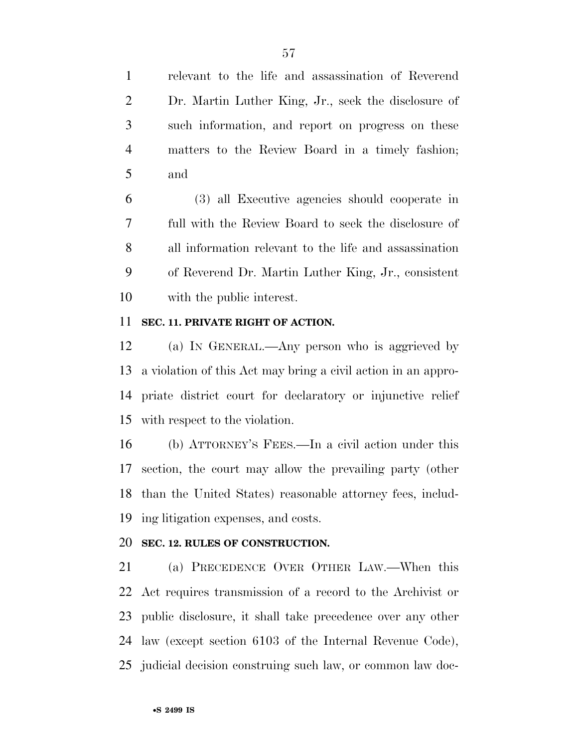relevant to the life and assassination of Reverend Dr. Martin Luther King, Jr., seek the disclosure of such information, and report on progress on these matters to the Review Board in a timely fashion; and

(3) all Executive agencies should cooperate in full with the Review Board to seek the disclosure of all information relevant to the life and assassination of Reverend Dr. Martin Luther King, Jr., consistent with the public interest.

**SEC. 11. PRIVATE RIGHT OF ACTION.**

(a) IN GENERAL.—Any person who is aggrieved by a violation of this Act may bring a civil action in an appropriate district court for declaratory or injunctive relief with respect to the violation.

(b) ATTORNEY'S FEES.—In a civil action under this section, the court may allow the prevailing party (other than the United States) reasonable attorney fees, including litigation expenses, and costs.

**SEC. 12. RULES OF CONSTRUCTION.**

(a) PRECEDENCE OVER OTHER LAW.—When this Act requires transmission of a record to the Archivist or public disclosure, it shall take precedence over any other law (except section 6103 of the Internal Revenue Code), judicial decision construing such law, or common law doc-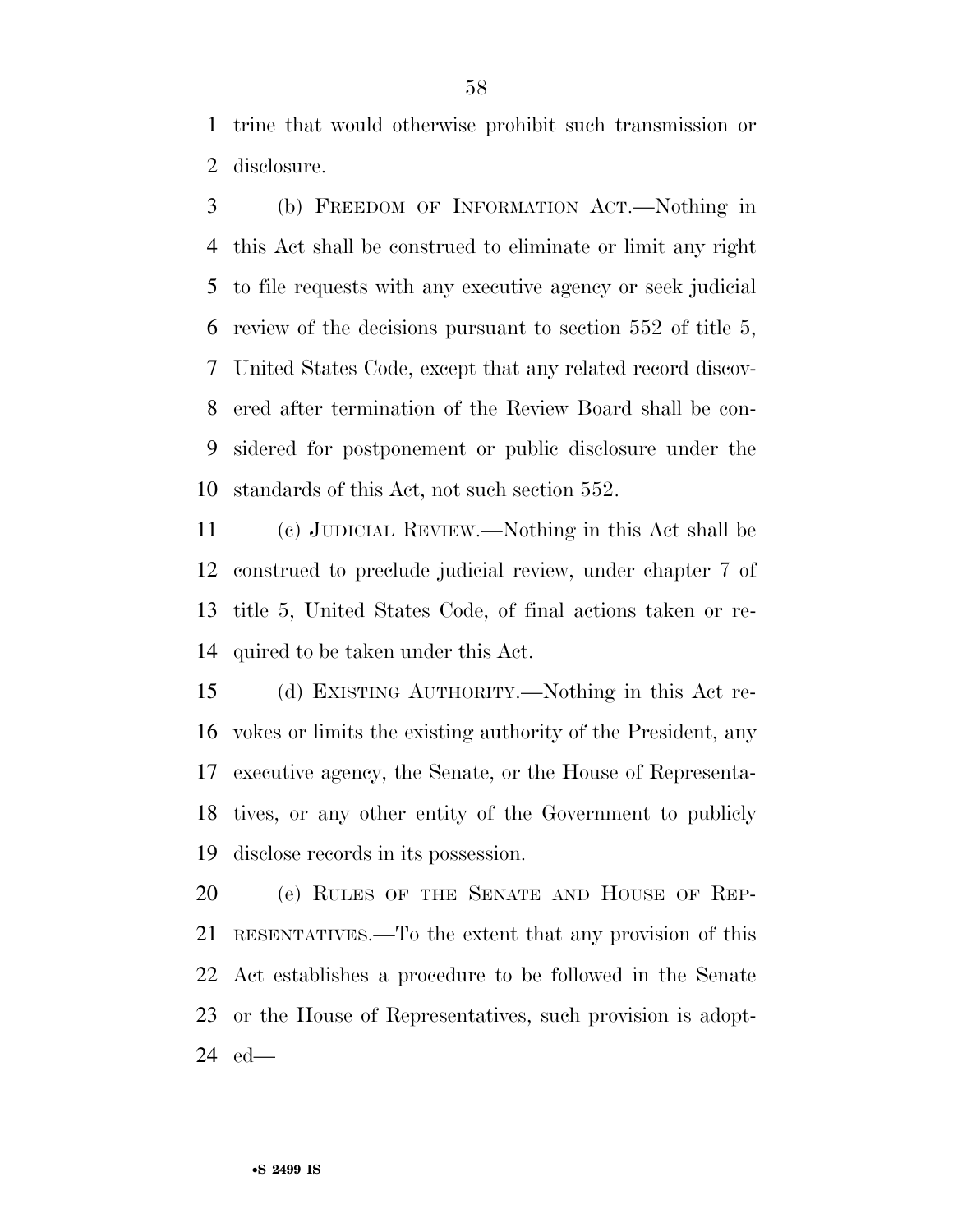trine that would otherwise prohibit such transmission or disclosure.

(b) FREEDOM OF INFORMATION ACT.—Nothing in this Act shall be construed to eliminate or limit any right to file requests with any executive agency or seek judicial review of the decisions pursuant to section 552 of title 5, United States Code, except that any related record discovered after termination of the Review Board shall be considered for postponement or public disclosure under the standards of this Act, not such section 552.

(c) JUDICIAL REVIEW.—Nothing in this Act shall be construed to preclude judicial review, under chapter 7 of title 5, United States Code, of final actions taken or required to be taken under this Act.

(d) EXISTING AUTHORITY.—Nothing in this Act revokes or limits the existing authority of the President, any executive agency, the Senate, or the House of Representatives, or any other entity of the Government to publicly disclose records in its possession.

(e) RULES OF THE SENATE AND HOUSE OF REPRESENTATIVES.—To the extent that any provision of this Act establishes a procedure to be followed in the Senate or the House of Representatives, such provision is adopted—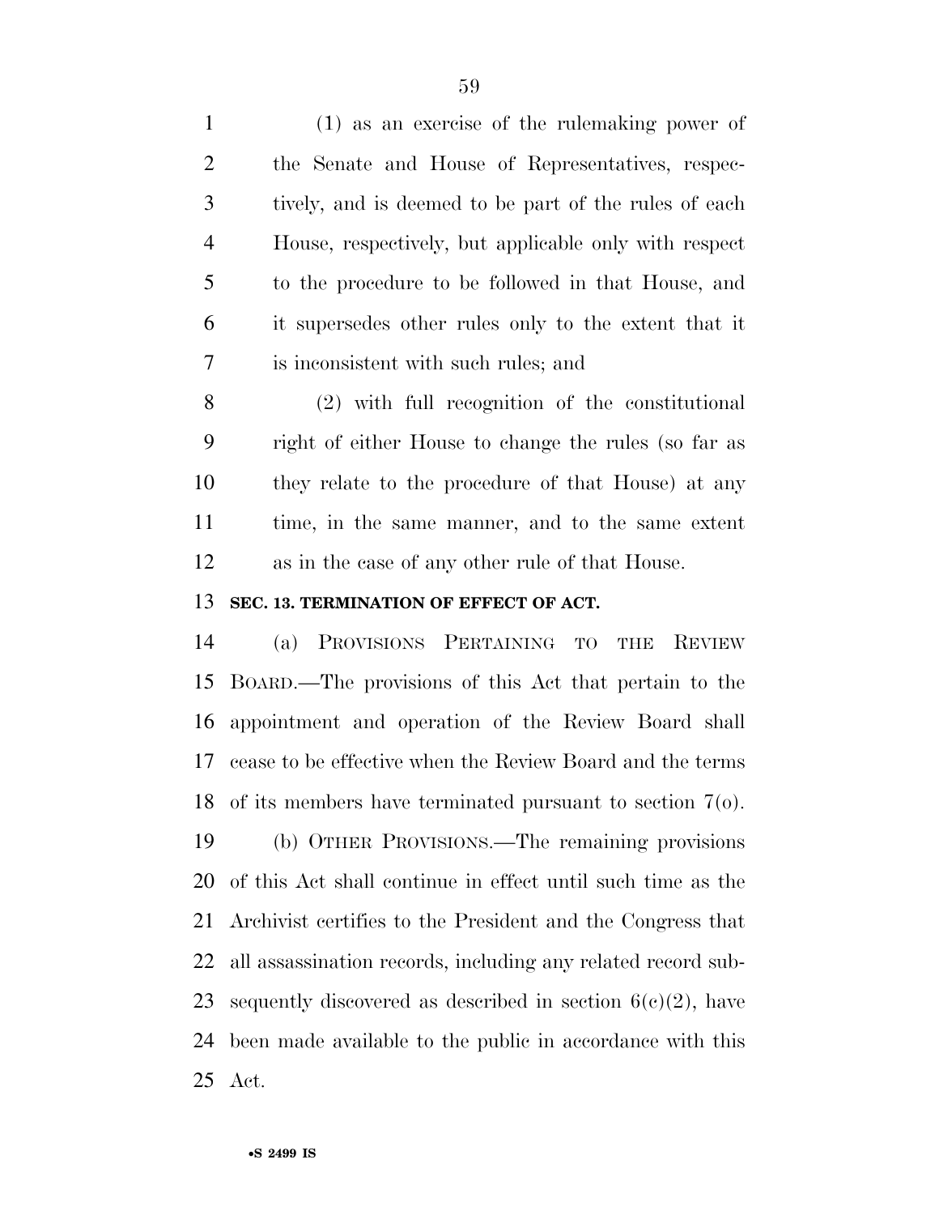(1) as an exercise of the rulemaking power of the Senate and House of Representatives, respectively, and is deemed to be part of the rules of each House, respectively, but applicable only with respect to the procedure to be followed in that House, and it supersedes other rules only to the extent that it is inconsistent with such rules; and

(2) with full recognition of the constitutional right of either House to change the rules (so far as they relate to the procedure of that House) at any time, in the same manner, and to the same extent as in the case of any other rule of that House.

**SEC. 13. TERMINATION OF EFFECT OF ACT.**

(a) PROVISIONS PERTAINING TO THE REVIEW BOARD.—The provisions of this Act that pertain to the appointment and operation of the Review Board shall cease to be effective when the Review Board and the terms of its members have terminated pursuant to section 7(o).

(b) OTHER PROVISIONS.—The remaining provisions of this Act shall continue in effect until such time as the Archivist certifies to the President and the Congress that all assassination records, including any related record subsequently discovered as described in section 6(c)(2), have been made available to the public in accordance with this Act.

•S 2499 IS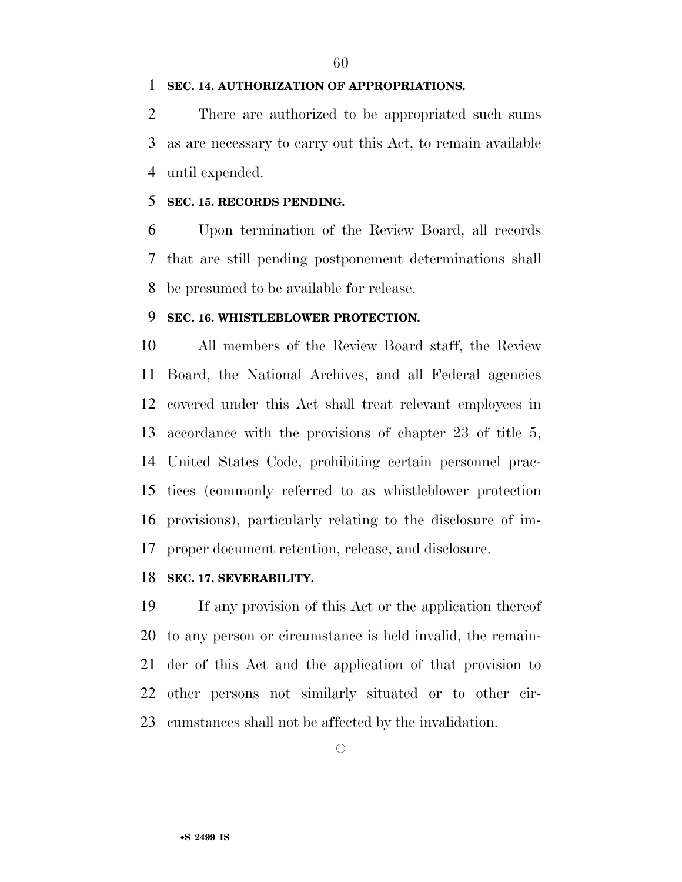**SEC. 14. AUTHORIZATION OF APPROPRIATIONS.**

There are authorized to be appropriated such sums as are necessary to carry out this Act, to remain available until expended.

**SEC. 15. RECORDS PENDING.**

Upon termination of the Review Board, all records that are still pending postponement determinations shall be presumed to be available for release.

**SEC. 16. WHISTLEBLOWER PROTECTION.**

All members of the Review Board staff, the Review Board, the National Archives, and all Federal agencies covered under this Act shall treat relevant employees in accordance with the provisions of chapter 23 of title 5, United States Code, prohibiting certain personnel practices (commonly referred to as whistleblower protection provisions), particularly relating to the disclosure of improper document retention, release, and disclosure.

**SEC. 17. SEVERABILITY.**

If any provision of this Act or the application thereof to any person or circumstance is held invalid, the remainder of this Act and the application of that provision to other persons not similarly situated or to other circumstances shall not be affected by the invalidation.

○